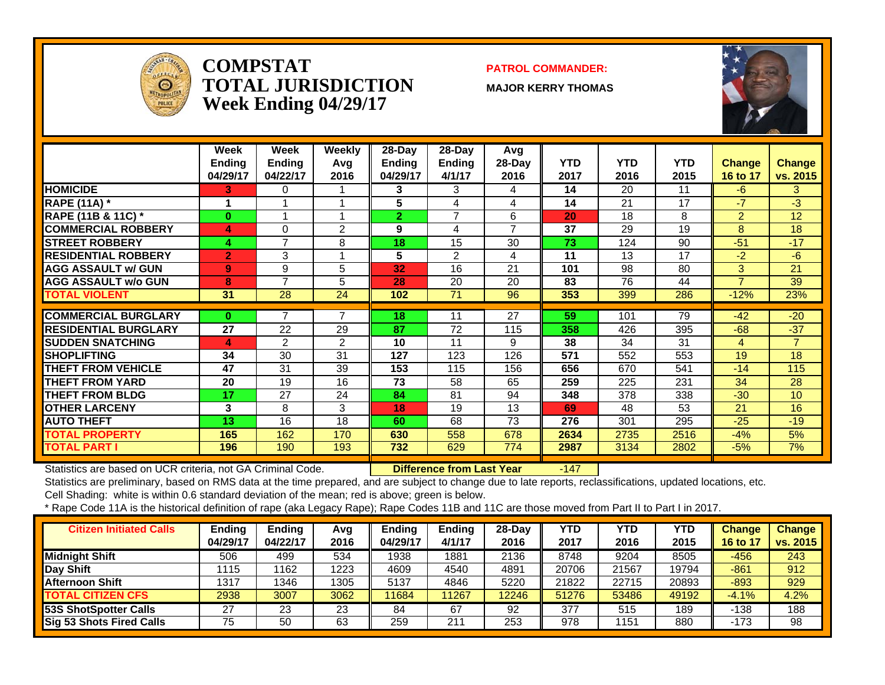# COMPSTAT TOTAL JURISDICTION Week Ending 04/29/17

**PATROL COMMANDER:**

**MAJOR KERRY THOMAS**

| | Week Ending 04/29/17 | Week Ending 04/22/17 | Weekly Avg 2016 | 28-Day Ending 04/29/17 | 28-Day Ending 4/1/17 | Avg 28-Day 2016 | YTD 2017 | YTD 2016 | YTD 2015 | Change 16 to 17 | Change vs. 2015 |
|---|---|---|---|---|---|---|---|---|---|---|---|
| HOMICIDE | 3 | 0 | 1 | 3 | 3 | 4 | 14 | 20 | 11 | -6 | 3 |
| RAPE (11A) * | 1 | 1 | 1 | 5 | 4 | 4 | 14 | 21 | 17 | -7 | -3 |
| RAPE (11B & 11C) * | 0 | 1 | 1 | 2 | 7 | 6 | 20 | 18 | 8 | 2 | 12 |
| COMMERCIAL ROBBERY | 4 | 0 | 2 | 9 | 4 | 7 | 37 | 29 | 19 | 8 | 18 |
| STREET ROBBERY | 4 | 7 | 8 | 18 | 15 | 30 | 73 | 124 | 90 | -51 | -17 |
| RESIDENTIAL ROBBERY | 2 | 3 | 1 | 5 | 2 | 4 | 11 | 13 | 17 | -2 | -6 |
| AGG ASSAULT w/ GUN | 9 | 9 | 5 | 32 | 16 | 21 | 101 | 98 | 80 | 3 | 21 |
| AGG ASSAULT w/o GUN | 8 | 7 | 5 | 28 | 20 | 20 | 83 | 76 | 44 | 7 | 39 |
| TOTAL VIOLENT | 31 | 28 | 24 | 102 | 71 | 96 | 353 | 399 | 286 | -12% | 23% |
| COMMERCIAL BURGLARY | 0 | 7 | 7 | 18 | 11 | 27 | 59 | 101 | 79 | -42 | -20 |
| RESIDENTIAL BURGLARY | 27 | 22 | 29 | 87 | 72 | 115 | 358 | 426 | 395 | -68 | -37 |
| SUDDEN SNATCHING | 4 | 2 | 2 | 10 | 11 | 9 | 38 | 34 | 31 | 4 | 7 |
| SHOPLIFTING | 34 | 30 | 31 | 127 | 123 | 126 | 571 | 552 | 553 | 19 | 18 |
| THEFT FROM VEHICLE | 47 | 31 | 39 | 153 | 115 | 156 | 656 | 670 | 541 | -14 | 115 |
| THEFT FROM YARD | 20 | 19 | 16 | 73 | 58 | 65 | 259 | 225 | 231 | 34 | 28 |
| THEFT FROM BLDG | 17 | 27 | 24 | 84 | 81 | 94 | 348 | 378 | 338 | -30 | 10 |
| OTHER LARCENY | 3 | 8 | 3 | 18 | 19 | 13 | 69 | 48 | 53 | 21 | 16 |
| AUTO THEFT | 13 | 16 | 18 | 60 | 68 | 73 | 276 | 301 | 295 | -25 | -19 |
| TOTAL PROPERTY | 165 | 162 | 170 | 630 | 558 | 678 | 2634 | 2735 | 2516 | -4% | 5% |
| TOTAL PART I | 196 | 190 | 193 | 732 | 629 | 774 | 2987 | 3134 | 2802 | -5% | 7% |

Statistics are based on UCR criteria, not GA Criminal Code. **Difference from Last Year** -147

Statistics are preliminary, based on RMS data at the time prepared, and are subject to change due to late reports, reclassifications, updated locations, etc.

Cell Shading: white is within 0.6 standard deviation of the mean; red is above; green is below.

* Rape Code 11A is the historical definition of rape (aka Legacy Rape); Rape Codes 11B and 11C are those moved from Part II to Part I in 2017.

| Citizen Initiated Calls | Ending 04/29/17 | Ending 04/22/17 | Avg 2016 | Ending 04/29/17 | Ending 4/1/17 | 28-Day 2016 | YTD 2017 | YTD 2016 | YTD 2015 | Change 16 to 17 | Change vs. 2015 |
|---|---|---|---|---|---|---|---|---|---|---|---|
| Midnight Shift | 506 | 499 | 534 | 1938 | 1881 | 2136 | 8748 | 9204 | 8505 | -456 | 243 |
| Day Shift | 1115 | 1162 | 1223 | 4609 | 4540 | 4891 | 20706 | 21567 | 19794 | -861 | 912 |
| Afternoon Shift | 1317 | 1346 | 1305 | 5137 | 4846 | 5220 | 21822 | 22715 | 20893 | -893 | 929 |
| TOTAL CITIZEN CFS | 2938 | 3007 | 3062 | 11684 | 11267 | 12246 | 51276 | 53486 | 49192 | -4.1% | 4.2% |
| 53S ShotSpotter Calls | 27 | 23 | 23 | 84 | 67 | 92 | 377 | 515 | 189 | -138 | 188 |
| Sig 53 Shots Fired Calls | 75 | 50 | 63 | 259 | 211 | 253 | 978 | 1151 | 880 | -173 | 98 |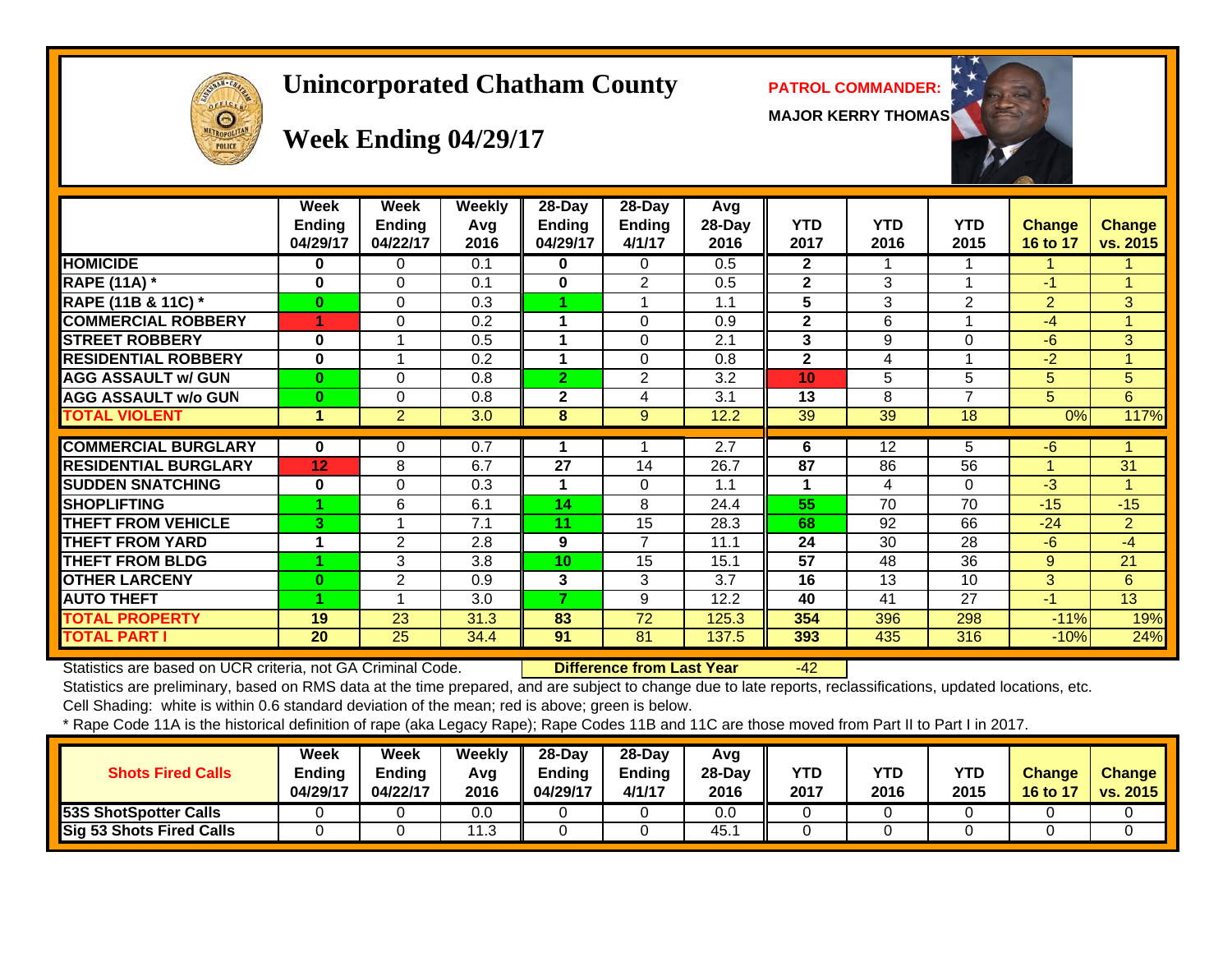# Unincorporated Chatham County

## Week Ending 04/29/17

**PATROL COMMANDER:**

**MAJOR KERRY THOMAS**

| | Week Ending 04/29/17 | Week Ending 04/22/17 | Weekly Avg 2016 | 28-Day Ending 04/29/17 | 28-Day Ending 4/1/17 | Avg 28-Day 2016 | YTD 2017 | YTD 2016 | YTD 2015 | Change 16 to 17 | Change vs. 2015 |
|---|---|---|---|---|---|---|---|---|---|---|---|
| HOMICIDE | 0 | 0 | 0.1 | 0 | 0 | 0.5 | 2 | 1 | 1 | 1 | 1 |
| RAPE (11A) * | 0 | 0 | 0.1 | 0 | 2 | 0.5 | 2 | 3 | 1 | -1 | 1 |
| RAPE (11B & 11C) * | 0 | 0 | 0.3 | 1 | 1 | 1.1 | 5 | 3 | 2 | 2 | 3 |
| COMMERCIAL ROBBERY | 1 | 0 | 0.2 | 1 | 0 | 0.9 | 2 | 6 | 1 | -4 | 1 |
| STREET ROBBERY | 0 | 1 | 0.5 | 1 | 0 | 2.1 | 3 | 9 | 0 | -6 | 3 |
| RESIDENTIAL ROBBERY | 0 | 1 | 0.2 | 1 | 0 | 0.8 | 2 | 4 | 1 | -2 | 1 |
| AGG ASSAULT w/ GUN | 0 | 0 | 0.8 | 2 | 2 | 3.2 | 10 | 5 | 5 | 5 | 5 |
| AGG ASSAULT w/o GUN | 0 | 0 | 0.8 | 2 | 4 | 3.1 | 13 | 8 | 7 | 5 | 6 |
| TOTAL VIOLENT | 1 | 2 | 3.0 | 8 | 9 | 12.2 | 39 | 39 | 18 | 0% | 117% |
| COMMERCIAL BURGLARY | 0 | 0 | 0.7 | 1 | 1 | 2.7 | 6 | 12 | 5 | -6 | 1 |
| RESIDENTIAL BURGLARY | 12 | 8 | 6.7 | 27 | 14 | 26.7 | 87 | 86 | 56 | 1 | 31 |
| SUDDEN SNATCHING | 0 | 0 | 0.3 | 1 | 0 | 1.1 | 1 | 4 | 0 | -3 | 1 |
| SHOPLIFTING | 1 | 6 | 6.1 | 14 | 8 | 24.4 | 55 | 70 | 70 | -15 | -15 |
| THEFT FROM VEHICLE | 3 | 1 | 7.1 | 11 | 15 | 28.3 | 68 | 92 | 66 | -24 | 2 |
| THEFT FROM YARD | 1 | 2 | 2.8 | 9 | 7 | 11.1 | 24 | 30 | 28 | -6 | -4 |
| THEFT FROM BLDG | 1 | 3 | 3.8 | 10 | 15 | 15.1 | 57 | 48 | 36 | 9 | 21 |
| OTHER LARCENY | 0 | 2 | 0.9 | 3 | 3 | 3.7 | 16 | 13 | 10 | 3 | 6 |
| AUTO THEFT | 1 | 1 | 3.0 | 7 | 9 | 12.2 | 40 | 41 | 27 | -1 | 13 |
| TOTAL PROPERTY | 19 | 23 | 31.3 | 83 | 72 | 125.3 | 354 | 396 | 298 | -11% | 19% |
| TOTAL PART I | 20 | 25 | 34.4 | 91 | 81 | 137.5 | 393 | 435 | 316 | -10% | 24% |

Statistics are based on UCR criteria, not GA Criminal Code. **Difference from Last Year** -42

Statistics are preliminary, based on RMS data at the time prepared, and are subject to change due to late reports, reclassifications, updated locations, etc.

Cell Shading: white is within 0.6 standard deviation of the mean; red is above; green is below.

* Rape Code 11A is the historical definition of rape (aka Legacy Rape); Rape Codes 11B and 11C are those moved from Part II to Part I in 2017.

| Shots Fired Calls | Week Ending 04/29/17 | Week Ending 04/22/17 | Weekly Avg 2016 | 28-Day Ending 04/29/17 | 28-Day Ending 4/1/17 | Avg 28-Day 2016 | YTD 2017 | YTD 2016 | YTD 2015 | Change 16 to 17 | Change vs. 2015 |
|---|---|---|---|---|---|---|---|---|---|---|---|
| 53S ShotSpotter Calls | 0 | 0 | 0.0 | 0 | 0 | 0.0 | 0 | 0 | 0 | 0 | 0 |
| Sig 53 Shots Fired Calls | 0 | 0 | 11.3 | 0 | 0 | 45.1 | 0 | 0 | 0 | 0 | 0 |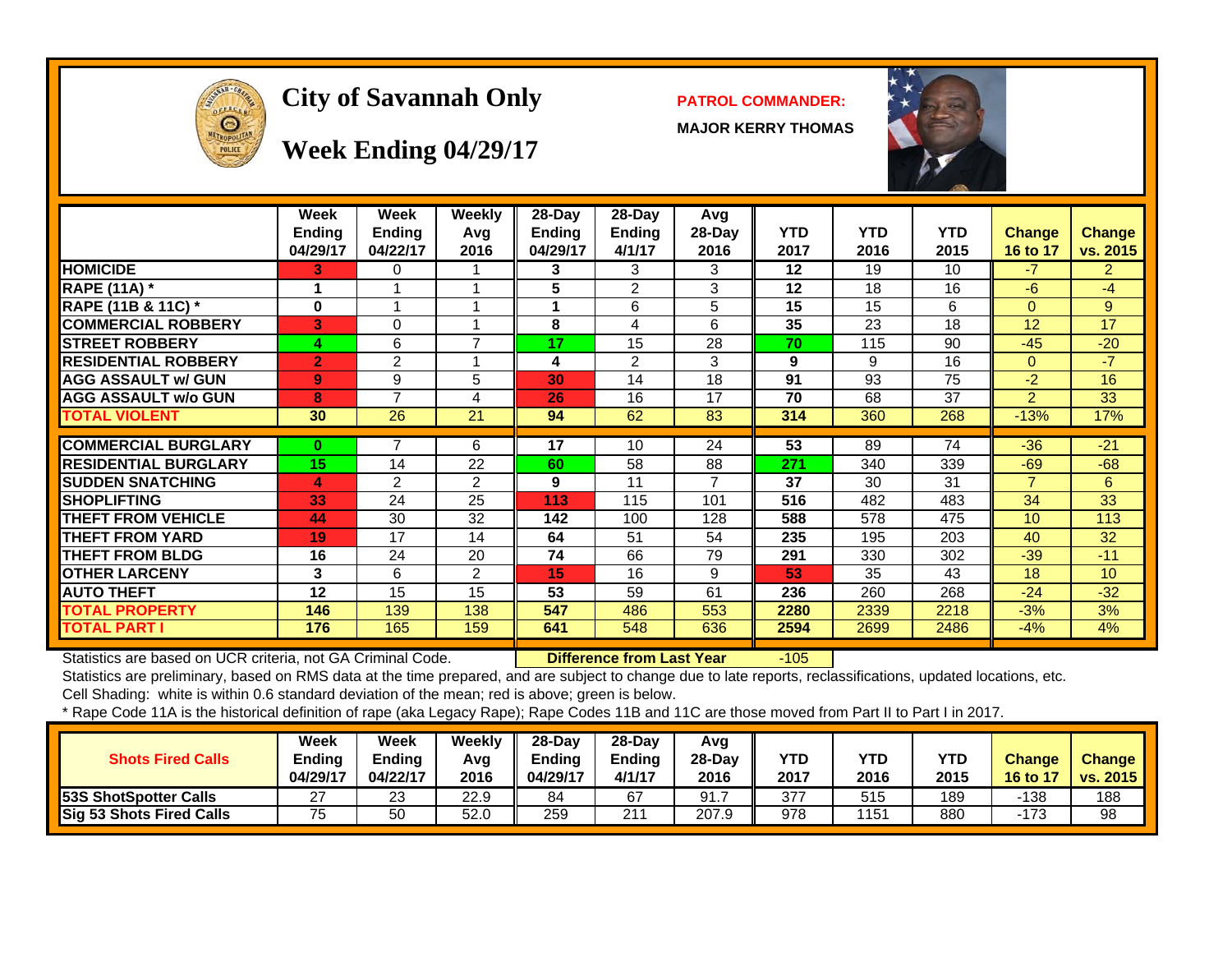# City of Savannah Only

## Week Ending 04/29/17

**PATROL COMMANDER:**

**MAJOR KERRY THOMAS**

| | Week Ending 04/29/17 | Week Ending 04/22/17 | Weekly Avg 2016 | 28-Day Ending 04/29/17 | 28-Day Ending 4/1/17 | Avg 28-Day 2016 | YTD 2017 | YTD 2016 | YTD 2015 | Change 16 to 17 | Change vs. 2015 |
|---|---|---|---|---|---|---|---|---|---|---|---|
| **HOMICIDE** | 3 | 0 | 1 | 3 | 3 | 3 | 12 | 19 | 10 | -7 | 2 |
| **RAPE (11A) *** | 1 | 1 | 1 | 5 | 2 | 3 | 12 | 18 | 16 | -6 | -4 |
| **RAPE (11B & 11C) *** | 0 | 1 | 1 | 1 | 6 | 5 | 15 | 15 | 6 | 0 | 9 |
| **COMMERCIAL ROBBERY** | 3 | 0 | 1 | 8 | 4 | 6 | 35 | 23 | 18 | 12 | 17 |
| **STREET ROBBERY** | 4 | 6 | 7 | 17 | 15 | 28 | 70 | 115 | 90 | -45 | -20 |
| **RESIDENTIAL ROBBERY** | 2 | 2 | 1 | 4 | 2 | 3 | 9 | 9 | 16 | 0 | -7 |
| **AGG ASSAULT w/ GUN** | 9 | 9 | 5 | 30 | 14 | 18 | 91 | 93 | 75 | -2 | 16 |
| **AGG ASSAULT w/o GUN** | 8 | 7 | 4 | 26 | 16 | 17 | 70 | 68 | 37 | 2 | 33 |
| **TOTAL VIOLENT** | 30 | 26 | 21 | 94 | 62 | 83 | 314 | 360 | 268 | -13% | 17% |
| **COMMERCIAL BURGLARY** | 0 | 7 | 6 | 17 | 10 | 24 | 53 | 89 | 74 | -36 | -21 |
| **RESIDENTIAL BURGLARY** | 15 | 14 | 22 | 60 | 58 | 88 | 271 | 340 | 339 | -69 | -68 |
| **SUDDEN SNATCHING** | 4 | 2 | 2 | 9 | 11 | 7 | 37 | 30 | 31 | 7 | 6 |
| **SHOPLIFTING** | 33 | 24 | 25 | 113 | 115 | 101 | 516 | 482 | 483 | 34 | 33 |
| **THEFT FROM VEHICLE** | 44 | 30 | 32 | 142 | 100 | 128 | 588 | 578 | 475 | 10 | 113 |
| **THEFT FROM YARD** | 19 | 17 | 14 | 64 | 51 | 54 | 235 | 195 | 203 | 40 | 32 |
| **THEFT FROM BLDG** | 16 | 24 | 20 | 74 | 66 | 79 | 291 | 330 | 302 | -39 | -11 |
| **OTHER LARCENY** | 3 | 6 | 2 | 15 | 16 | 9 | 53 | 35 | 43 | 18 | 10 |
| **AUTO THEFT** | 12 | 15 | 15 | 53 | 59 | 61 | 236 | 260 | 268 | -24 | -32 |
| **TOTAL PROPERTY** | 146 | 139 | 138 | 547 | 486 | 553 | 2280 | 2339 | 2218 | -3% | 3% |
| **TOTAL PART I** | 176 | 165 | 159 | 641 | 548 | 636 | 2594 | 2699 | 2486 | -4% | 4% |

Statistics are based on UCR criteria, not GA Criminal Code. **Difference from Last Year** -105

Statistics are preliminary, based on RMS data at the time prepared, and are subject to change due to late reports, reclassifications, updated locations, etc.

Cell Shading: white is within 0.6 standard deviation of the mean; red is above; green is below.

* Rape Code 11A is the historical definition of rape (aka Legacy Rape); Rape Codes 11B and 11C are those moved from Part II to Part I in 2017.

| Shots Fired Calls | Week Ending 04/29/17 | Week Ending 04/22/17 | Weekly Avg 2016 | 28-Day Ending 04/29/17 | 28-Day Ending 4/1/17 | Avg 28-Day 2016 | YTD 2017 | YTD 2016 | YTD 2015 | Change 16 to 17 | Change vs. 2015 |
|---|---|---|---|---|---|---|---|---|---|---|---|
| **53S ShotSpotter Calls** | 27 | 23 | 22.9 | 84 | 67 | 91.7 | 377 | 515 | 189 | -138 | 188 |
| **Sig 53 Shots Fired Calls** | 75 | 50 | 52.0 | 259 | 211 | 207.9 | 978 | 1151 | 880 | -173 | 98 |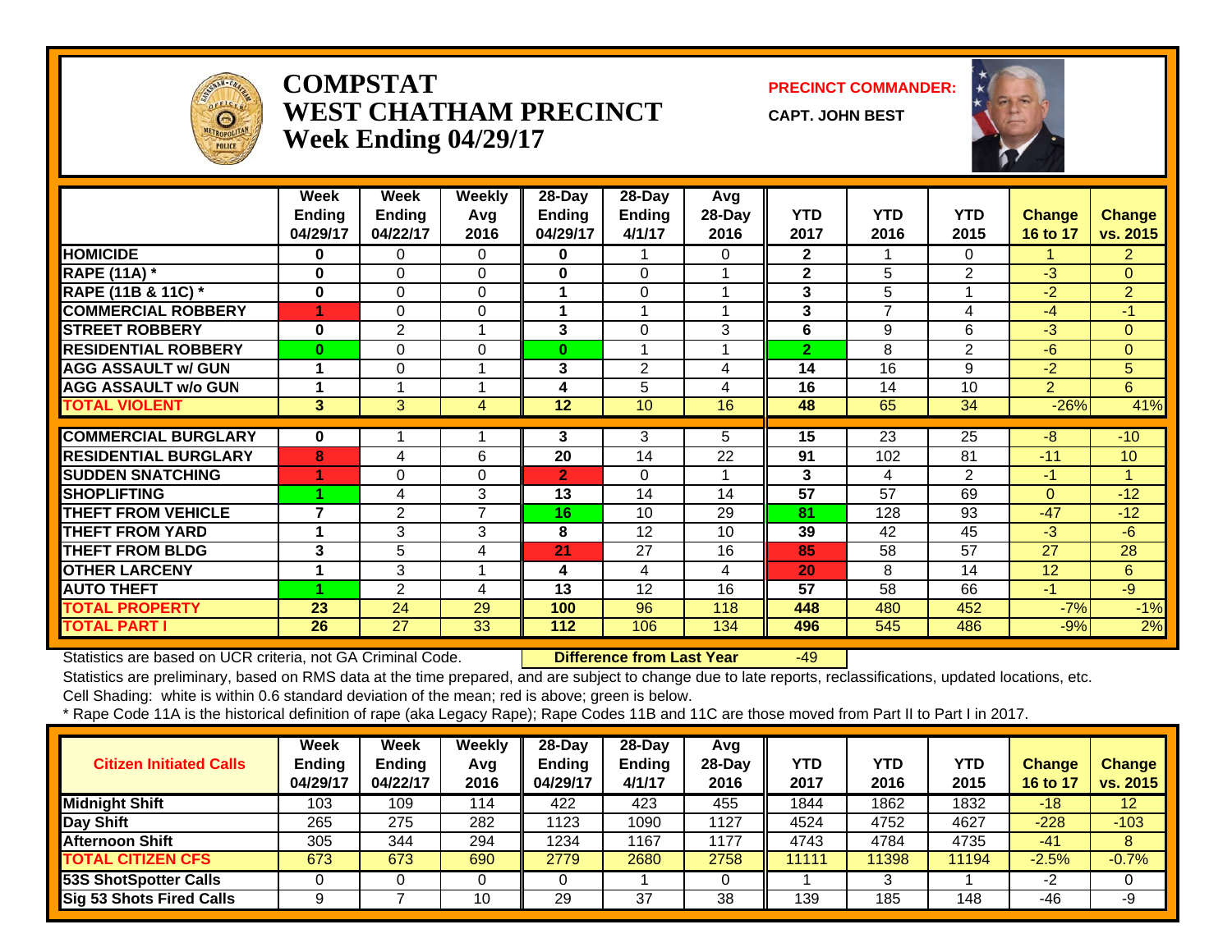# COMPSTAT
# WEST CHATHAM PRECINCT
## Week Ending 04/29/17

**PRECINCT COMMANDER:**

**CAPT. JOHN BEST**

| | Week Ending 04/29/17 | Week Ending 04/22/17 | Weekly Avg 2016 | 28-Day Ending 04/29/17 | 28-Day Ending 4/1/17 | Avg 28-Day 2016 | YTD 2017 | YTD 2016 | YTD 2015 | Change 16 to 17 | Change vs. 2015 |
|---|---|---|---|---|---|---|---|---|---|---|---|
| HOMICIDE | 0 | 0 | 0 | 0 | 1 | 0 | 2 | 1 | 0 | 1 | 2 |
| RAPE (11A) * | 0 | 0 | 0 | 0 | 0 | 1 | 2 | 5 | 2 | -3 | 0 |
| RAPE (11B & 11C) * | 0 | 0 | 0 | 1 | 0 | 1 | 3 | 5 | 1 | -2 | 2 |
| COMMERCIAL ROBBERY | 1 | 0 | 0 | 1 | 1 | 1 | 3 | 7 | 4 | -4 | -1 |
| STREET ROBBERY | 0 | 2 | 1 | 3 | 0 | 3 | 6 | 9 | 6 | -3 | 0 |
| RESIDENTIAL ROBBERY | 0 | 0 | 0 | 0 | 1 | 1 | 2 | 8 | 2 | -6 | 0 |
| AGG ASSAULT w/ GUN | 1 | 0 | 1 | 3 | 2 | 4 | 14 | 16 | 9 | -2 | 5 |
| AGG ASSAULT w/o GUN | 1 | 1 | 1 | 4 | 5 | 4 | 16 | 14 | 10 | 2 | 6 |
| TOTAL VIOLENT | 3 | 3 | 4 | 12 | 10 | 16 | 48 | 65 | 34 | -26% | 41% |
| COMMERCIAL BURGLARY | 0 | 1 | 1 | 3 | 3 | 5 | 15 | 23 | 25 | -8 | -10 |
| RESIDENTIAL BURGLARY | 8 | 4 | 6 | 20 | 14 | 22 | 91 | 102 | 81 | -11 | 10 |
| SUDDEN SNATCHING | 1 | 0 | 0 | 2 | 0 | 1 | 3 | 4 | 2 | -1 | 1 |
| SHOPLIFTING | 1 | 4 | 3 | 13 | 14 | 14 | 57 | 57 | 69 | 0 | -12 |
| THEFT FROM VEHICLE | 7 | 2 | 7 | 16 | 10 | 29 | 81 | 128 | 93 | -47 | -12 |
| THEFT FROM YARD | 1 | 3 | 3 | 8 | 12 | 10 | 39 | 42 | 45 | -3 | -6 |
| THEFT FROM BLDG | 3 | 5 | 4 | 21 | 27 | 16 | 85 | 58 | 57 | 27 | 28 |
| OTHER LARCENY | 1 | 3 | 1 | 4 | 4 | 4 | 20 | 8 | 14 | 12 | 6 |
| AUTO THEFT | 1 | 2 | 4 | 13 | 12 | 16 | 57 | 58 | 66 | -1 | -9 |
| TOTAL PROPERTY | 23 | 24 | 29 | 100 | 96 | 118 | 448 | 480 | 452 | -7% | -1% |
| TOTAL PART I | 26 | 27 | 33 | 112 | 106 | 134 | 496 | 545 | 486 | -9% | 2% |

Statistics are based on UCR criteria, not GA Criminal Code. **Difference from Last Year** -49

Statistics are preliminary, based on RMS data at the time prepared, and are subject to change due to late reports, reclassifications, updated locations, etc.

Cell Shading: white is within 0.6 standard deviation of the mean; red is above; green is below.

* Rape Code 11A is the historical definition of rape (aka Legacy Rape); Rape Codes 11B and 11C are those moved from Part II to Part I in 2017.

| Citizen Initiated Calls | Week Ending 04/29/17 | Week Ending 04/22/17 | Weekly Avg 2016 | 28-Day Ending 04/29/17 | 28-Day Ending 4/1/17 | Avg 28-Day 2016 | YTD 2017 | YTD 2016 | YTD 2015 | Change 16 to 17 | Change vs. 2015 |
|---|---|---|---|---|---|---|---|---|---|---|---|
| Midnight Shift | 103 | 109 | 114 | 422 | 423 | 455 | 1844 | 1862 | 1832 | -18 | 12 |
| Day Shift | 265 | 275 | 282 | 1123 | 1090 | 1127 | 4524 | 4752 | 4627 | -228 | -103 |
| Afternoon Shift | 305 | 344 | 294 | 1234 | 1167 | 1177 | 4743 | 4784 | 4735 | -41 | 8 |
| TOTAL CITIZEN CFS | 673 | 673 | 690 | 2779 | 2680 | 2758 | 11111 | 11398 | 11194 | -2.5% | -0.7% |
| 53S ShotSpotter Calls | 0 | 0 | 0 | 0 | 1 | 0 | 1 | 3 | 1 | -2 | 0 |
| Sig 53 Shots Fired Calls | 9 | 7 | 10 | 29 | 37 | 38 | 139 | 185 | 148 | -46 | -9 |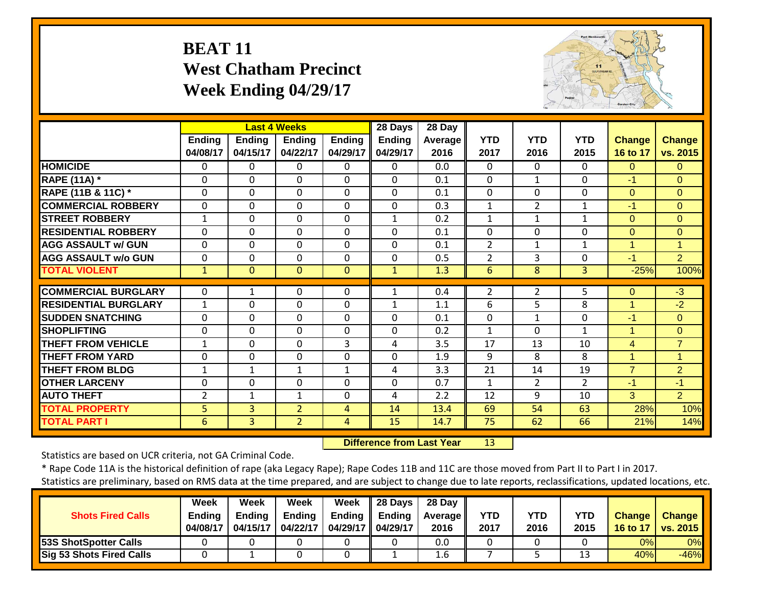# BEAT 11
# West Chatham Precinct
# Week Ending 04/29/17

| | Last 4 Weeks | | | | 28 Days | 28 Day | | | | | |
|---|---|---|---|---|---|---|---|---|---|---|---|
| | Ending 04/08/17 | Ending 04/15/17 | Ending 04/22/17 | Ending 04/29/17 | Ending 04/29/17 | Average 2016 | YTD 2017 | YTD 2016 | YTD 2015 | Change 16 to 17 | Change vs. 2015 |
| **HOMICIDE** | 0 | 0 | 0 | 0 | 0 | 0.0 | 0 | 0 | 0 | 0 | 0 |
| **RAPE (11A) *** | 0 | 0 | 0 | 0 | 0 | 0.1 | 0 | 1 | 0 | -1 | 0 |
| **RAPE (11B & 11C) *** | 0 | 0 | 0 | 0 | 0 | 0.1 | 0 | 0 | 0 | 0 | 0 |
| **COMMERCIAL ROBBERY** | 0 | 0 | 0 | 0 | 0 | 0.3 | 1 | 2 | 1 | -1 | 0 |
| **STREET ROBBERY** | 1 | 0 | 0 | 0 | 1 | 0.2 | 1 | 1 | 1 | 0 | 0 |
| **RESIDENTIAL ROBBERY** | 0 | 0 | 0 | 0 | 0 | 0.1 | 0 | 0 | 0 | 0 | 0 |
| **AGG ASSAULT w/ GUN** | 0 | 0 | 0 | 0 | 0 | 0.1 | 2 | 1 | 1 | 1 | 1 |
| **AGG ASSAULT w/o GUN** | 0 | 0 | 0 | 0 | 0 | 0.5 | 2 | 3 | 0 | -1 | 2 |
| **TOTAL VIOLENT** | 1 | 0 | 0 | 0 | 1 | 1.3 | 6 | 8 | 3 | -25% | 100% |
| **COMMERCIAL BURGLARY** | 0 | 1 | 0 | 0 | 1 | 0.4 | 2 | 2 | 5 | 0 | -3 |
| **RESIDENTIAL BURGLARY** | 1 | 0 | 0 | 0 | 1 | 1.1 | 6 | 5 | 8 | 1 | -2 |
| **SUDDEN SNATCHING** | 0 | 0 | 0 | 0 | 0 | 0.1 | 0 | 1 | 0 | -1 | 0 |
| **SHOPLIFTING** | 0 | 0 | 0 | 0 | 0 | 0.2 | 1 | 0 | 1 | 1 | 0 |
| **THEFT FROM VEHICLE** | 1 | 0 | 0 | 3 | 4 | 3.5 | 17 | 13 | 10 | 4 | 7 |
| **THEFT FROM YARD** | 0 | 0 | 0 | 0 | 0 | 1.9 | 9 | 8 | 8 | 1 | 1 |
| **THEFT FROM BLDG** | 1 | 1 | 1 | 1 | 4 | 3.3 | 21 | 14 | 19 | 7 | 2 |
| **OTHER LARCENY** | 0 | 0 | 0 | 0 | 0 | 0.7 | 1 | 2 | 2 | -1 | -1 |
| **AUTO THEFT** | 2 | 1 | 1 | 0 | 4 | 2.2 | 12 | 9 | 10 | 3 | 2 |
| **TOTAL PROPERTY** | 5 | 3 | 2 | 4 | 14 | 13.4 | 69 | 54 | 63 | 28% | 10% |
| **TOTAL PART I** | 6 | 3 | 2 | 4 | 15 | 14.7 | 75 | 62 | 66 | 21% | 14% |

**Difference from Last Year** 13

Statistics are based on UCR criteria, not GA Criminal Code.

* Rape Code 11A is the historical definition of rape (aka Legacy Rape); Rape Codes 11B and 11C are those moved from Part II to Part I in 2017.

Statistics are preliminary, based on RMS data at the time prepared, and are subject to change due to late reports, reclassifications, updated locations, etc.

| Shots Fired Calls | Week Ending 04/08/17 | Week Ending 04/15/17 | Week Ending 04/22/17 | Week Ending 04/29/17 | 28 Days Ending 04/29/17 | 28 Day Average 2016 | YTD 2017 | YTD 2016 | YTD 2015 | Change 16 to 17 | Change vs. 2015 |
|---|---|---|---|---|---|---|---|---|---|---|---|
| **53S ShotSpotter Calls** | 0 | 0 | 0 | 0 | 0 | 0.0 | 0 | 0 | 0 | 0% | 0% |
| **Sig 53 Shots Fired Calls** | 0 | 1 | 0 | 0 | 1 | 1.6 | 7 | 5 | 13 | 40% | -46% |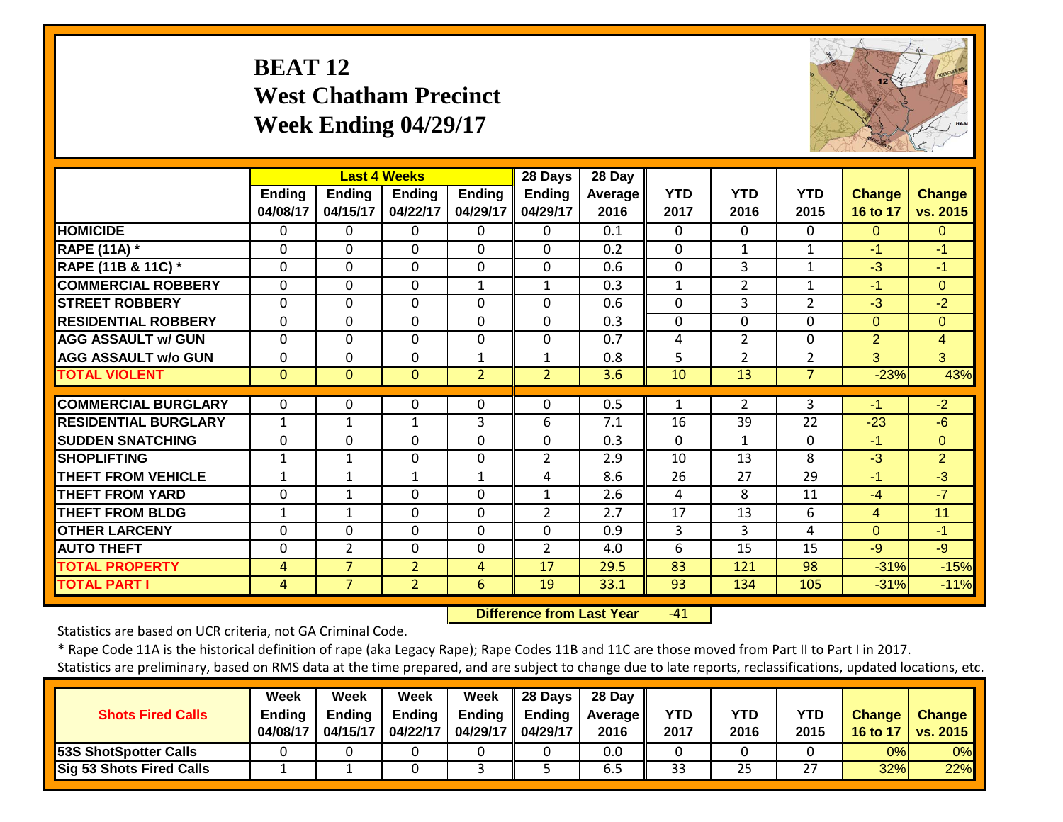# BEAT 12
# West Chatham Precinct
# Week Ending 04/29/17

| | Last 4 Weeks | | | | 28 Days | 28 Day | | | | | |
|---|---|---|---|---|---|---|---|---|---|---|---|
| | Ending 04/08/17 | Ending 04/15/17 | Ending 04/22/17 | Ending 04/29/17 | Ending 04/29/17 | Average 2016 | YTD 2017 | YTD 2016 | YTD 2015 | Change 16 to 17 | Change vs. 2015 |
| **HOMICIDE** | 0 | 0 | 0 | 0 | 0 | 0.1 | 0 | 0 | 0 | 0 | 0 |
| **RAPE (11A) *** | 0 | 0 | 0 | 0 | 0 | 0.2 | 0 | 1 | 1 | -1 | -1 |
| **RAPE (11B & 11C) *** | 0 | 0 | 0 | 0 | 0 | 0.6 | 0 | 3 | 1 | -3 | -1 |
| **COMMERCIAL ROBBERY** | 0 | 0 | 0 | 1 | 1 | 0.3 | 1 | 2 | 1 | -1 | 0 |
| **STREET ROBBERY** | 0 | 0 | 0 | 0 | 0 | 0.6 | 0 | 3 | 2 | -3 | -2 |
| **RESIDENTIAL ROBBERY** | 0 | 0 | 0 | 0 | 0 | 0.3 | 0 | 0 | 0 | 0 | 0 |
| **AGG ASSAULT w/ GUN** | 0 | 0 | 0 | 0 | 0 | 0.7 | 4 | 2 | 0 | 2 | 4 |
| **AGG ASSAULT w/o GUN** | 0 | 0 | 0 | 1 | 1 | 0.8 | 5 | 2 | 2 | 3 | 3 |
| **TOTAL VIOLENT** | 0 | 0 | 0 | 2 | 2 | 3.6 | 10 | 13 | 7 | -23% | 43% |
| **COMMERCIAL BURGLARY** | 0 | 0 | 0 | 0 | 0 | 0.5 | 1 | 2 | 3 | -1 | -2 |
| **RESIDENTIAL BURGLARY** | 1 | 1 | 1 | 3 | 6 | 7.1 | 16 | 39 | 22 | -23 | -6 |
| **SUDDEN SNATCHING** | 0 | 0 | 0 | 0 | 0 | 0.3 | 0 | 1 | 0 | -1 | 0 |
| **SHOPLIFTING** | 1 | 1 | 0 | 0 | 2 | 2.9 | 10 | 13 | 8 | -3 | 2 |
| **THEFT FROM VEHICLE** | 1 | 1 | 1 | 1 | 4 | 8.6 | 26 | 27 | 29 | -1 | -3 |
| **THEFT FROM YARD** | 0 | 1 | 0 | 0 | 1 | 2.6 | 4 | 8 | 11 | -4 | -7 |
| **THEFT FROM BLDG** | 1 | 1 | 0 | 0 | 2 | 2.7 | 17 | 13 | 6 | 4 | 11 |
| **OTHER LARCENY** | 0 | 0 | 0 | 0 | 0 | 0.9 | 3 | 3 | 4 | 0 | -1 |
| **AUTO THEFT** | 0 | 2 | 0 | 0 | 2 | 4.0 | 6 | 15 | 15 | -9 | -9 |
| **TOTAL PROPERTY** | 4 | 7 | 2 | 4 | 17 | 29.5 | 83 | 121 | 98 | -31% | -15% |
| **TOTAL PART I** | 4 | 7 | 2 | 6 | 19 | 33.1 | 93 | 134 | 105 | -31% | -11% |

**Difference from Last Year** -41

Statistics are based on UCR criteria, not GA Criminal Code.

* Rape Code 11A is the historical definition of rape (aka Legacy Rape); Rape Codes 11B and 11C are those moved from Part II to Part I in 2017.

Statistics are preliminary, based on RMS data at the time prepared, and are subject to change due to late reports, reclassifications, updated locations, etc.

| Shots Fired Calls | Week Ending 04/08/17 | Week Ending 04/15/17 | Week Ending 04/22/17 | Week Ending 04/29/17 | 28 Days Ending 04/29/17 | 28 Day Average 2016 | YTD 2017 | YTD 2016 | YTD 2015 | Change 16 to 17 | Change vs. 2015 |
|---|---|---|---|---|---|---|---|---|---|---|---|
| **53S ShotSpotter Calls** | 0 | 0 | 0 | 0 | 0 | 0.0 | 0 | 0 | 0 | 0% | 0% |
| **Sig 53 Shots Fired Calls** | 1 | 1 | 0 | 3 | 5 | 6.5 | 33 | 25 | 27 | 32% | 22% |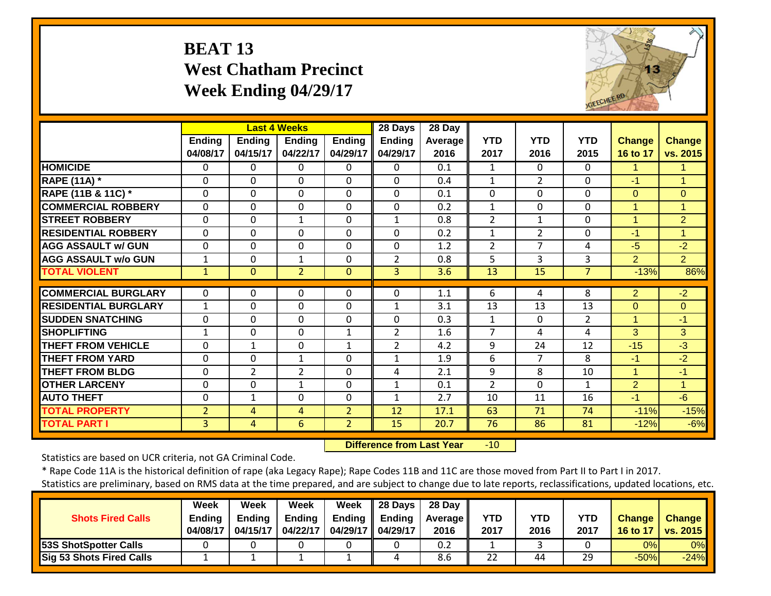# BEAT 13
## West Chatham Precinct
## Week Ending 04/29/17

| | Last 4 Weeks | | | | 28 Days | 28 Day | | | | | |
|---|---|---|---|---|---|---|---|---|---|---|---|
| | Ending 04/08/17 | Ending 04/15/17 | Ending 04/22/17 | Ending 04/29/17 | Ending 04/29/17 | Average 2016 | YTD 2017 | YTD 2016 | YTD 2015 | Change 16 to 17 | Change vs. 2015 |
| HOMICIDE | 0 | 0 | 0 | 0 | 0 | 0.1 | 1 | 0 | 0 | 1 | 1 |
| RAPE (11A) * | 0 | 0 | 0 | 0 | 0 | 0.4 | 1 | 2 | 0 | -1 | 1 |
| RAPE (11B & 11C) * | 0 | 0 | 0 | 0 | 0 | 0.1 | 0 | 0 | 0 | 0 | 0 |
| COMMERCIAL ROBBERY | 0 | 0 | 0 | 0 | 0 | 0.2 | 1 | 0 | 0 | 1 | 1 |
| STREET ROBBERY | 0 | 0 | 1 | 0 | 1 | 0.8 | 2 | 1 | 0 | 1 | 2 |
| RESIDENTIAL ROBBERY | 0 | 0 | 0 | 0 | 0 | 0.2 | 1 | 2 | 0 | -1 | 1 |
| AGG ASSAULT w/ GUN | 0 | 0 | 0 | 0 | 0 | 1.2 | 2 | 7 | 4 | -5 | -2 |
| AGG ASSAULT w/o GUN | 1 | 0 | 1 | 0 | 2 | 0.8 | 5 | 3 | 3 | 2 | 2 |
| TOTAL VIOLENT | 1 | 0 | 2 | 0 | 3 | 3.6 | 13 | 15 | 7 | -13% | 86% |
| COMMERCIAL BURGLARY | 0 | 0 | 0 | 0 | 0 | 1.1 | 6 | 4 | 8 | 2 | -2 |
| RESIDENTIAL BURGLARY | 1 | 0 | 0 | 0 | 1 | 3.1 | 13 | 13 | 13 | 0 | 0 |
| SUDDEN SNATCHING | 0 | 0 | 0 | 0 | 0 | 0.3 | 1 | 0 | 2 | 1 | -1 |
| SHOPLIFTING | 1 | 0 | 0 | 1 | 2 | 1.6 | 7 | 4 | 4 | 3 | 3 |
| THEFT FROM VEHICLE | 0 | 1 | 0 | 1 | 2 | 4.2 | 9 | 24 | 12 | -15 | -3 |
| THEFT FROM YARD | 0 | 0 | 1 | 0 | 1 | 1.9 | 6 | 7 | 8 | -1 | -2 |
| THEFT FROM BLDG | 0 | 2 | 2 | 0 | 4 | 2.1 | 9 | 8 | 10 | 1 | -1 |
| OTHER LARCENY | 0 | 0 | 1 | 0 | 1 | 0.1 | 2 | 0 | 1 | 2 | 1 |
| AUTO THEFT | 0 | 1 | 0 | 0 | 1 | 2.7 | 10 | 11 | 16 | -1 | -6 |
| TOTAL PROPERTY | 2 | 4 | 4 | 2 | 12 | 17.1 | 63 | 71 | 74 | -11% | -15% |
| TOTAL PART I | 3 | 4 | 6 | 2 | 15 | 20.7 | 76 | 86 | 81 | -12% | -6% |

**Difference from Last Year** -10

Statistics are based on UCR criteria, not GA Criminal Code.

* Rape Code 11A is the historical definition of rape (aka Legacy Rape); Rape Codes 11B and 11C are those moved from Part II to Part I in 2017.

Statistics are preliminary, based on RMS data at the time prepared, and are subject to change due to late reports, reclassifications, updated locations, etc.

| Shots Fired Calls | Week Ending 04/08/17 | Week Ending 04/15/17 | Week Ending 04/22/17 | Week Ending 04/29/17 | 28 Days Ending 04/29/17 | 28 Day Average 2016 | YTD 2017 | YTD 2016 | YTD 2017 | Change 16 to 17 | Change vs. 2015 |
|---|---|---|---|---|---|---|---|---|---|---|---|
| 53S ShotSpotter Calls | 0 | 0 | 0 | 0 | 0 | 0.2 | 1 | 3 | 0 | 0% | 0% |
| Sig 53 Shots Fired Calls | 1 | 1 | 1 | 1 | 4 | 8.6 | 22 | 44 | 29 | -50% | -24% |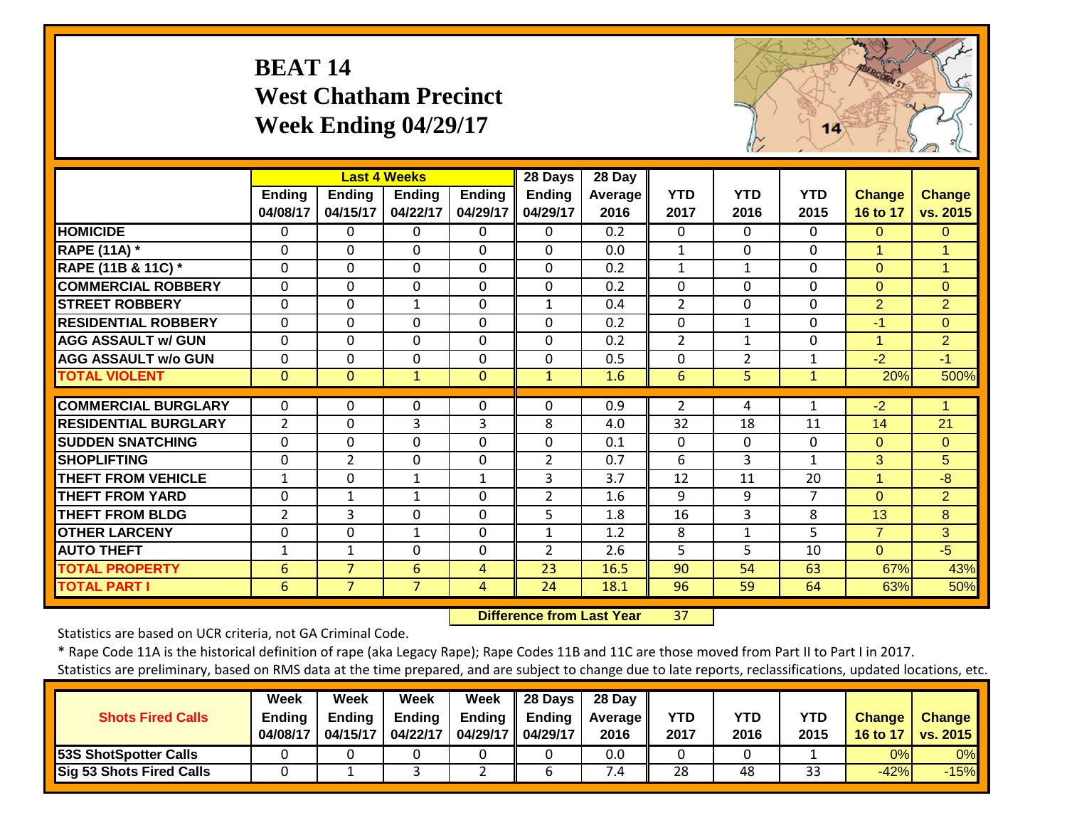# BEAT 14
## West Chatham Precinct
## Week Ending 04/29/17

| | Last 4 Weeks | | | | 28 Days | 28 Day | | | | | |
|---|---|---|---|---|---|---|---|---|---|---|---|
| | Ending 04/08/17 | Ending 04/15/17 | Ending 04/22/17 | Ending 04/29/17 | Ending 04/29/17 | Average 2016 | YTD 2017 | YTD 2016 | YTD 2015 | Change 16 to 17 | Change vs. 2015 |
| HOMICIDE | 0 | 0 | 0 | 0 | 0 | 0.2 | 0 | 0 | 0 | 0 | 0 |
| RAPE (11A) * | 0 | 0 | 0 | 0 | 0 | 0.0 | 1 | 0 | 0 | 1 | 1 |
| RAPE (11B & 11C) * | 0 | 0 | 0 | 0 | 0 | 0.2 | 1 | 1 | 0 | 0 | 1 |
| COMMERCIAL ROBBERY | 0 | 0 | 0 | 0 | 0 | 0.2 | 0 | 0 | 0 | 0 | 0 |
| STREET ROBBERY | 0 | 0 | 1 | 0 | 1 | 0.4 | 2 | 0 | 0 | 2 | 2 |
| RESIDENTIAL ROBBERY | 0 | 0 | 0 | 0 | 0 | 0.2 | 0 | 1 | 0 | -1 | 0 |
| AGG ASSAULT w/ GUN | 0 | 0 | 0 | 0 | 0 | 0.2 | 2 | 1 | 0 | 1 | 2 |
| AGG ASSAULT w/o GUN | 0 | 0 | 0 | 0 | 0 | 0.5 | 0 | 2 | 1 | -2 | -1 |
| TOTAL VIOLENT | 0 | 0 | 1 | 0 | 1 | 1.6 | 6 | 5 | 1 | 20% | 500% |
| COMMERCIAL BURGLARY | 0 | 0 | 0 | 0 | 0 | 0.9 | 2 | 4 | 1 | -2 | 1 |
| RESIDENTIAL BURGLARY | 2 | 0 | 3 | 3 | 8 | 4.0 | 32 | 18 | 11 | 14 | 21 |
| SUDDEN SNATCHING | 0 | 0 | 0 | 0 | 0 | 0.1 | 0 | 0 | 0 | 0 | 0 |
| SHOPLIFTING | 0 | 2 | 0 | 0 | 2 | 0.7 | 6 | 3 | 1 | 3 | 5 |
| THEFT FROM VEHICLE | 1 | 0 | 1 | 1 | 3 | 3.7 | 12 | 11 | 20 | 1 | -8 |
| THEFT FROM YARD | 0 | 1 | 1 | 0 | 2 | 1.6 | 9 | 9 | 7 | 0 | 2 |
| THEFT FROM BLDG | 2 | 3 | 0 | 0 | 5 | 1.8 | 16 | 3 | 8 | 13 | 8 |
| OTHER LARCENY | 0 | 0 | 1 | 0 | 1 | 1.2 | 8 | 1 | 5 | 7 | 3 |
| AUTO THEFT | 1 | 1 | 0 | 0 | 2 | 2.6 | 5 | 5 | 10 | 0 | -5 |
| TOTAL PROPERTY | 6 | 7 | 6 | 4 | 23 | 16.5 | 90 | 54 | 63 | 67% | 43% |
| TOTAL PART I | 6 | 7 | 7 | 4 | 24 | 18.1 | 96 | 59 | 64 | 63% | 50% |

**Difference from Last Year** 37

Statistics are based on UCR criteria, not GA Criminal Code.

* Rape Code 11A is the historical definition of rape (aka Legacy Rape); Rape Codes 11B and 11C are those moved from Part II to Part I in 2017.

Statistics are preliminary, based on RMS data at the time prepared, and are subject to change due to late reports, reclassifications, updated locations, etc.

| Shots Fired Calls | Week Ending 04/08/17 | Week Ending 04/15/17 | Week Ending 04/22/17 | Week Ending 04/29/17 | 28 Days Ending 04/29/17 | 28 Day Average 2016 | YTD 2017 | YTD 2016 | YTD 2015 | Change 16 to 17 | Change vs. 2015 |
|---|---|---|---|---|---|---|---|---|---|---|---|
| 53S ShotSpotter Calls | 0 | 0 | 0 | 0 | 0 | 0.0 | 0 | 0 | 1 | 0% | 0% |
| Sig 53 Shots Fired Calls | 0 | 1 | 3 | 2 | 6 | 7.4 | 28 | 48 | 33 | -42% | -15% |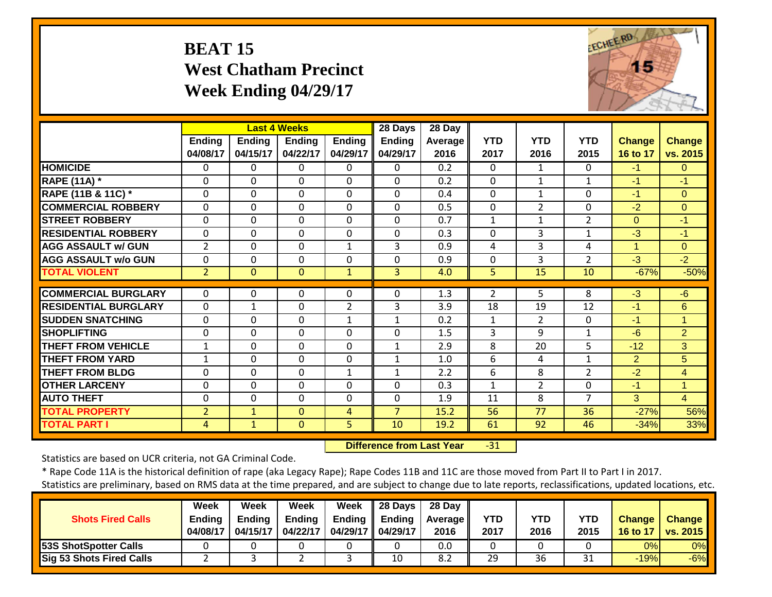# BEAT 15
## West Chatham Precinct
## Week Ending 04/29/17

| | Last 4 Weeks | | | | 28 Days | 28 Day | | | | | |
|---|---|---|---|---|---|---|---|---|---|---|---|
| | Ending 04/08/17 | Ending 04/15/17 | Ending 04/22/17 | Ending 04/29/17 | Ending 04/29/17 | Average 2016 | YTD 2017 | YTD 2016 | YTD 2015 | Change 16 to 17 | Change vs. 2015 |
| HOMICIDE | 0 | 0 | 0 | 0 | 0 | 0.2 | 0 | 1 | 0 | -1 | 0 |
| RAPE (11A) * | 0 | 0 | 0 | 0 | 0 | 0.2 | 0 | 1 | 1 | -1 | -1 |
| RAPE (11B & 11C) * | 0 | 0 | 0 | 0 | 0 | 0.4 | 0 | 1 | 0 | -1 | 0 |
| COMMERCIAL ROBBERY | 0 | 0 | 0 | 0 | 0 | 0.5 | 0 | 2 | 0 | -2 | 0 |
| STREET ROBBERY | 0 | 0 | 0 | 0 | 0 | 0.7 | 1 | 1 | 2 | 0 | -1 |
| RESIDENTIAL ROBBERY | 0 | 0 | 0 | 0 | 0 | 0.3 | 0 | 3 | 1 | -3 | -1 |
| AGG ASSAULT w/ GUN | 2 | 0 | 0 | 1 | 3 | 0.9 | 4 | 3 | 4 | 1 | 0 |
| AGG ASSAULT w/o GUN | 0 | 0 | 0 | 0 | 0 | 0.9 | 0 | 3 | 2 | -3 | -2 |
| TOTAL VIOLENT | 2 | 0 | 0 | 1 | 3 | 4.0 | 5 | 15 | 10 | -67% | -50% |
| COMMERCIAL BURGLARY | 0 | 0 | 0 | 0 | 0 | 1.3 | 2 | 5 | 8 | -3 | -6 |
| RESIDENTIAL BURGLARY | 0 | 1 | 0 | 2 | 3 | 3.9 | 18 | 19 | 12 | -1 | 6 |
| SUDDEN SNATCHING | 0 | 0 | 0 | 1 | 1 | 0.2 | 1 | 2 | 0 | -1 | 1 |
| SHOPLIFTING | 0 | 0 | 0 | 0 | 0 | 1.5 | 3 | 9 | 1 | -6 | 2 |
| THEFT FROM VEHICLE | 1 | 0 | 0 | 0 | 1 | 2.9 | 8 | 20 | 5 | -12 | 3 |
| THEFT FROM YARD | 1 | 0 | 0 | 0 | 1 | 1.0 | 6 | 4 | 1 | 2 | 5 |
| THEFT FROM BLDG | 0 | 0 | 0 | 1 | 1 | 2.2 | 6 | 8 | 2 | -2 | 4 |
| OTHER LARCENY | 0 | 0 | 0 | 0 | 0 | 0.3 | 1 | 2 | 0 | -1 | 1 |
| AUTO THEFT | 0 | 0 | 0 | 0 | 0 | 1.9 | 11 | 8 | 7 | 3 | 4 |
| TOTAL PROPERTY | 2 | 1 | 0 | 4 | 7 | 15.2 | 56 | 77 | 36 | -27% | 56% |
| TOTAL PART I | 4 | 1 | 0 | 5 | 10 | 19.2 | 61 | 92 | 46 | -34% | 33% |

**Difference from Last Year** -31

Statistics are based on UCR criteria, not GA Criminal Code.

* Rape Code 11A is the historical definition of rape (aka Legacy Rape); Rape Codes 11B and 11C are those moved from Part II to Part I in 2017.

Statistics are preliminary, based on RMS data at the time prepared, and are subject to change due to late reports, reclassifications, updated locations, etc.

| Shots Fired Calls | Week Ending 04/08/17 | Week Ending 04/15/17 | Week Ending 04/22/17 | Week Ending 04/29/17 | 28 Days Ending 04/29/17 | 28 Day Average 2016 | YTD 2017 | YTD 2016 | YTD 2015 | Change 16 to 17 | Change vs. 2015 |
|---|---|---|---|---|---|---|---|---|---|---|---|
| 53S ShotSpotter Calls | 0 | 0 | 0 | 0 | 0 | 0.0 | 0 | 0 | 0 | 0% | 0% |
| Sig 53 Shots Fired Calls | 2 | 3 | 2 | 3 | 10 | 8.2 | 29 | 36 | 31 | -19% | -6% |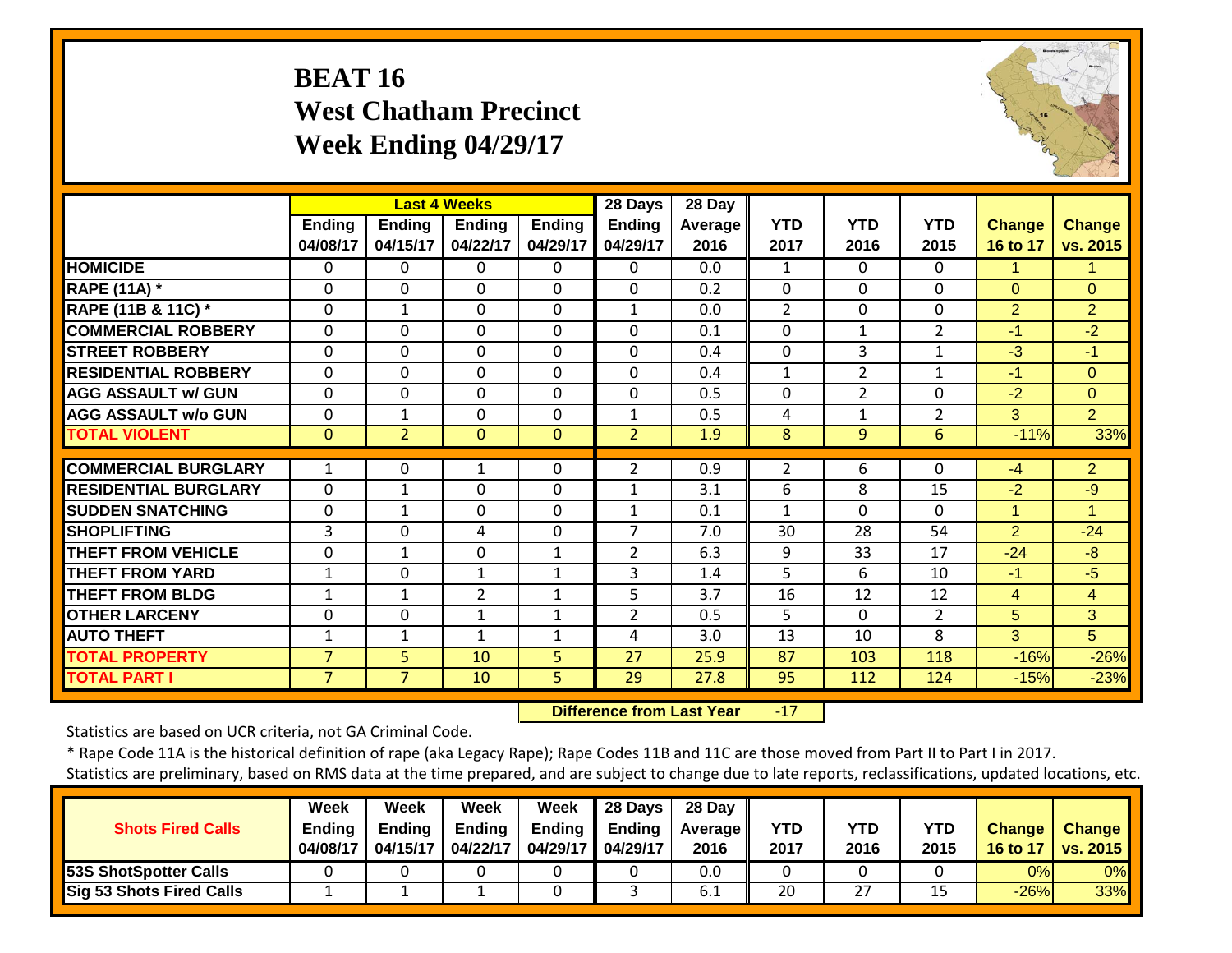# BEAT 16
## West Chatham Precinct
## Week Ending 04/29/17

| | Last 4 Weeks | | | | 28 Days | 28 Day | | | | | |
|---|---|---|---|---|---|---|---|---|---|---|---|
| | Ending 04/08/17 | Ending 04/15/17 | Ending 04/22/17 | Ending 04/29/17 | Ending 04/29/17 | Average 2016 | YTD 2017 | YTD 2016 | YTD 2015 | Change 16 to 17 | Change vs. 2015 |
| **HOMICIDE** | 0 | 0 | 0 | 0 | 0 | 0.0 | 1 | 0 | 0 | 1 | 1 |
| **RAPE (11A) *** | 0 | 0 | 0 | 0 | 0 | 0.2 | 0 | 0 | 0 | 0 | 0 |
| **RAPE (11B & 11C) *** | 0 | 1 | 0 | 0 | 1 | 0.0 | 2 | 0 | 0 | 2 | 2 |
| **COMMERCIAL ROBBERY** | 0 | 0 | 0 | 0 | 0 | 0.1 | 0 | 1 | 2 | -1 | -2 |
| **STREET ROBBERY** | 0 | 0 | 0 | 0 | 0 | 0.4 | 0 | 3 | 1 | -3 | -1 |
| **RESIDENTIAL ROBBERY** | 0 | 0 | 0 | 0 | 0 | 0.4 | 1 | 2 | 1 | -1 | 0 |
| **AGG ASSAULT w/ GUN** | 0 | 0 | 0 | 0 | 0 | 0.5 | 0 | 2 | 0 | -2 | 0 |
| **AGG ASSAULT w/o GUN** | 0 | 1 | 0 | 0 | 1 | 0.5 | 4 | 1 | 2 | 3 | 2 |
| **TOTAL VIOLENT** | 0 | 2 | 0 | 0 | 2 | 1.9 | 8 | 9 | 6 | -11% | 33% |
| **COMMERCIAL BURGLARY** | 1 | 0 | 1 | 0 | 2 | 0.9 | 2 | 6 | 0 | -4 | 2 |
| **RESIDENTIAL BURGLARY** | 0 | 1 | 0 | 0 | 1 | 3.1 | 6 | 8 | 15 | -2 | -9 |
| **SUDDEN SNATCHING** | 0 | 1 | 0 | 0 | 1 | 0.1 | 1 | 0 | 0 | 1 | 1 |
| **SHOPLIFTING** | 3 | 0 | 4 | 0 | 7 | 7.0 | 30 | 28 | 54 | 2 | -24 |
| **THEFT FROM VEHICLE** | 0 | 1 | 0 | 1 | 2 | 6.3 | 9 | 33 | 17 | -24 | -8 |
| **THEFT FROM YARD** | 1 | 0 | 1 | 1 | 3 | 1.4 | 5 | 6 | 10 | -1 | -5 |
| **THEFT FROM BLDG** | 1 | 1 | 2 | 1 | 5 | 3.7 | 16 | 12 | 12 | 4 | 4 |
| **OTHER LARCENY** | 0 | 0 | 1 | 1 | 2 | 0.5 | 5 | 0 | 2 | 5 | 3 |
| **AUTO THEFT** | 1 | 1 | 1 | 1 | 4 | 3.0 | 13 | 10 | 8 | 3 | 5 |
| **TOTAL PROPERTY** | 7 | 5 | 10 | 5 | 27 | 25.9 | 87 | 103 | 118 | -16% | -26% |
| **TOTAL PART I** | 7 | 7 | 10 | 5 | 29 | 27.8 | 95 | 112 | 124 | -15% | -23% |

**Difference from Last Year** -17

Statistics are based on UCR criteria, not GA Criminal Code.

* Rape Code 11A is the historical definition of rape (aka Legacy Rape); Rape Codes 11B and 11C are those moved from Part II to Part I in 2017.

Statistics are preliminary, based on RMS data at the time prepared, and are subject to change due to late reports, reclassifications, updated locations, etc.

| Shots Fired Calls | Week Ending 04/08/17 | Week Ending 04/15/17 | Week Ending 04/22/17 | Week Ending 04/29/17 | 28 Days Ending 04/29/17 | 28 Day Average 2016 | YTD 2017 | YTD 2016 | YTD 2015 | Change 16 to 17 | Change vs. 2015 |
|---|---|---|---|---|---|---|---|---|---|---|---|
| **53S ShotSpotter Calls** | 0 | 0 | 0 | 0 | 0 | 0.0 | 0 | 0 | 0 | 0% | 0% |
| **Sig 53 Shots Fired Calls** | 1 | 1 | 1 | 0 | 3 | 6.1 | 20 | 27 | 15 | -26% | 33% |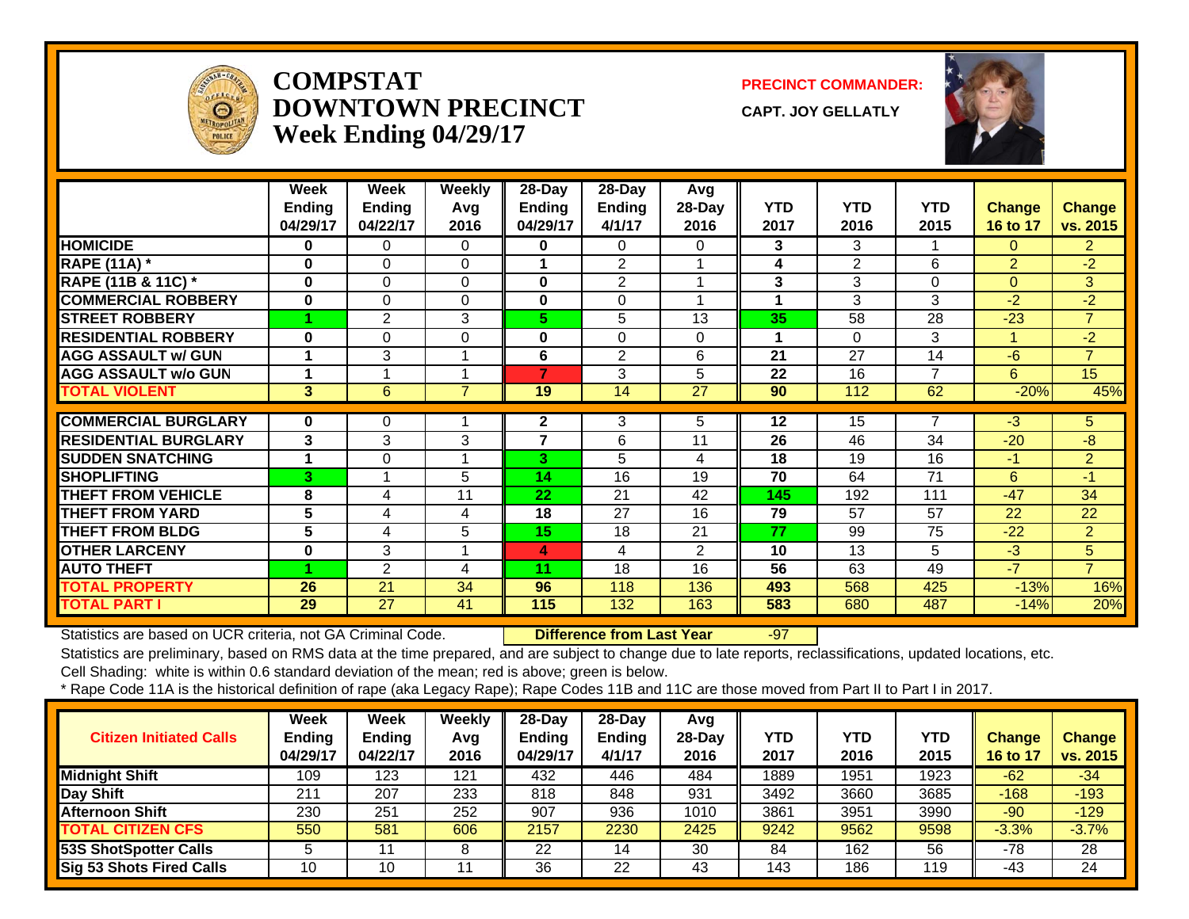# COMPSTAT DOWNTOWN PRECINCT Week Ending 04/29/17

**PRECINCT COMMANDER:**

**CAPT. JOY GELLATLY**

| | Week Ending 04/29/17 | Week Ending 04/22/17 | Weekly Avg 2016 | 28-Day Ending 04/29/17 | 28-Day Ending 4/1/17 | Avg 28-Day 2016 | YTD 2017 | YTD 2016 | YTD 2015 | Change 16 to 17 | Change vs. 2015 |
|---|---|---|---|---|---|---|---|---|---|---|---|
| HOMICIDE | 0 | 0 | 0 | 0 | 0 | 0 | 3 | 3 | 1 | 0 | 2 |
| RAPE (11A) * | 0 | 0 | 0 | 1 | 2 | 1 | 4 | 2 | 6 | 2 | -2 |
| RAPE (11B & 11C) * | 0 | 0 | 0 | 0 | 2 | 1 | 3 | 3 | 0 | 0 | 3 |
| COMMERCIAL ROBBERY | 0 | 0 | 0 | 0 | 0 | 1 | 1 | 3 | 3 | -2 | -2 |
| STREET ROBBERY | 1 | 2 | 3 | 5 | 5 | 13 | 35 | 58 | 28 | -23 | 7 |
| RESIDENTIAL ROBBERY | 0 | 0 | 0 | 0 | 0 | 0 | 1 | 0 | 3 | 1 | -2 |
| AGG ASSAULT w/ GUN | 1 | 3 | 1 | 6 | 2 | 6 | 21 | 27 | 14 | -6 | 7 |
| AGG ASSAULT w/o GUN | 1 | 1 | 1 | 7 | 3 | 5 | 22 | 16 | 7 | 6 | 15 |
| TOTAL VIOLENT | 3 | 6 | 7 | 19 | 14 | 27 | 90 | 112 | 62 | -20% | 45% |
| COMMERCIAL BURGLARY | 0 | 0 | 1 | 2 | 3 | 5 | 12 | 15 | 7 | -3 | 5 |
| RESIDENTIAL BURGLARY | 3 | 3 | 3 | 7 | 6 | 11 | 26 | 46 | 34 | -20 | -8 |
| SUDDEN SNATCHING | 1 | 0 | 1 | 3 | 5 | 4 | 18 | 19 | 16 | -1 | 2 |
| SHOPLIFTING | 3 | 1 | 5 | 14 | 16 | 19 | 70 | 64 | 71 | 6 | -1 |
| THEFT FROM VEHICLE | 8 | 4 | 11 | 22 | 21 | 42 | 145 | 192 | 111 | -47 | 34 |
| THEFT FROM YARD | 5 | 4 | 4 | 18 | 27 | 16 | 79 | 57 | 57 | 22 | 22 |
| THEFT FROM BLDG | 5 | 4 | 5 | 15 | 18 | 21 | 77 | 99 | 75 | -22 | 2 |
| OTHER LARCENY | 0 | 3 | 1 | 4 | 4 | 2 | 10 | 13 | 5 | -3 | 5 |
| AUTO THEFT | 1 | 2 | 4 | 11 | 18 | 16 | 56 | 63 | 49 | -7 | 7 |
| TOTAL PROPERTY | 26 | 21 | 34 | 96 | 118 | 136 | 493 | 568 | 425 | -13% | 16% |
| TOTAL PART I | 29 | 27 | 41 | 115 | 132 | 163 | 583 | 680 | 487 | -14% | 20% |

Statistics are based on UCR criteria, not GA Criminal Code. **Difference from Last Year** -97

Statistics are preliminary, based on RMS data at the time prepared, and are subject to change due to late reports, reclassifications, updated locations, etc.

Cell Shading: white is within 0.6 standard deviation of the mean; red is above; green is below.

* Rape Code 11A is the historical definition of rape (aka Legacy Rape); Rape Codes 11B and 11C are those moved from Part II to Part I in 2017.

| Citizen Initiated Calls | Week Ending 04/29/17 | Week Ending 04/22/17 | Weekly Avg 2016 | 28-Day Ending 04/29/17 | 28-Day Ending 4/1/17 | Avg 28-Day 2016 | YTD 2017 | YTD 2016 | YTD 2015 | Change 16 to 17 | Change vs. 2015 |
|---|---|---|---|---|---|---|---|---|---|---|---|
| Midnight Shift | 109 | 123 | 121 | 432 | 446 | 484 | 1889 | 1951 | 1923 | -62 | -34 |
| Day Shift | 211 | 207 | 233 | 818 | 848 | 931 | 3492 | 3660 | 3685 | -168 | -193 |
| Afternoon Shift | 230 | 251 | 252 | 907 | 936 | 1010 | 3861 | 3951 | 3990 | -90 | -129 |
| TOTAL CITIZEN CFS | 550 | 581 | 606 | 2157 | 2230 | 2425 | 9242 | 9562 | 9598 | -3.3% | -3.7% |
| 53S ShotSpotter Calls | 5 | 11 | 8 | 22 | 14 | 30 | 84 | 162 | 56 | -78 | 28 |
| Sig 53 Shots Fired Calls | 10 | 10 | 11 | 36 | 22 | 43 | 143 | 186 | 119 | -43 | 24 |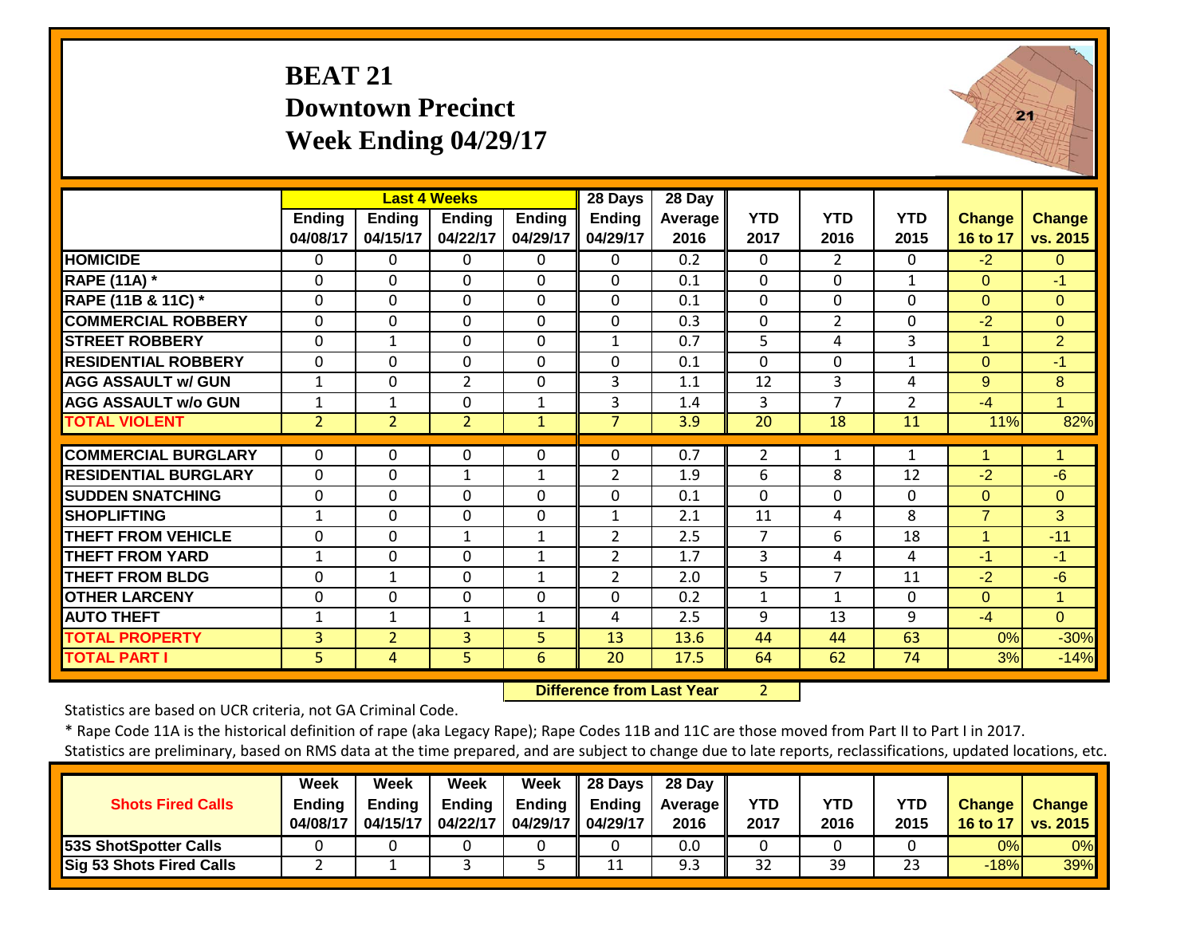# BEAT 21
## Downtown Precinct
## Week Ending 04/29/17

| | Last 4 Weeks | | | | 28 Days | 28 Day | | | | | |
|---|---|---|---|---|---|---|---|---|---|---|---|
| | Ending 04/08/17 | Ending 04/15/17 | Ending 04/22/17 | Ending 04/29/17 | Ending 04/29/17 | Average 2016 | YTD 2017 | YTD 2016 | YTD 2015 | Change 16 to 17 | Change vs. 2015 |
| HOMICIDE | 0 | 0 | 0 | 0 | 0 | 0.2 | 0 | 2 | 0 | -2 | 0 |
| RAPE (11A) * | 0 | 0 | 0 | 0 | 0 | 0.1 | 0 | 0 | 1 | 0 | -1 |
| RAPE (11B & 11C) * | 0 | 0 | 0 | 0 | 0 | 0.1 | 0 | 0 | 0 | 0 | 0 |
| COMMERCIAL ROBBERY | 0 | 0 | 0 | 0 | 0 | 0.3 | 0 | 2 | 0 | -2 | 0 |
| STREET ROBBERY | 0 | 1 | 0 | 0 | 1 | 0.7 | 5 | 4 | 3 | 1 | 2 |
| RESIDENTIAL ROBBERY | 0 | 0 | 0 | 0 | 0 | 0.1 | 0 | 0 | 1 | 0 | -1 |
| AGG ASSAULT w/ GUN | 1 | 0 | 2 | 0 | 3 | 1.1 | 12 | 3 | 4 | 9 | 8 |
| AGG ASSAULT w/o GUN | 1 | 1 | 0 | 1 | 3 | 1.4 | 3 | 7 | 2 | -4 | 1 |
| TOTAL VIOLENT | 2 | 2 | 2 | 1 | 7 | 3.9 | 20 | 18 | 11 | 11% | 82% |
| COMMERCIAL BURGLARY | 0 | 0 | 0 | 0 | 0 | 0.7 | 2 | 1 | 1 | 1 | 1 |
| RESIDENTIAL BURGLARY | 0 | 0 | 1 | 1 | 2 | 1.9 | 6 | 8 | 12 | -2 | -6 |
| SUDDEN SNATCHING | 0 | 0 | 0 | 0 | 0 | 0.1 | 0 | 0 | 0 | 0 | 0 |
| SHOPLIFTING | 1 | 0 | 0 | 0 | 1 | 2.1 | 11 | 4 | 8 | 7 | 3 |
| THEFT FROM VEHICLE | 0 | 0 | 1 | 1 | 2 | 2.5 | 7 | 6 | 18 | 1 | -11 |
| THEFT FROM YARD | 1 | 0 | 0 | 1 | 2 | 1.7 | 3 | 4 | 4 | -1 | -1 |
| THEFT FROM BLDG | 0 | 1 | 0 | 1 | 2 | 2.0 | 5 | 7 | 11 | -2 | -6 |
| OTHER LARCENY | 0 | 0 | 0 | 0 | 0 | 0.2 | 1 | 1 | 0 | 0 | 1 |
| AUTO THEFT | 1 | 1 | 1 | 1 | 4 | 2.5 | 9 | 13 | 9 | -4 | 0 |
| TOTAL PROPERTY | 3 | 2 | 3 | 5 | 13 | 13.6 | 44 | 44 | 63 | 0% | -30% |
| TOTAL PART I | 5 | 4 | 5 | 6 | 20 | 17.5 | 64 | 62 | 74 | 3% | -14% |

**Difference from Last Year** 2

Statistics are based on UCR criteria, not GA Criminal Code.

* Rape Code 11A is the historical definition of rape (aka Legacy Rape); Rape Codes 11B and 11C are those moved from Part II to Part I in 2017.

Statistics are preliminary, based on RMS data at the time prepared, and are subject to change due to late reports, reclassifications, updated locations, etc.

| Shots Fired Calls | Week Ending 04/08/17 | Week Ending 04/15/17 | Week Ending 04/22/17 | Week Ending 04/29/17 | 28 Days Ending 04/29/17 | 28 Day Average 2016 | YTD 2017 | YTD 2016 | YTD 2015 | Change 16 to 17 | Change vs. 2015 |
|---|---|---|---|---|---|---|---|---|---|---|---|
| 53S ShotSpotter Calls | 0 | 0 | 0 | 0 | 0 | 0.0 | 0 | 0 | 0 | 0% | 0% |
| Sig 53 Shots Fired Calls | 2 | 1 | 3 | 5 | 11 | 9.3 | 32 | 39 | 23 | -18% | 39% |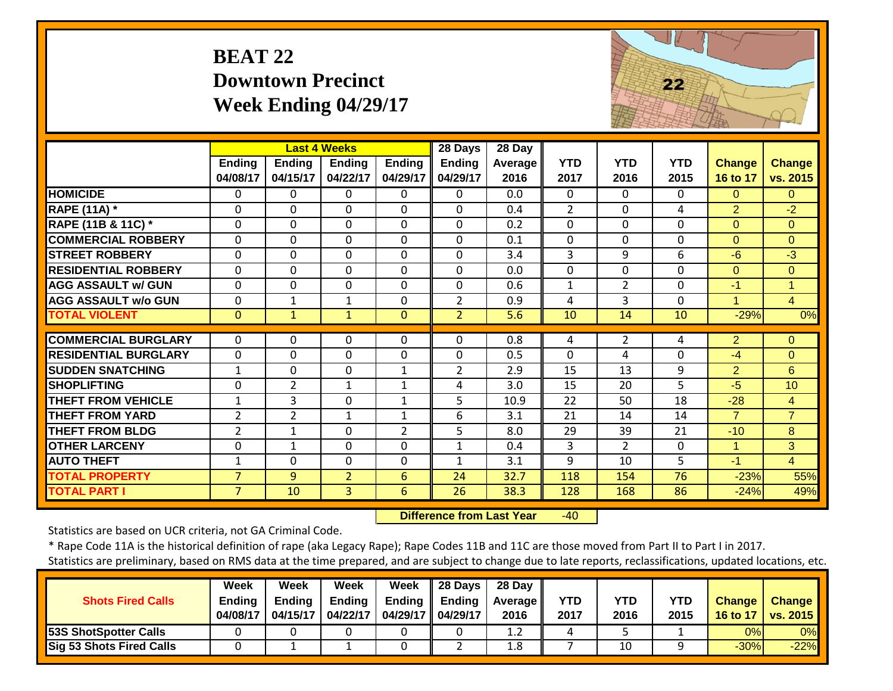# BEAT 22
## Downtown Precinct
## Week Ending 04/29/17

| | Last 4 Weeks | | | | 28 Days | 28 Day | | | | | |
|---|---|---|---|---|---|---|---|---|---|---|---|
| | Ending 04/08/17 | Ending 04/15/17 | Ending 04/22/17 | Ending 04/29/17 | Ending 04/29/17 | Average 2016 | YTD 2017 | YTD 2016 | YTD 2015 | Change 16 to 17 | Change vs. 2015 |
| HOMICIDE | 0 | 0 | 0 | 0 | 0 | 0.0 | 0 | 0 | 0 | 0 | 0 |
| RAPE (11A) * | 0 | 0 | 0 | 0 | 0 | 0.4 | 2 | 0 | 4 | 2 | -2 |
| RAPE (11B & 11C) * | 0 | 0 | 0 | 0 | 0 | 0.2 | 0 | 0 | 0 | 0 | 0 |
| COMMERCIAL ROBBERY | 0 | 0 | 0 | 0 | 0 | 0.1 | 0 | 0 | 0 | 0 | 0 |
| STREET ROBBERY | 0 | 0 | 0 | 0 | 0 | 3.4 | 3 | 9 | 6 | -6 | -3 |
| RESIDENTIAL ROBBERY | 0 | 0 | 0 | 0 | 0 | 0.0 | 0 | 0 | 0 | 0 | 0 |
| AGG ASSAULT w/ GUN | 0 | 0 | 0 | 0 | 0 | 0.6 | 1 | 2 | 0 | -1 | 1 |
| AGG ASSAULT w/o GUN | 0 | 1 | 1 | 0 | 2 | 0.9 | 4 | 3 | 0 | 1 | 4 |
| TOTAL VIOLENT | 0 | 1 | 1 | 0 | 2 | 5.6 | 10 | 14 | 10 | -29% | 0% |
| COMMERCIAL BURGLARY | 0 | 0 | 0 | 0 | 0 | 0.8 | 4 | 2 | 4 | 2 | 0 |
| RESIDENTIAL BURGLARY | 0 | 0 | 0 | 0 | 0 | 0.5 | 0 | 4 | 0 | -4 | 0 |
| SUDDEN SNATCHING | 1 | 0 | 0 | 1 | 2 | 2.9 | 15 | 13 | 9 | 2 | 6 |
| SHOPLIFTING | 0 | 2 | 1 | 1 | 4 | 3.0 | 15 | 20 | 5 | -5 | 10 |
| THEFT FROM VEHICLE | 1 | 3 | 0 | 1 | 5 | 10.9 | 22 | 50 | 18 | -28 | 4 |
| THEFT FROM YARD | 2 | 2 | 1 | 1 | 6 | 3.1 | 21 | 14 | 14 | 7 | 7 |
| THEFT FROM BLDG | 2 | 1 | 0 | 2 | 5 | 8.0 | 29 | 39 | 21 | -10 | 8 |
| OTHER LARCENY | 0 | 1 | 0 | 0 | 1 | 0.4 | 3 | 2 | 0 | 1 | 3 |
| AUTO THEFT | 1 | 0 | 0 | 0 | 1 | 3.1 | 9 | 10 | 5 | -1 | 4 |
| TOTAL PROPERTY | 7 | 9 | 2 | 6 | 24 | 32.7 | 118 | 154 | 76 | -23% | 55% |
| TOTAL PART I | 7 | 10 | 3 | 6 | 26 | 38.3 | 128 | 168 | 86 | -24% | 49% |

**Difference from Last Year** -40

Statistics are based on UCR criteria, not GA Criminal Code.

* Rape Code 11A is the historical definition of rape (aka Legacy Rape); Rape Codes 11B and 11C are those moved from Part II to Part I in 2017.

Statistics are preliminary, based on RMS data at the time prepared, and are subject to change due to late reports, reclassifications, updated locations, etc.

| Shots Fired Calls | Week Ending 04/08/17 | Week Ending 04/15/17 | Week Ending 04/22/17 | Week Ending 04/29/17 | 28 Days Ending 04/29/17 | 28 Day Average 2016 | YTD 2017 | YTD 2016 | YTD 2015 | Change 16 to 17 | Change vs. 2015 |
|---|---|---|---|---|---|---|---|---|---|---|---|
| 53S ShotSpotter Calls | 0 | 0 | 0 | 0 | 0 | 1.2 | 4 | 5 | 1 | 0% | 0% |
| Sig 53 Shots Fired Calls | 0 | 1 | 1 | 0 | 2 | 1.8 | 7 | 10 | 9 | -30% | -22% |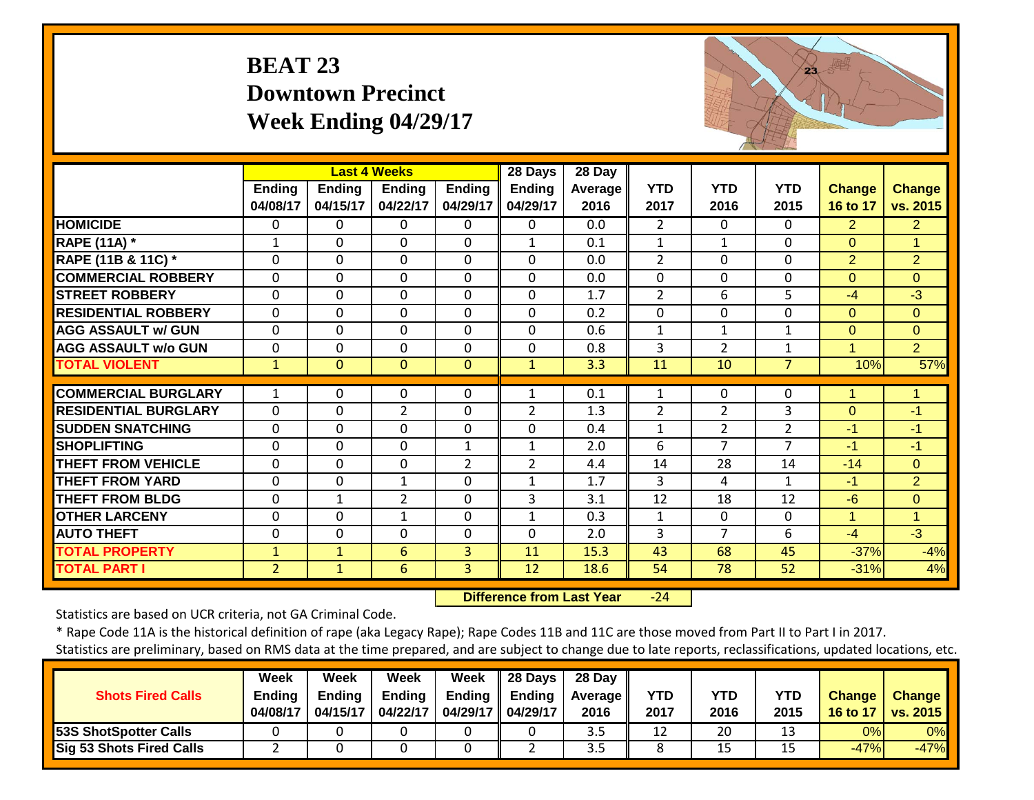# BEAT 23
## Downtown Precinct
## Week Ending 04/29/17

| | Last 4 Weeks | | | | 28 Days | 28 Day | | | | | |
|---|---|---|---|---|---|---|---|---|---|---|---|
| | Ending 04/08/17 | Ending 04/15/17 | Ending 04/22/17 | Ending 04/29/17 | Ending 04/29/17 | Average 2016 | YTD 2017 | YTD 2016 | YTD 2015 | Change 16 to 17 | Change vs. 2015 |
| HOMICIDE | 0 | 0 | 0 | 0 | 0 | 0.0 | 2 | 0 | 0 | 2 | 2 |
| RAPE (11A) * | 1 | 0 | 0 | 0 | 1 | 0.1 | 1 | 1 | 0 | 0 | 1 |
| RAPE (11B & 11C) * | 0 | 0 | 0 | 0 | 0 | 0.0 | 2 | 0 | 0 | 2 | 2 |
| COMMERCIAL ROBBERY | 0 | 0 | 0 | 0 | 0 | 0.0 | 0 | 0 | 0 | 0 | 0 |
| STREET ROBBERY | 0 | 0 | 0 | 0 | 0 | 1.7 | 2 | 6 | 5 | -4 | -3 |
| RESIDENTIAL ROBBERY | 0 | 0 | 0 | 0 | 0 | 0.2 | 0 | 0 | 0 | 0 | 0 |
| AGG ASSAULT w/ GUN | 0 | 0 | 0 | 0 | 0 | 0.6 | 1 | 1 | 1 | 0 | 0 |
| AGG ASSAULT w/o GUN | 0 | 0 | 0 | 0 | 0 | 0.8 | 3 | 2 | 1 | 1 | 2 |
| TOTAL VIOLENT | 1 | 0 | 0 | 0 | 1 | 3.3 | 11 | 10 | 7 | 10% | 57% |
| COMMERCIAL BURGLARY | 1 | 0 | 0 | 0 | 1 | 0.1 | 1 | 0 | 0 | 1 | 1 |
| RESIDENTIAL BURGLARY | 0 | 0 | 2 | 0 | 2 | 1.3 | 2 | 2 | 3 | 0 | -1 |
| SUDDEN SNATCHING | 0 | 0 | 0 | 0 | 0 | 0.4 | 1 | 2 | 2 | -1 | -1 |
| SHOPLIFTING | 0 | 0 | 0 | 1 | 1 | 2.0 | 6 | 7 | 7 | -1 | -1 |
| THEFT FROM VEHICLE | 0 | 0 | 0 | 2 | 2 | 4.4 | 14 | 28 | 14 | -14 | 0 |
| THEFT FROM YARD | 0 | 0 | 1 | 0 | 1 | 1.7 | 3 | 4 | 1 | -1 | 2 |
| THEFT FROM BLDG | 0 | 1 | 2 | 0 | 3 | 3.1 | 12 | 18 | 12 | -6 | 0 |
| OTHER LARCENY | 0 | 0 | 1 | 0 | 1 | 0.3 | 1 | 0 | 0 | 1 | 1 |
| AUTO THEFT | 0 | 0 | 0 | 0 | 0 | 2.0 | 3 | 7 | 6 | -4 | -3 |
| TOTAL PROPERTY | 1 | 1 | 6 | 3 | 11 | 15.3 | 43 | 68 | 45 | -37% | -4% |
| TOTAL PART I | 2 | 1 | 6 | 3 | 12 | 18.6 | 54 | 78 | 52 | -31% | 4% |

**Difference from Last Year** -24

Statistics are based on UCR criteria, not GA Criminal Code.

* Rape Code 11A is the historical definition of rape (aka Legacy Rape); Rape Codes 11B and 11C are those moved from Part II to Part I in 2017.

Statistics are preliminary, based on RMS data at the time prepared, and are subject to change due to late reports, reclassifications, updated locations, etc.

| Shots Fired Calls | Week Ending 04/08/17 | Week Ending 04/15/17 | Week Ending 04/22/17 | Week Ending 04/29/17 | 28 Days Ending 04/29/17 | 28 Day Average 2016 | YTD 2017 | YTD 2016 | YTD 2015 | Change 16 to 17 | Change vs. 2015 |
|---|---|---|---|---|---|---|---|---|---|---|---|
| 53S ShotSpotter Calls | 0 | 0 | 0 | 0 | 0 | 3.5 | 12 | 20 | 13 | 0% | 0% |
| Sig 53 Shots Fired Calls | 2 | 0 | 0 | 0 | 2 | 3.5 | 8 | 15 | 15 | -47% | -47% |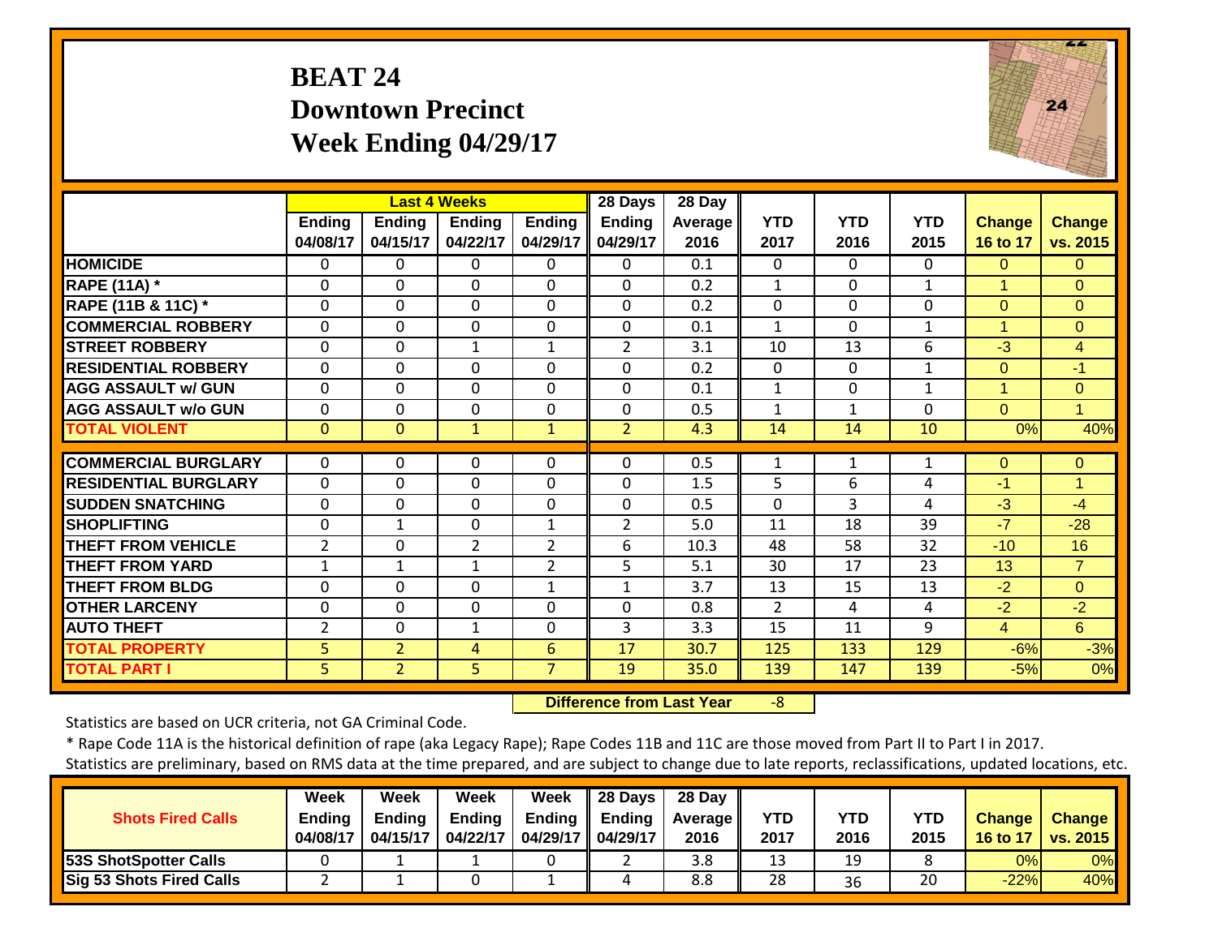# BEAT 24
## Downtown Precinct
## Week Ending 04/29/17

| | Last 4 Weeks | | | | 28 Days | 28 Day | | | | | |
|---|---|---|---|---|---|---|---|---|---|---|---|
| | Ending 04/08/17 | Ending 04/15/17 | Ending 04/22/17 | Ending 04/29/17 | Ending 04/29/17 | Average 2016 | YTD 2017 | YTD 2016 | YTD 2015 | Change 16 to 17 | Change vs. 2015 |
| HOMICIDE | 0 | 0 | 0 | 0 | 0 | 0.1 | 0 | 0 | 0 | 0 | 0 |
| RAPE (11A) * | 0 | 0 | 0 | 0 | 0 | 0.2 | 1 | 0 | 1 | 1 | 0 |
| RAPE (11B & 11C) * | 0 | 0 | 0 | 0 | 0 | 0.2 | 0 | 0 | 0 | 0 | 0 |
| COMMERCIAL ROBBERY | 0 | 0 | 0 | 0 | 0 | 0.1 | 1 | 0 | 1 | 1 | 0 |
| STREET ROBBERY | 0 | 0 | 1 | 1 | 2 | 3.1 | 10 | 13 | 6 | -3 | 4 |
| RESIDENTIAL ROBBERY | 0 | 0 | 0 | 0 | 0 | 0.2 | 0 | 0 | 1 | 0 | -1 |
| AGG ASSAULT w/ GUN | 0 | 0 | 0 | 0 | 0 | 0.1 | 1 | 0 | 1 | 1 | 0 |
| AGG ASSAULT w/o GUN | 0 | 0 | 0 | 0 | 0 | 0.5 | 1 | 1 | 0 | 0 | 1 |
| TOTAL VIOLENT | 0 | 0 | 1 | 1 | 2 | 4.3 | 14 | 14 | 10 | 0% | 40% |
| COMMERCIAL BURGLARY | 0 | 0 | 0 | 0 | 0 | 0.5 | 1 | 1 | 1 | 0 | 0 |
| RESIDENTIAL BURGLARY | 0 | 0 | 0 | 0 | 0 | 1.5 | 5 | 6 | 4 | -1 | 1 |
| SUDDEN SNATCHING | 0 | 0 | 0 | 0 | 0 | 0.5 | 0 | 3 | 4 | -3 | -4 |
| SHOPLIFTING | 0 | 1 | 0 | 1 | 2 | 5.0 | 11 | 18 | 39 | -7 | -28 |
| THEFT FROM VEHICLE | 2 | 0 | 2 | 2 | 6 | 10.3 | 48 | 58 | 32 | -10 | 16 |
| THEFT FROM YARD | 1 | 1 | 1 | 2 | 5 | 5.1 | 30 | 17 | 23 | 13 | 7 |
| THEFT FROM BLDG | 0 | 0 | 0 | 1 | 1 | 3.7 | 13 | 15 | 13 | -2 | 0 |
| OTHER LARCENY | 0 | 0 | 0 | 0 | 0 | 0.8 | 2 | 4 | 4 | -2 | -2 |
| AUTO THEFT | 2 | 0 | 1 | 0 | 3 | 3.3 | 15 | 11 | 9 | 4 | 6 |
| TOTAL PROPERTY | 5 | 2 | 4 | 6 | 17 | 30.7 | 125 | 133 | 129 | -6% | -3% |
| TOTAL PART I | 5 | 2 | 5 | 7 | 19 | 35.0 | 139 | 147 | 139 | -5% | 0% |

**Difference from Last Year** -8

Statistics are based on UCR criteria, not GA Criminal Code.

* Rape Code 11A is the historical definition of rape (aka Legacy Rape); Rape Codes 11B and 11C are those moved from Part II to Part I in 2017.

Statistics are preliminary, based on RMS data at the time prepared, and are subject to change due to late reports, reclassifications, updated locations, etc.

| Shots Fired Calls | Week Ending 04/08/17 | Week Ending 04/15/17 | Week Ending 04/22/17 | Week Ending 04/29/17 | 28 Days Ending 04/29/17 | 28 Day Average 2016 | YTD 2017 | YTD 2016 | YTD 2015 | Change 16 to 17 | Change vs. 2015 |
|---|---|---|---|---|---|---|---|---|---|---|---|
| 53S ShotSpotter Calls | 0 | 1 | 1 | 0 | 2 | 3.8 | 13 | 19 | 8 | 0% | 0% |
| Sig 53 Shots Fired Calls | 2 | 1 | 0 | 1 | 4 | 8.8 | 28 | 36 | 20 | -22% | 40% |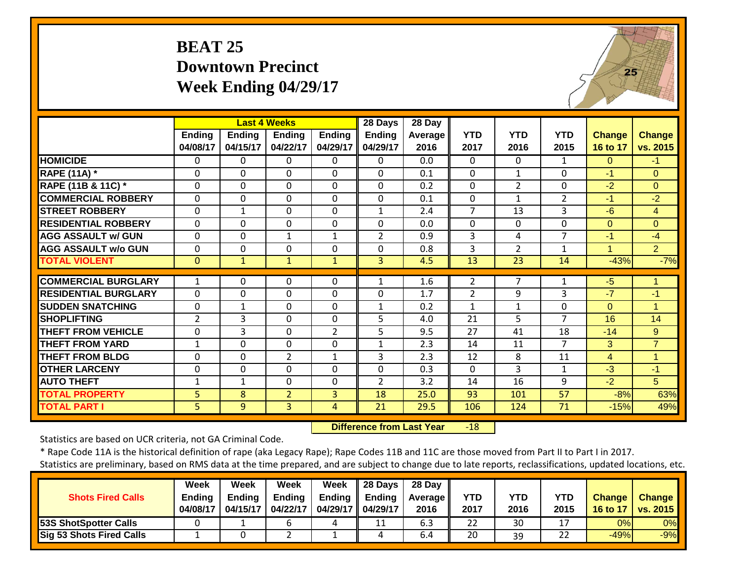# BEAT 25
## Downtown Precinct
## Week Ending 04/29/17

| | Last 4 Weeks | | | | 28 Days | 28 Day | | | | | |
|---|---|---|---|---|---|---|---|---|---|---|---|
| | Ending 04/08/17 | Ending 04/15/17 | Ending 04/22/17 | Ending 04/29/17 | Ending 04/29/17 | Average 2016 | YTD 2017 | YTD 2016 | YTD 2015 | Change 16 to 17 | Change vs. 2015 |
| HOMICIDE | 0 | 0 | 0 | 0 | 0 | 0.0 | 0 | 0 | 1 | 0 | -1 |
| RAPE (11A) * | 0 | 0 | 0 | 0 | 0 | 0.1 | 0 | 1 | 0 | -1 | 0 |
| RAPE (11B & 11C) * | 0 | 0 | 0 | 0 | 0 | 0.2 | 0 | 2 | 0 | -2 | 0 |
| COMMERCIAL ROBBERY | 0 | 0 | 0 | 0 | 0 | 0.1 | 0 | 1 | 2 | -1 | -2 |
| STREET ROBBERY | 0 | 1 | 0 | 0 | 1 | 2.4 | 7 | 13 | 3 | -6 | 4 |
| RESIDENTIAL ROBBERY | 0 | 0 | 0 | 0 | 0 | 0.0 | 0 | 0 | 0 | 0 | 0 |
| AGG ASSAULT w/ GUN | 0 | 0 | 1 | 1 | 2 | 0.9 | 3 | 4 | 7 | -1 | -4 |
| AGG ASSAULT w/o GUN | 0 | 0 | 0 | 0 | 0 | 0.8 | 3 | 2 | 1 | 1 | 2 |
| TOTAL VIOLENT | 0 | 1 | 1 | 1 | 3 | 4.5 | 13 | 23 | 14 | -43% | -7% |
| COMMERCIAL BURGLARY | 1 | 0 | 0 | 0 | 1 | 1.6 | 2 | 7 | 1 | -5 | 1 |
| RESIDENTIAL BURGLARY | 0 | 0 | 0 | 0 | 0 | 1.7 | 2 | 9 | 3 | -7 | -1 |
| SUDDEN SNATCHING | 0 | 1 | 0 | 0 | 1 | 0.2 | 1 | 1 | 0 | 0 | 1 |
| SHOPLIFTING | 2 | 3 | 0 | 0 | 5 | 4.0 | 21 | 5 | 7 | 16 | 14 |
| THEFT FROM VEHICLE | 0 | 3 | 0 | 2 | 5 | 9.5 | 27 | 41 | 18 | -14 | 9 |
| THEFT FROM YARD | 1 | 0 | 0 | 0 | 1 | 2.3 | 14 | 11 | 7 | 3 | 7 |
| THEFT FROM BLDG | 0 | 0 | 2 | 1 | 3 | 2.3 | 12 | 8 | 11 | 4 | 1 |
| OTHER LARCENY | 0 | 0 | 0 | 0 | 0 | 0.3 | 0 | 3 | 1 | -3 | -1 |
| AUTO THEFT | 1 | 1 | 0 | 0 | 2 | 3.2 | 14 | 16 | 9 | -2 | 5 |
| TOTAL PROPERTY | 5 | 8 | 2 | 3 | 18 | 25.0 | 93 | 101 | 57 | -8% | 63% |
| TOTAL PART I | 5 | 9 | 3 | 4 | 21 | 29.5 | 106 | 124 | 71 | -15% | 49% |

**Difference from Last Year** -18

Statistics are based on UCR criteria, not GA Criminal Code.

* Rape Code 11A is the historical definition of rape (aka Legacy Rape); Rape Codes 11B and 11C are those moved from Part II to Part I in 2017.

Statistics are preliminary, based on RMS data at the time prepared, and are subject to change due to late reports, reclassifications, updated locations, etc.

| Shots Fired Calls | Week Ending 04/08/17 | Week Ending 04/15/17 | Week Ending 04/22/17 | Week Ending 04/29/17 | 28 Days Ending 04/29/17 | 28 Day Average 2016 | YTD 2017 | YTD 2016 | YTD 2015 | Change 16 to 17 | Change vs. 2015 |
|---|---|---|---|---|---|---|---|---|---|---|---|
| 53S ShotSpotter Calls | 0 | 1 | 6 | 4 | 11 | 6.3 | 22 | 30 | 17 | 0% | 0% |
| Sig 53 Shots Fired Calls | 1 | 0 | 2 | 1 | 4 | 6.4 | 20 | 39 | 22 | -49% | -9% |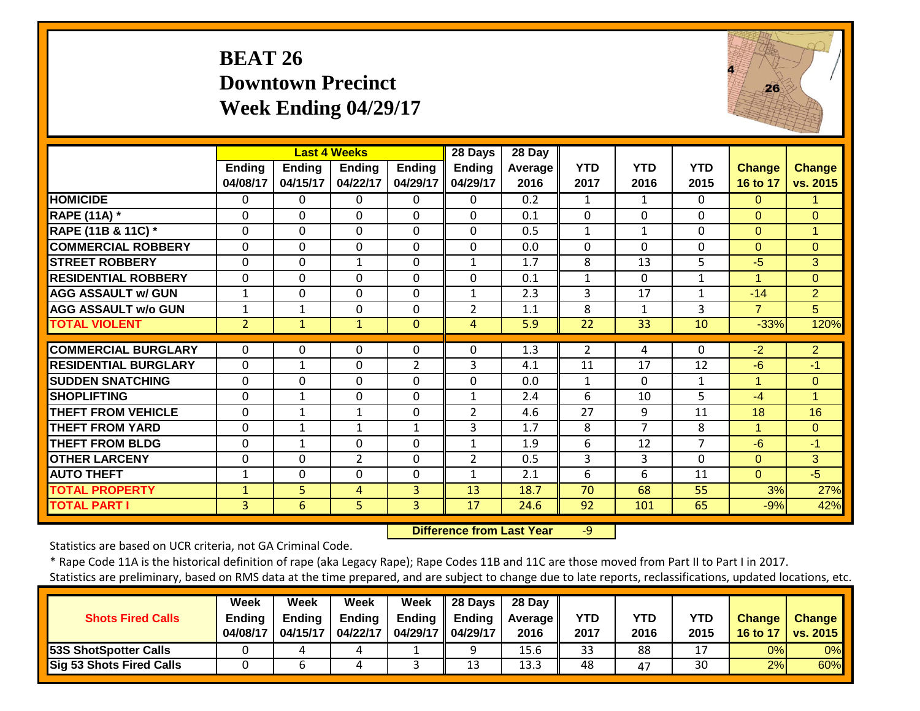# BEAT 26
## Downtown Precinct
## Week Ending 04/29/17

| | Last 4 Weeks | | | | 28 Days | 28 Day | | | | | |
|---|---|---|---|---|---|---|---|---|---|---|---|
| | Ending 04/08/17 | Ending 04/15/17 | Ending 04/22/17 | Ending 04/29/17 | Ending 04/29/17 | Average 2016 | YTD 2017 | YTD 2016 | YTD 2015 | Change 16 to 17 | Change vs. 2015 |
| HOMICIDE | 0 | 0 | 0 | 0 | 0 | 0.2 | 1 | 1 | 0 | 0 | 1 |
| RAPE (11A) * | 0 | 0 | 0 | 0 | 0 | 0.1 | 0 | 0 | 0 | 0 | 0 |
| RAPE (11B & 11C) * | 0 | 0 | 0 | 0 | 0 | 0.5 | 1 | 1 | 0 | 0 | 1 |
| COMMERCIAL ROBBERY | 0 | 0 | 0 | 0 | 0 | 0.0 | 0 | 0 | 0 | 0 | 0 |
| STREET ROBBERY | 0 | 0 | 1 | 0 | 1 | 1.7 | 8 | 13 | 5 | -5 | 3 |
| RESIDENTIAL ROBBERY | 0 | 0 | 0 | 0 | 0 | 0.1 | 1 | 0 | 1 | 1 | 0 |
| AGG ASSAULT w/ GUN | 1 | 0 | 0 | 0 | 1 | 2.3 | 3 | 17 | 1 | -14 | 2 |
| AGG ASSAULT w/o GUN | 1 | 1 | 0 | 0 | 2 | 1.1 | 8 | 1 | 3 | 7 | 5 |
| TOTAL VIOLENT | 2 | 1 | 1 | 0 | 4 | 5.9 | 22 | 33 | 10 | -33% | 120% |
| COMMERCIAL BURGLARY | 0 | 0 | 0 | 0 | 0 | 1.3 | 2 | 4 | 0 | -2 | 2 |
| RESIDENTIAL BURGLARY | 0 | 1 | 0 | 2 | 3 | 4.1 | 11 | 17 | 12 | -6 | -1 |
| SUDDEN SNATCHING | 0 | 0 | 0 | 0 | 0 | 0.0 | 1 | 0 | 1 | 1 | 0 |
| SHOPLIFTING | 0 | 1 | 0 | 0 | 1 | 2.4 | 6 | 10 | 5 | -4 | 1 |
| THEFT FROM VEHICLE | 0 | 1 | 1 | 0 | 2 | 4.6 | 27 | 9 | 11 | 18 | 16 |
| THEFT FROM YARD | 0 | 1 | 1 | 1 | 3 | 1.7 | 8 | 7 | 8 | 1 | 0 |
| THEFT FROM BLDG | 0 | 1 | 0 | 0 | 1 | 1.9 | 6 | 12 | 7 | -6 | -1 |
| OTHER LARCENY | 0 | 0 | 2 | 0 | 2 | 0.5 | 3 | 3 | 0 | 0 | 3 |
| AUTO THEFT | 1 | 0 | 0 | 0 | 1 | 2.1 | 6 | 6 | 11 | 0 | -5 |
| TOTAL PROPERTY | 1 | 5 | 4 | 3 | 13 | 18.7 | 70 | 68 | 55 | 3% | 27% |
| TOTAL PART I | 3 | 6 | 5 | 3 | 17 | 24.6 | 92 | 101 | 65 | -9% | 42% |

**Difference from Last Year** -9

Statistics are based on UCR criteria, not GA Criminal Code.

* Rape Code 11A is the historical definition of rape (aka Legacy Rape); Rape Codes 11B and 11C are those moved from Part II to Part I in 2017.

Statistics are preliminary, based on RMS data at the time prepared, and are subject to change due to late reports, reclassifications, updated locations, etc.

| Shots Fired Calls | Week Ending 04/08/17 | Week Ending 04/15/17 | Week Ending 04/22/17 | Week Ending 04/29/17 | 28 Days Ending 04/29/17 | 28 Day Average 2016 | YTD 2017 | YTD 2016 | YTD 2015 | Change 16 to 17 | Change vs. 2015 |
|---|---|---|---|---|---|---|---|---|---|---|---|
| 53S ShotSpotter Calls | 0 | 4 | 4 | 1 | 9 | 15.6 | 33 | 88 | 17 | 0% | 0% |
| Sig 53 Shots Fired Calls | 0 | 6 | 4 | 3 | 13 | 13.3 | 48 | 47 | 30 | 2% | 60% |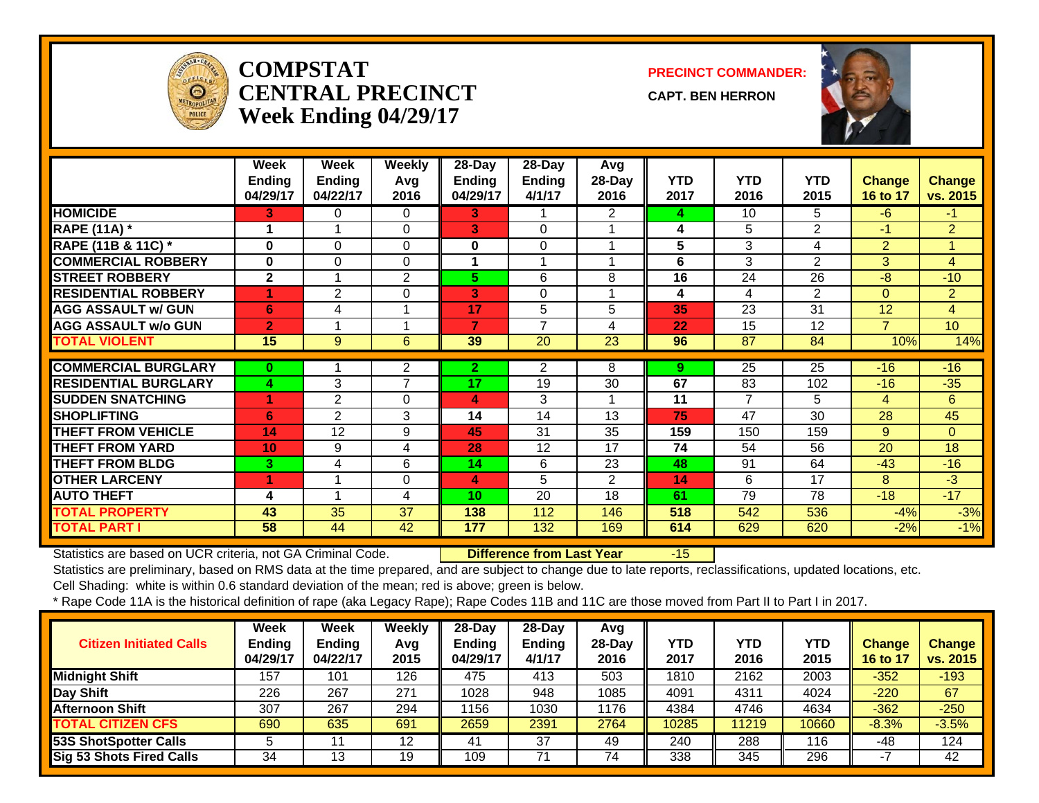# COMPSTAT CENTRAL PRECINCT Week Ending 04/29/17

**PRECINCT COMMANDER:**

**CAPT. BEN HERRON**

| | Week Ending 04/29/17 | Week Ending 04/22/17 | Weekly Avg 2016 | 28-Day Ending 04/29/17 | 28-Day Ending 4/1/17 | Avg 28-Day 2016 | YTD 2017 | YTD 2016 | YTD 2015 | Change 16 to 17 | Change vs. 2015 |
|---|---|---|---|---|---|---|---|---|---|---|---|
| HOMICIDE | 3 | 0 | 0 | 3 | 1 | 2 | 4 | 10 | 5 | -6 | -1 |
| RAPE (11A) * | 1 | 1 | 0 | 3 | 0 | 1 | 4 | 5 | 2 | -1 | 2 |
| RAPE (11B & 11C) * | 0 | 0 | 0 | 0 | 0 | 1 | 5 | 3 | 4 | 2 | 1 |
| COMMERCIAL ROBBERY | 0 | 0 | 0 | 1 | 1 | 1 | 6 | 3 | 2 | 3 | 4 |
| STREET ROBBERY | 2 | 1 | 2 | 5 | 6 | 8 | 16 | 24 | 26 | -8 | -10 |
| RESIDENTIAL ROBBERY | 1 | 2 | 0 | 3 | 0 | 1 | 4 | 4 | 2 | 0 | 2 |
| AGG ASSAULT w/ GUN | 6 | 4 | 1 | 17 | 5 | 5 | 35 | 23 | 31 | 12 | 4 |
| AGG ASSAULT w/o GUN | 2 | 1 | 1 | 7 | 7 | 4 | 22 | 15 | 12 | 7 | 10 |
| TOTAL VIOLENT | 15 | 9 | 6 | 39 | 20 | 23 | 96 | 87 | 84 | 10% | 14% |
| COMMERCIAL BURGLARY | 0 | 1 | 2 | 2 | 2 | 8 | 9 | 25 | 25 | -16 | -16 |
| RESIDENTIAL BURGLARY | 4 | 3 | 7 | 17 | 19 | 30 | 67 | 83 | 102 | -16 | -35 |
| SUDDEN SNATCHING | 1 | 2 | 0 | 4 | 3 | 1 | 11 | 7 | 5 | 4 | 6 |
| SHOPLIFTING | 6 | 2 | 3 | 14 | 14 | 13 | 75 | 47 | 30 | 28 | 45 |
| THEFT FROM VEHICLE | 14 | 12 | 9 | 45 | 31 | 35 | 159 | 150 | 159 | 9 | 0 |
| THEFT FROM YARD | 10 | 9 | 4 | 28 | 12 | 17 | 74 | 54 | 56 | 20 | 18 |
| THEFT FROM BLDG | 3 | 4 | 6 | 14 | 6 | 23 | 48 | 91 | 64 | -43 | -16 |
| OTHER LARCENY | 1 | 1 | 0 | 4 | 5 | 2 | 14 | 6 | 17 | 8 | -3 |
| AUTO THEFT | 4 | 1 | 4 | 10 | 20 | 18 | 61 | 79 | 78 | -18 | -17 |
| TOTAL PROPERTY | 43 | 35 | 37 | 138 | 112 | 146 | 518 | 542 | 536 | -4% | -3% |
| TOTAL PART I | 58 | 44 | 42 | 177 | 132 | 169 | 614 | 629 | 620 | -2% | -1% |

Statistics are based on UCR criteria, not GA Criminal Code. **Difference from Last Year** -15

Statistics are preliminary, based on RMS data at the time prepared, and are subject to change due to late reports, reclassifications, updated locations, etc.

Cell Shading: white is within 0.6 standard deviation of the mean; red is above; green is below.

* Rape Code 11A is the historical definition of rape (aka Legacy Rape); Rape Codes 11B and 11C are those moved from Part II to Part I in 2017.

| Citizen Initiated Calls | Week Ending 04/29/17 | Week Ending 04/22/17 | Weekly Avg 2015 | 28-Day Ending 04/29/17 | 28-Day Ending 4/1/17 | Avg 28-Day 2016 | YTD 2017 | YTD 2016 | YTD 2015 | Change 16 to 17 | Change vs. 2015 |
|---|---|---|---|---|---|---|---|---|---|---|---|
| Midnight Shift | 157 | 101 | 126 | 475 | 413 | 503 | 1810 | 2162 | 2003 | -352 | -193 |
| Day Shift | 226 | 267 | 271 | 1028 | 948 | 1085 | 4091 | 4311 | 4024 | -220 | 67 |
| Afternoon Shift | 307 | 267 | 294 | 1156 | 1030 | 1176 | 4384 | 4746 | 4634 | -362 | -250 |
| TOTAL CITIZEN CFS | 690 | 635 | 691 | 2659 | 2391 | 2764 | 10285 | 11219 | 10660 | -8.3% | -3.5% |
| 53S ShotSpotter Calls | 5 | 11 | 12 | 41 | 37 | 49 | 240 | 288 | 116 | -48 | 124 |
| Sig 53 Shots Fired Calls | 34 | 13 | 19 | 109 | 71 | 74 | 338 | 345 | 296 | -7 | 42 |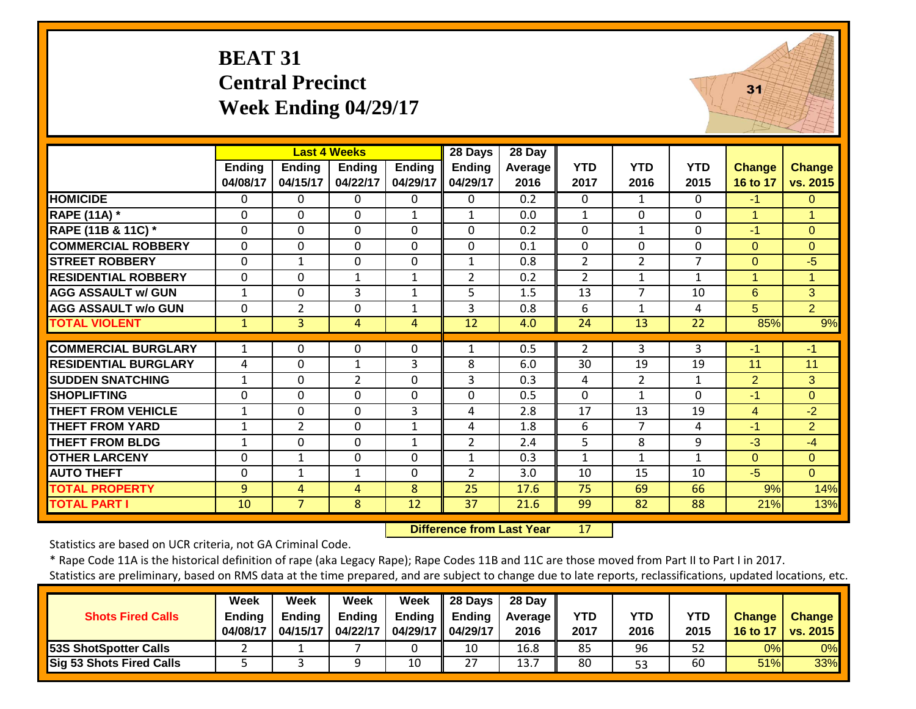# BEAT 31
## Central Precinct
## Week Ending 04/29/17

| | Last 4 Weeks | | | | 28 Days | 28 Day | | | | | |
|---|---|---|---|---|---|---|---|---|---|---|---|
| | Ending 04/08/17 | Ending 04/15/17 | Ending 04/22/17 | Ending 04/29/17 | Ending 04/29/17 | Average 2016 | YTD 2017 | YTD 2016 | YTD 2015 | Change 16 to 17 | Change vs. 2015 |
| HOMICIDE | 0 | 0 | 0 | 0 | 0 | 0.2 | 0 | 1 | 0 | -1 | 0 |
| RAPE (11A) * | 0 | 0 | 0 | 1 | 1 | 0.0 | 1 | 0 | 0 | 1 | 1 |
| RAPE (11B & 11C) * | 0 | 0 | 0 | 0 | 0 | 0.2 | 0 | 1 | 0 | -1 | 0 |
| COMMERCIAL ROBBERY | 0 | 0 | 0 | 0 | 0 | 0.1 | 0 | 0 | 0 | 0 | 0 |
| STREET ROBBERY | 0 | 1 | 0 | 0 | 1 | 0.8 | 2 | 2 | 7 | 0 | -5 |
| RESIDENTIAL ROBBERY | 0 | 0 | 1 | 1 | 2 | 0.2 | 2 | 1 | 1 | 1 | 1 |
| AGG ASSAULT w/ GUN | 1 | 0 | 3 | 1 | 5 | 1.5 | 13 | 7 | 10 | 6 | 3 |
| AGG ASSAULT w/o GUN | 0 | 2 | 0 | 1 | 3 | 0.8 | 6 | 1 | 4 | 5 | 2 |
| TOTAL VIOLENT | 1 | 3 | 4 | 4 | 12 | 4.0 | 24 | 13 | 22 | 85% | 9% |
| COMMERCIAL BURGLARY | 1 | 0 | 0 | 0 | 1 | 0.5 | 2 | 3 | 3 | -1 | -1 |
| RESIDENTIAL BURGLARY | 4 | 0 | 1 | 3 | 8 | 6.0 | 30 | 19 | 19 | 11 | 11 |
| SUDDEN SNATCHING | 1 | 0 | 2 | 0 | 3 | 0.3 | 4 | 2 | 1 | 2 | 3 |
| SHOPLIFTING | 0 | 0 | 0 | 0 | 0 | 0.5 | 0 | 1 | 0 | -1 | 0 |
| THEFT FROM VEHICLE | 1 | 0 | 0 | 3 | 4 | 2.8 | 17 | 13 | 19 | 4 | -2 |
| THEFT FROM YARD | 1 | 2 | 0 | 1 | 4 | 1.8 | 6 | 7 | 4 | -1 | 2 |
| THEFT FROM BLDG | 1 | 0 | 0 | 1 | 2 | 2.4 | 5 | 8 | 9 | -3 | -4 |
| OTHER LARCENY | 0 | 1 | 0 | 0 | 1 | 0.3 | 1 | 1 | 1 | 0 | 0 |
| AUTO THEFT | 0 | 1 | 1 | 0 | 2 | 3.0 | 10 | 15 | 10 | -5 | 0 |
| TOTAL PROPERTY | 9 | 4 | 4 | 8 | 25 | 17.6 | 75 | 69 | 66 | 9% | 14% |
| TOTAL PART I | 10 | 7 | 8 | 12 | 37 | 21.6 | 99 | 82 | 88 | 21% | 13% |

**Difference from Last Year** 17

Statistics are based on UCR criteria, not GA Criminal Code.

* Rape Code 11A is the historical definition of rape (aka Legacy Rape); Rape Codes 11B and 11C are those moved from Part II to Part I in 2017.

Statistics are preliminary, based on RMS data at the time prepared, and are subject to change due to late reports, reclassifications, updated locations, etc.

| Shots Fired Calls | Week Ending 04/08/17 | Week Ending 04/15/17 | Week Ending 04/22/17 | Week Ending 04/29/17 | 28 Days Ending 04/29/17 | 28 Day Average 2016 | YTD 2017 | YTD 2016 | YTD 2015 | Change 16 to 17 | Change vs. 2015 |
|---|---|---|---|---|---|---|---|---|---|---|---|
| 53S ShotSpotter Calls | 2 | 1 | 7 | 0 | 10 | 16.8 | 85 | 96 | 52 | 0% | 0% |
| Sig 53 Shots Fired Calls | 5 | 3 | 9 | 10 | 27 | 13.7 | 80 | 53 | 60 | 51% | 33% |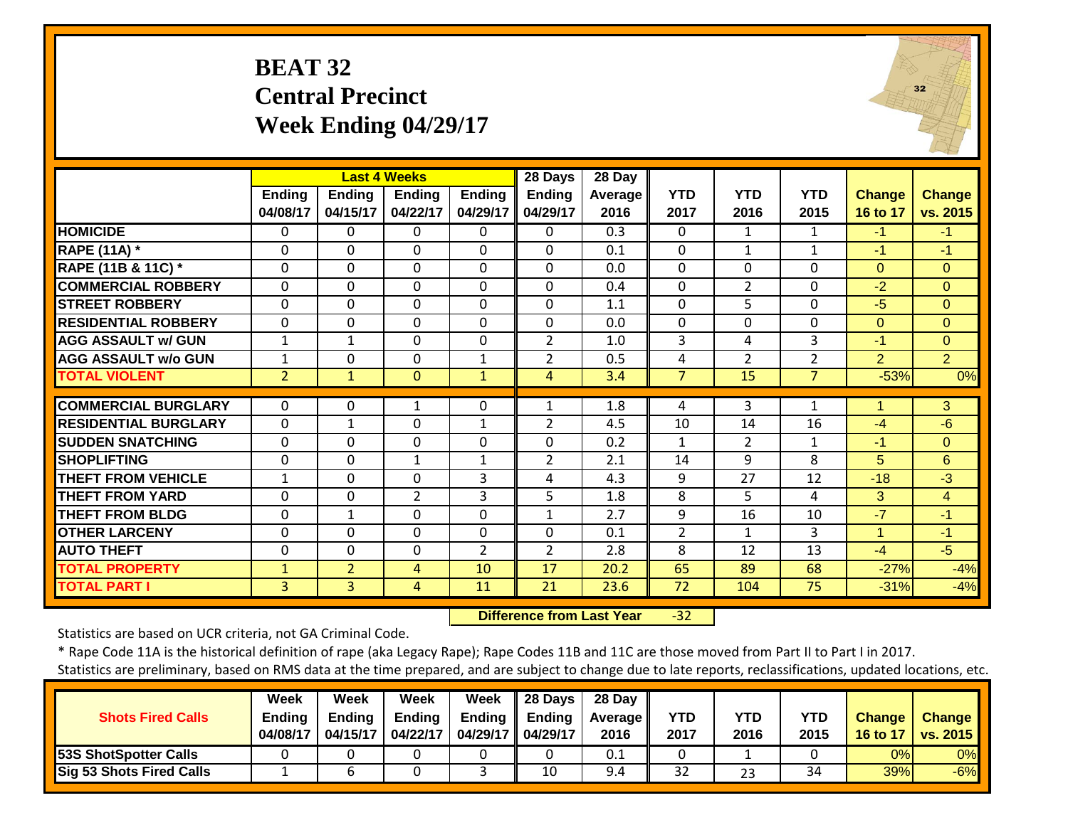# BEAT 32
## Central Precinct
## Week Ending 04/29/17

| | Last 4 Weeks | | | | 28 Days | 28 Day | | | | | |
|---|---|---|---|---|---|---|---|---|---|---|---|
| | Ending 04/08/17 | Ending 04/15/17 | Ending 04/22/17 | Ending 04/29/17 | Ending 04/29/17 | Average 2016 | YTD 2017 | YTD 2016 | YTD 2015 | Change 16 to 17 | Change vs. 2015 |
| HOMICIDE | 0 | 0 | 0 | 0 | 0 | 0.3 | 0 | 1 | 1 | -1 | -1 |
| RAPE (11A) * | 0 | 0 | 0 | 0 | 0 | 0.1 | 0 | 1 | 1 | -1 | -1 |
| RAPE (11B & 11C) * | 0 | 0 | 0 | 0 | 0 | 0.0 | 0 | 0 | 0 | 0 | 0 |
| COMMERCIAL ROBBERY | 0 | 0 | 0 | 0 | 0 | 0.4 | 0 | 2 | 0 | -2 | 0 |
| STREET ROBBERY | 0 | 0 | 0 | 0 | 0 | 1.1 | 0 | 5 | 0 | -5 | 0 |
| RESIDENTIAL ROBBERY | 0 | 0 | 0 | 0 | 0 | 0.0 | 0 | 0 | 0 | 0 | 0 |
| AGG ASSAULT w/ GUN | 1 | 1 | 0 | 0 | 2 | 1.0 | 3 | 4 | 3 | -1 | 0 |
| AGG ASSAULT w/o GUN | 1 | 0 | 0 | 1 | 2 | 0.5 | 4 | 2 | 2 | 2 | 2 |
| TOTAL VIOLENT | 2 | 1 | 0 | 1 | 4 | 3.4 | 7 | 15 | 7 | -53% | 0% |
| COMMERCIAL BURGLARY | 0 | 0 | 1 | 0 | 1 | 1.8 | 4 | 3 | 1 | 1 | 3 |
| RESIDENTIAL BURGLARY | 0 | 1 | 0 | 1 | 2 | 4.5 | 10 | 14 | 16 | -4 | -6 |
| SUDDEN SNATCHING | 0 | 0 | 0 | 0 | 0 | 0.2 | 1 | 2 | 1 | -1 | 0 |
| SHOPLIFTING | 0 | 0 | 1 | 1 | 2 | 2.1 | 14 | 9 | 8 | 5 | 6 |
| THEFT FROM VEHICLE | 1 | 0 | 0 | 3 | 4 | 4.3 | 9 | 27 | 12 | -18 | -3 |
| THEFT FROM YARD | 0 | 0 | 2 | 3 | 5 | 1.8 | 8 | 5 | 4 | 3 | 4 |
| THEFT FROM BLDG | 0 | 1 | 0 | 0 | 1 | 2.7 | 9 | 16 | 10 | -7 | -1 |
| OTHER LARCENY | 0 | 0 | 0 | 0 | 0 | 0.1 | 2 | 1 | 3 | 1 | -1 |
| AUTO THEFT | 0 | 0 | 0 | 2 | 2 | 2.8 | 8 | 12 | 13 | -4 | -5 |
| TOTAL PROPERTY | 1 | 2 | 4 | 10 | 17 | 20.2 | 65 | 89 | 68 | -27% | -4% |
| TOTAL PART I | 3 | 3 | 4 | 11 | 21 | 23.6 | 72 | 104 | 75 | -31% | -4% |

**Difference from Last Year** -32

Statistics are based on UCR criteria, not GA Criminal Code.

* Rape Code 11A is the historical definition of rape (aka Legacy Rape); Rape Codes 11B and 11C are those moved from Part II to Part I in 2017.

Statistics are preliminary, based on RMS data at the time prepared, and are subject to change due to late reports, reclassifications, updated locations, etc.

| Shots Fired Calls | Week Ending 04/08/17 | Week Ending 04/15/17 | Week Ending 04/22/17 | Week Ending 04/29/17 | 28 Days Ending 04/29/17 | 28 Day Average 2016 | YTD 2017 | YTD 2016 | YTD 2015 | Change 16 to 17 | Change vs. 2015 |
|---|---|---|---|---|---|---|---|---|---|---|---|
| 53S ShotSpotter Calls | 0 | 0 | 0 | 0 | 0 | 0.1 | 0 | 1 | 0 | 0% | 0% |
| Sig 53 Shots Fired Calls | 1 | 6 | 0 | 3 | 10 | 9.4 | 32 | 23 | 34 | 39% | -6% |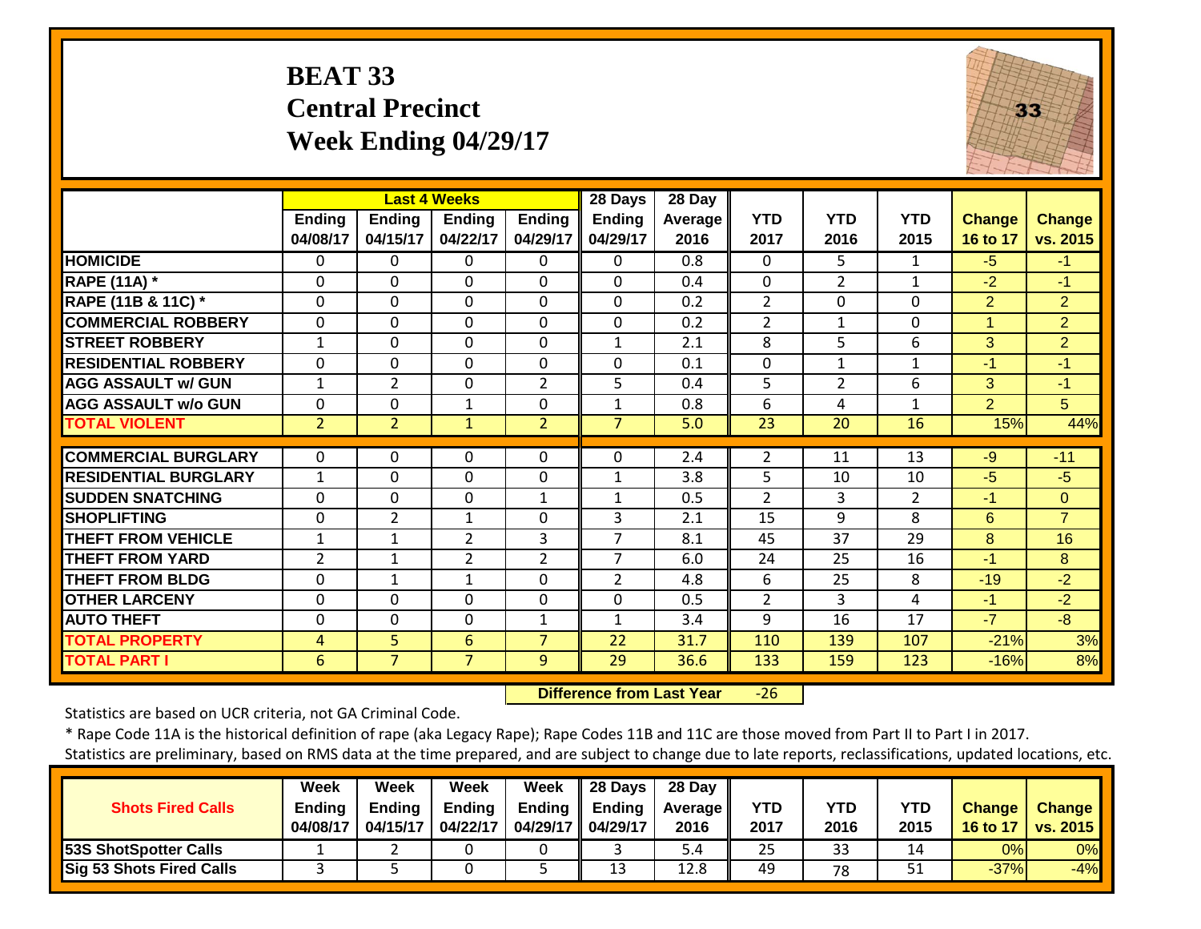# BEAT 33
## Central Precinct
## Week Ending 04/29/17

| | Last 4 Weeks | | | | 28 Days | 28 Day | | | | | |
|---|---|---|---|---|---|---|---|---|---|---|---|
| | Ending 04/08/17 | Ending 04/15/17 | Ending 04/22/17 | Ending 04/29/17 | Ending 04/29/17 | Average 2016 | YTD 2017 | YTD 2016 | YTD 2015 | Change 16 to 17 | Change vs. 2015 |
| HOMICIDE | 0 | 0 | 0 | 0 | 0 | 0.8 | 0 | 5 | 1 | -5 | -1 |
| RAPE (11A) * | 0 | 0 | 0 | 0 | 0 | 0.4 | 0 | 2 | 1 | -2 | -1 |
| RAPE (11B & 11C) * | 0 | 0 | 0 | 0 | 0 | 0.2 | 2 | 0 | 0 | 2 | 2 |
| COMMERCIAL ROBBERY | 0 | 0 | 0 | 0 | 0 | 0.2 | 2 | 1 | 0 | 1 | 2 |
| STREET ROBBERY | 1 | 0 | 0 | 0 | 1 | 2.1 | 8 | 5 | 6 | 3 | 2 |
| RESIDENTIAL ROBBERY | 0 | 0 | 0 | 0 | 0 | 0.1 | 0 | 1 | 1 | -1 | -1 |
| AGG ASSAULT w/ GUN | 1 | 2 | 0 | 2 | 5 | 0.4 | 5 | 2 | 6 | 3 | -1 |
| AGG ASSAULT w/o GUN | 0 | 0 | 1 | 0 | 1 | 0.8 | 6 | 4 | 1 | 2 | 5 |
| TOTAL VIOLENT | 2 | 2 | 1 | 2 | 7 | 5.0 | 23 | 20 | 16 | 15% | 44% |
| COMMERCIAL BURGLARY | 0 | 0 | 0 | 0 | 0 | 2.4 | 2 | 11 | 13 | -9 | -11 |
| RESIDENTIAL BURGLARY | 1 | 0 | 0 | 0 | 1 | 3.8 | 5 | 10 | 10 | -5 | -5 |
| SUDDEN SNATCHING | 0 | 0 | 0 | 1 | 1 | 0.5 | 2 | 3 | 2 | -1 | 0 |
| SHOPLIFTING | 0 | 2 | 1 | 0 | 3 | 2.1 | 15 | 9 | 8 | 6 | 7 |
| THEFT FROM VEHICLE | 1 | 1 | 2 | 3 | 7 | 8.1 | 45 | 37 | 29 | 8 | 16 |
| THEFT FROM YARD | 2 | 1 | 2 | 2 | 7 | 6.0 | 24 | 25 | 16 | -1 | 8 |
| THEFT FROM BLDG | 0 | 1 | 1 | 0 | 2 | 4.8 | 6 | 25 | 8 | -19 | -2 |
| OTHER LARCENY | 0 | 0 | 0 | 0 | 0 | 0.5 | 2 | 3 | 4 | -1 | -2 |
| AUTO THEFT | 0 | 0 | 0 | 1 | 1 | 3.4 | 9 | 16 | 17 | -7 | -8 |
| TOTAL PROPERTY | 4 | 5 | 6 | 7 | 22 | 31.7 | 110 | 139 | 107 | -21% | 3% |
| TOTAL PART I | 6 | 7 | 7 | 9 | 29 | 36.6 | 133 | 159 | 123 | -16% | 8% |

**Difference from Last Year** -26

Statistics are based on UCR criteria, not GA Criminal Code.

* Rape Code 11A is the historical definition of rape (aka Legacy Rape); Rape Codes 11B and 11C are those moved from Part II to Part I in 2017.

Statistics are preliminary, based on RMS data at the time prepared, and are subject to change due to late reports, reclassifications, updated locations, etc.

| Shots Fired Calls | Week Ending 04/08/17 | Week Ending 04/15/17 | Week Ending 04/22/17 | Week Ending 04/29/17 | 28 Days Ending 04/29/17 | 28 Day Average 2016 | YTD 2017 | YTD 2016 | YTD 2015 | Change 16 to 17 | Change vs. 2015 |
|---|---|---|---|---|---|---|---|---|---|---|---|
| 53S ShotSpotter Calls | 1 | 2 | 0 | 0 | 3 | 5.4 | 25 | 33 | 14 | 0% | 0% |
| Sig 53 Shots Fired Calls | 3 | 5 | 0 | 5 | 13 | 12.8 | 49 | 78 | 51 | -37% | -4% |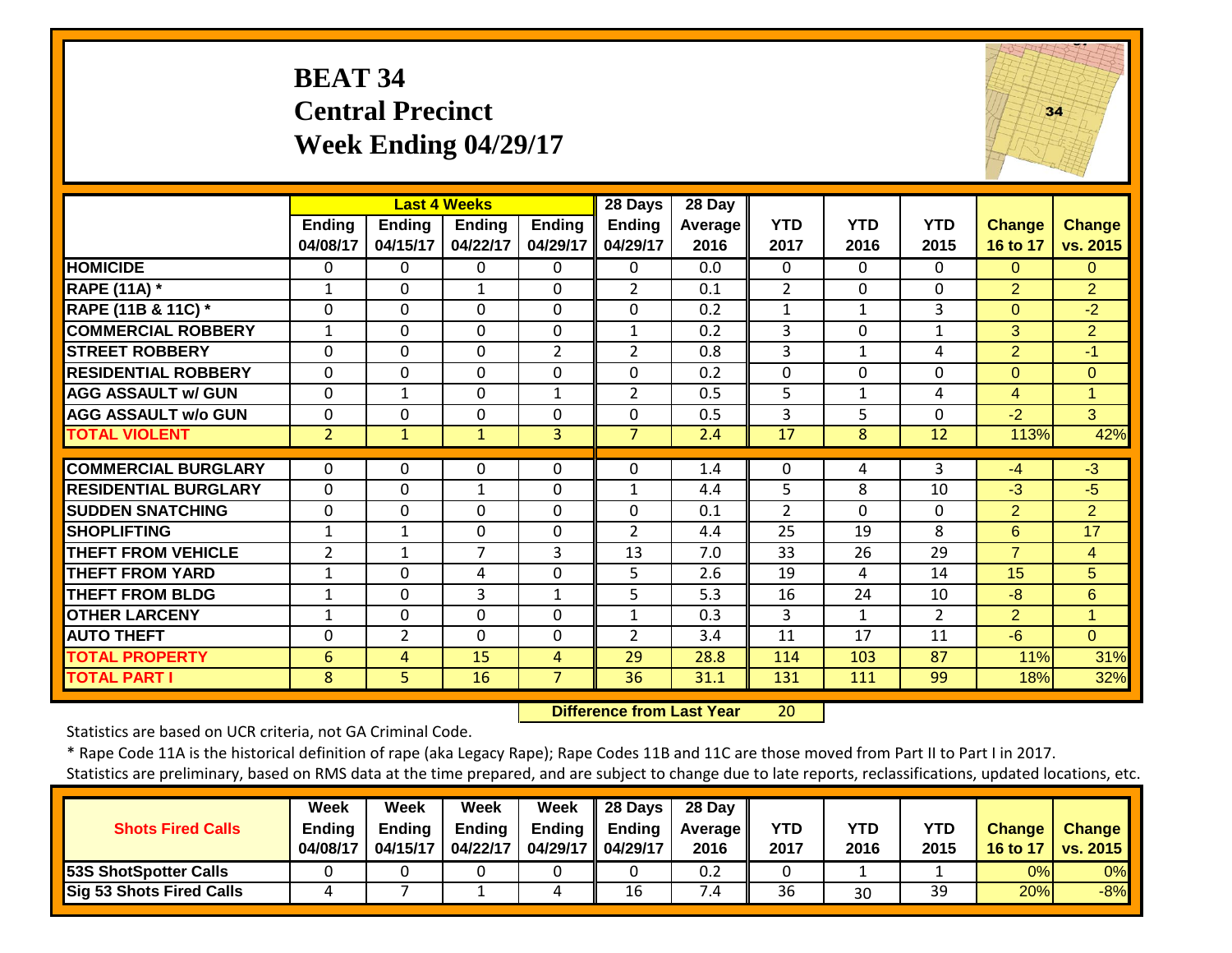# BEAT 34
## Central Precinct
## Week Ending 04/29/17

| | Last 4 Weeks | | | | 28 Days | 28 Day | | | | | |
|---|---|---|---|---|---|---|---|---|---|---|---|
| | Ending 04/08/17 | Ending 04/15/17 | Ending 04/22/17 | Ending 04/29/17 | Ending 04/29/17 | Average 2016 | YTD 2017 | YTD 2016 | YTD 2015 | Change 16 to 17 | Change vs. 2015 |
| HOMICIDE | 0 | 0 | 0 | 0 | 0 | 0.0 | 0 | 0 | 0 | 0 | 0 |
| RAPE (11A) * | 1 | 0 | 1 | 0 | 2 | 0.1 | 2 | 0 | 0 | 2 | 2 |
| RAPE (11B & 11C) * | 0 | 0 | 0 | 0 | 0 | 0.2 | 1 | 1 | 3 | 0 | -2 |
| COMMERCIAL ROBBERY | 1 | 0 | 0 | 0 | 1 | 0.2 | 3 | 0 | 1 | 3 | 2 |
| STREET ROBBERY | 0 | 0 | 0 | 2 | 2 | 0.8 | 3 | 1 | 4 | 2 | -1 |
| RESIDENTIAL ROBBERY | 0 | 0 | 0 | 0 | 0 | 0.2 | 0 | 0 | 0 | 0 | 0 |
| AGG ASSAULT w/ GUN | 0 | 1 | 0 | 1 | 2 | 0.5 | 5 | 1 | 4 | 4 | 1 |
| AGG ASSAULT w/o GUN | 0 | 0 | 0 | 0 | 0 | 0.5 | 3 | 5 | 0 | -2 | 3 |
| TOTAL VIOLENT | 2 | 1 | 1 | 3 | 7 | 2.4 | 17 | 8 | 12 | 113% | 42% |
| COMMERCIAL BURGLARY | 0 | 0 | 0 | 0 | 0 | 1.4 | 0 | 4 | 3 | -4 | -3 |
| RESIDENTIAL BURGLARY | 0 | 0 | 1 | 0 | 1 | 4.4 | 5 | 8 | 10 | -3 | -5 |
| SUDDEN SNATCHING | 0 | 0 | 0 | 0 | 0 | 0.1 | 2 | 0 | 0 | 2 | 2 |
| SHOPLIFTING | 1 | 1 | 0 | 0 | 2 | 4.4 | 25 | 19 | 8 | 6 | 17 |
| THEFT FROM VEHICLE | 2 | 1 | 7 | 3 | 13 | 7.0 | 33 | 26 | 29 | 7 | 4 |
| THEFT FROM YARD | 1 | 0 | 4 | 0 | 5 | 2.6 | 19 | 4 | 14 | 15 | 5 |
| THEFT FROM BLDG | 1 | 0 | 3 | 1 | 5 | 5.3 | 16 | 24 | 10 | -8 | 6 |
| OTHER LARCENY | 1 | 0 | 0 | 0 | 1 | 0.3 | 3 | 1 | 2 | 2 | 1 |
| AUTO THEFT | 0 | 2 | 0 | 0 | 2 | 3.4 | 11 | 17 | 11 | -6 | 0 |
| TOTAL PROPERTY | 6 | 4 | 15 | 4 | 29 | 28.8 | 114 | 103 | 87 | 11% | 31% |
| TOTAL PART I | 8 | 5 | 16 | 7 | 36 | 31.1 | 131 | 111 | 99 | 18% | 32% |

**Difference from Last Year** 20

Statistics are based on UCR criteria, not GA Criminal Code.

* Rape Code 11A is the historical definition of rape (aka Legacy Rape); Rape Codes 11B and 11C are those moved from Part II to Part I in 2017.

Statistics are preliminary, based on RMS data at the time prepared, and are subject to change due to late reports, reclassifications, updated locations, etc.

| Shots Fired Calls | Week Ending 04/08/17 | Week Ending 04/15/17 | Week Ending 04/22/17 | Week Ending 04/29/17 | 28 Days Ending 04/29/17 | 28 Day Average 2016 | YTD 2017 | YTD 2016 | YTD 2015 | Change 16 to 17 | Change vs. 2015 |
|---|---|---|---|---|---|---|---|---|---|---|---|
| 53S ShotSpotter Calls | 0 | 0 | 0 | 0 | 0 | 0.2 | 0 | 1 | 1 | 0% | 0% |
| Sig 53 Shots Fired Calls | 4 | 7 | 1 | 4 | 16 | 7.4 | 36 | 30 | 39 | 20% | -8% |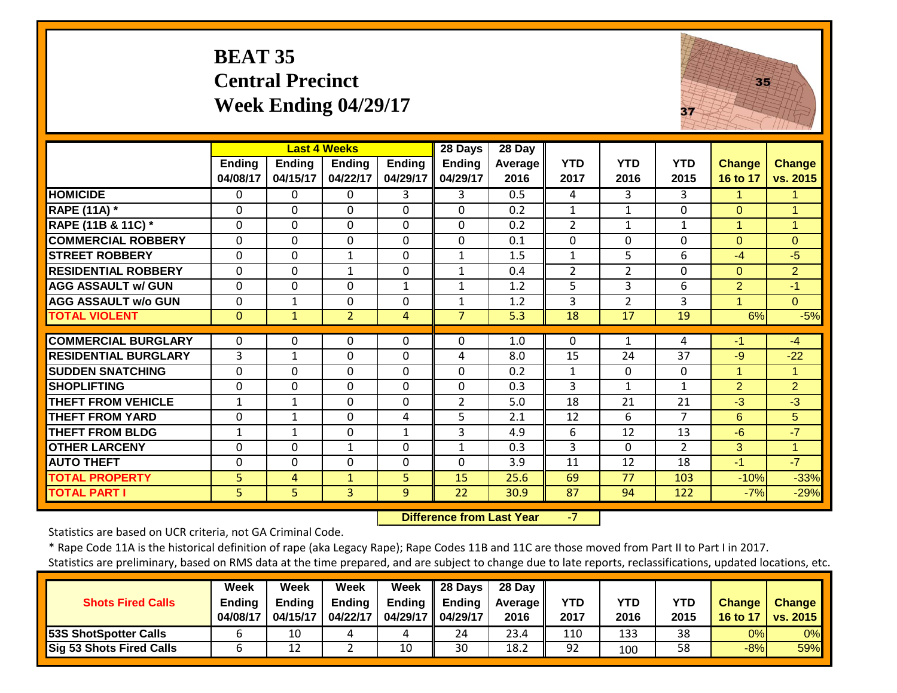# BEAT 35
## Central Precinct
## Week Ending 04/29/17

| | Last 4 Weeks | | | | 28 Days | 28 Day | | | | | |
|---|---|---|---|---|---|---|---|---|---|---|---|
| | Ending 04/08/17 | Ending 04/15/17 | Ending 04/22/17 | Ending 04/29/17 | Ending 04/29/17 | Average 2016 | YTD 2017 | YTD 2016 | YTD 2015 | Change 16 to 17 | Change vs. 2015 |
| HOMICIDE | 0 | 0 | 0 | 3 | 3 | 0.5 | 4 | 3 | 3 | 1 | 1 |
| RAPE (11A) * | 0 | 0 | 0 | 0 | 0 | 0.2 | 1 | 1 | 0 | 0 | 1 |
| RAPE (11B & 11C) * | 0 | 0 | 0 | 0 | 0 | 0.2 | 2 | 1 | 1 | 1 | 1 |
| COMMERCIAL ROBBERY | 0 | 0 | 0 | 0 | 0 | 0.1 | 0 | 0 | 0 | 0 | 0 |
| STREET ROBBERY | 0 | 0 | 1 | 0 | 1 | 1.5 | 1 | 5 | 6 | -4 | -5 |
| RESIDENTIAL ROBBERY | 0 | 0 | 1 | 0 | 1 | 0.4 | 2 | 2 | 0 | 0 | 2 |
| AGG ASSAULT w/ GUN | 0 | 0 | 0 | 1 | 1 | 1.2 | 5 | 3 | 6 | 2 | -1 |
| AGG ASSAULT w/o GUN | 0 | 1 | 0 | 0 | 1 | 1.2 | 3 | 2 | 3 | 1 | 0 |
| TOTAL VIOLENT | 0 | 1 | 2 | 4 | 7 | 5.3 | 18 | 17 | 19 | 6% | -5% |
| COMMERCIAL BURGLARY | 0 | 0 | 0 | 0 | 0 | 1.0 | 0 | 1 | 4 | -1 | -4 |
| RESIDENTIAL BURGLARY | 3 | 1 | 0 | 0 | 4 | 8.0 | 15 | 24 | 37 | -9 | -22 |
| SUDDEN SNATCHING | 0 | 0 | 0 | 0 | 0 | 0.2 | 1 | 0 | 0 | 1 | 1 |
| SHOPLIFTING | 0 | 0 | 0 | 0 | 0 | 0.3 | 3 | 1 | 1 | 2 | 2 |
| THEFT FROM VEHICLE | 1 | 1 | 0 | 0 | 2 | 5.0 | 18 | 21 | 21 | -3 | -3 |
| THEFT FROM YARD | 0 | 1 | 0 | 4 | 5 | 2.1 | 12 | 6 | 7 | 6 | 5 |
| THEFT FROM BLDG | 1 | 1 | 0 | 1 | 3 | 4.9 | 6 | 12 | 13 | -6 | -7 |
| OTHER LARCENY | 0 | 0 | 1 | 0 | 1 | 0.3 | 3 | 0 | 2 | 3 | 1 |
| AUTO THEFT | 0 | 0 | 0 | 0 | 0 | 3.9 | 11 | 12 | 18 | -1 | -7 |
| TOTAL PROPERTY | 5 | 4 | 1 | 5 | 15 | 25.6 | 69 | 77 | 103 | -10% | -33% |
| TOTAL PART I | 5 | 5 | 3 | 9 | 22 | 30.9 | 87 | 94 | 122 | -7% | -29% |

**Difference from Last Year** -7

Statistics are based on UCR criteria, not GA Criminal Code.

* Rape Code 11A is the historical definition of rape (aka Legacy Rape); Rape Codes 11B and 11C are those moved from Part II to Part I in 2017.

Statistics are preliminary, based on RMS data at the time prepared, and are subject to change due to late reports, reclassifications, updated locations, etc.

| Shots Fired Calls | Week Ending 04/08/17 | Week Ending 04/15/17 | Week Ending 04/22/17 | Week Ending 04/29/17 | 28 Days Ending 04/29/17 | 28 Day Average 2016 | YTD 2017 | YTD 2016 | YTD 2015 | Change 16 to 17 | Change vs. 2015 |
|---|---|---|---|---|---|---|---|---|---|---|---|
| 53S ShotSpotter Calls | 6 | 10 | 4 | 4 | 24 | 23.4 | 110 | 133 | 38 | 0% | 0% |
| Sig 53 Shots Fired Calls | 6 | 12 | 2 | 10 | 30 | 18.2 | 92 | 100 | 58 | -8% | 59% |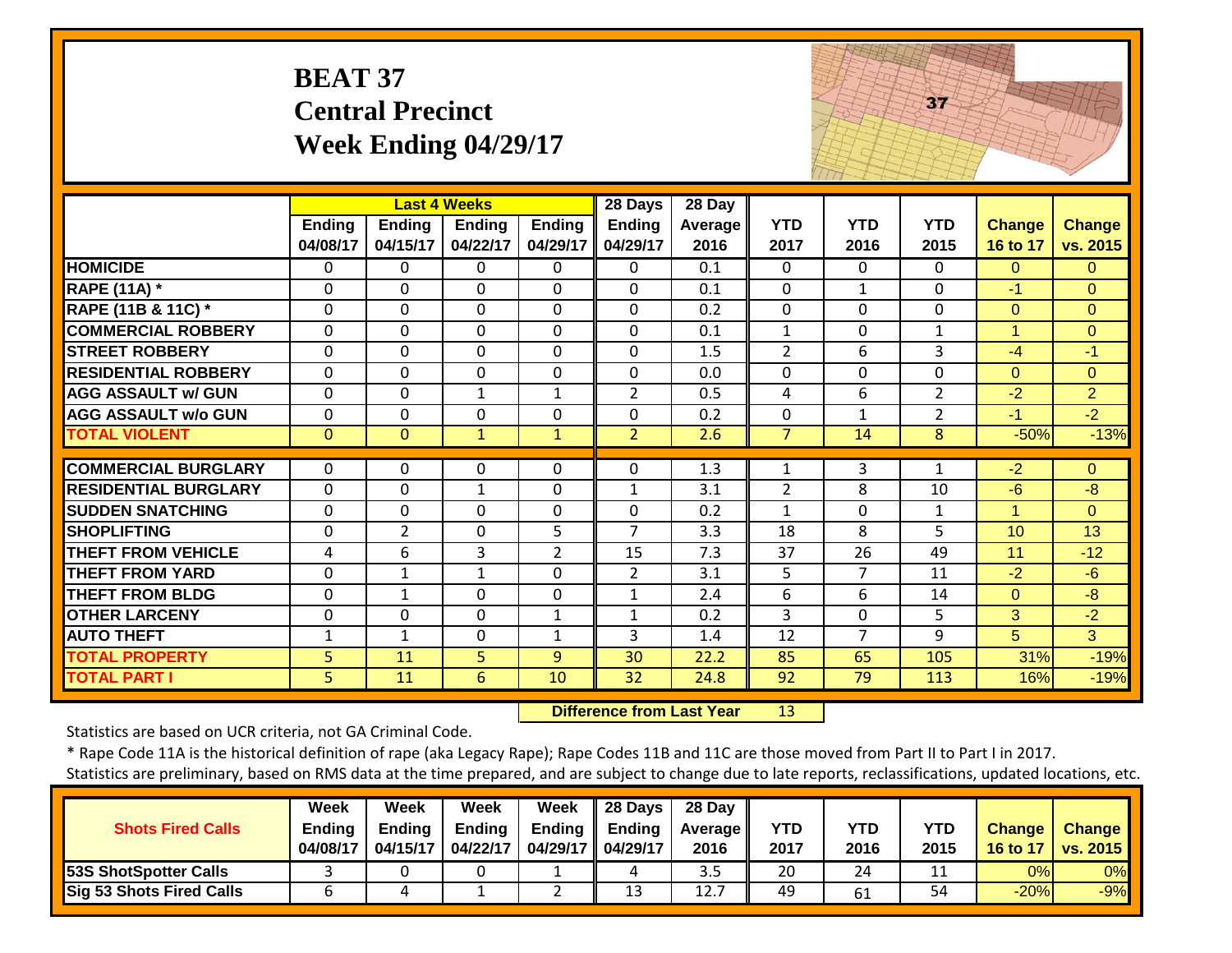# BEAT 37
# Central Precinct
# Week Ending 04/29/17

| | Last 4 Weeks | | | | 28 Days | 28 Day | | | | | |
|---|---|---|---|---|---|---|---|---|---|---|---|
| | Ending 04/08/17 | Ending 04/15/17 | Ending 04/22/17 | Ending 04/29/17 | Ending 04/29/17 | Average 2016 | YTD 2017 | YTD 2016 | YTD 2015 | Change 16 to 17 | Change vs. 2015 |
| HOMICIDE | 0 | 0 | 0 | 0 | 0 | 0.1 | 0 | 0 | 0 | 0 | 0 |
| RAPE (11A) * | 0 | 0 | 0 | 0 | 0 | 0.1 | 0 | 1 | 0 | -1 | 0 |
| RAPE (11B & 11C) * | 0 | 0 | 0 | 0 | 0 | 0.2 | 0 | 0 | 0 | 0 | 0 |
| COMMERCIAL ROBBERY | 0 | 0 | 0 | 0 | 0 | 0.1 | 1 | 0 | 1 | 1 | 0 |
| STREET ROBBERY | 0 | 0 | 0 | 0 | 0 | 1.5 | 2 | 6 | 3 | -4 | -1 |
| RESIDENTIAL ROBBERY | 0 | 0 | 0 | 0 | 0 | 0.0 | 0 | 0 | 0 | 0 | 0 |
| AGG ASSAULT w/ GUN | 0 | 0 | 1 | 1 | 2 | 0.5 | 4 | 6 | 2 | -2 | 2 |
| AGG ASSAULT w/o GUN | 0 | 0 | 0 | 0 | 0 | 0.2 | 0 | 1 | 2 | -1 | -2 |
| TOTAL VIOLENT | 0 | 0 | 1 | 1 | 2 | 2.6 | 7 | 14 | 8 | -50% | -13% |
| COMMERCIAL BURGLARY | 0 | 0 | 0 | 0 | 0 | 1.3 | 1 | 3 | 1 | -2 | 0 |
| RESIDENTIAL BURGLARY | 0 | 0 | 1 | 0 | 1 | 3.1 | 2 | 8 | 10 | -6 | -8 |
| SUDDEN SNATCHING | 0 | 0 | 0 | 0 | 0 | 0.2 | 1 | 0 | 1 | 1 | 0 |
| SHOPLIFTING | 0 | 2 | 0 | 5 | 7 | 3.3 | 18 | 8 | 5 | 10 | 13 |
| THEFT FROM VEHICLE | 4 | 6 | 3 | 2 | 15 | 7.3 | 37 | 26 | 49 | 11 | -12 |
| THEFT FROM YARD | 0 | 1 | 1 | 0 | 2 | 3.1 | 5 | 7 | 11 | -2 | -6 |
| THEFT FROM BLDG | 0 | 1 | 0 | 0 | 1 | 2.4 | 6 | 6 | 14 | 0 | -8 |
| OTHER LARCENY | 0 | 0 | 0 | 1 | 1 | 0.2 | 3 | 0 | 5 | 3 | -2 |
| AUTO THEFT | 1 | 1 | 0 | 1 | 3 | 1.4 | 12 | 7 | 9 | 5 | 3 |
| TOTAL PROPERTY | 5 | 11 | 5 | 9 | 30 | 22.2 | 85 | 65 | 105 | 31% | -19% |
| TOTAL PART I | 5 | 11 | 6 | 10 | 32 | 24.8 | 92 | 79 | 113 | 16% | -19% |

**Difference from Last Year** 13

Statistics are based on UCR criteria, not GA Criminal Code.

* Rape Code 11A is the historical definition of rape (aka Legacy Rape); Rape Codes 11B and 11C are those moved from Part II to Part I in 2017.

Statistics are preliminary, based on RMS data at the time prepared, and are subject to change due to late reports, reclassifications, updated locations, etc.

| Shots Fired Calls | Week Ending 04/08/17 | Week Ending 04/15/17 | Week Ending 04/22/17 | Week Ending 04/29/17 | 28 Days Ending 04/29/17 | 28 Day Average 2016 | YTD 2017 | YTD 2016 | YTD 2015 | Change 16 to 17 | Change vs. 2015 |
|---|---|---|---|---|---|---|---|---|---|---|---|
| 53S ShotSpotter Calls | 3 | 0 | 0 | 1 | 4 | 3.5 | 20 | 24 | 11 | 0% | 0% |
| Sig 53 Shots Fired Calls | 6 | 4 | 1 | 2 | 13 | 12.7 | 49 | 61 | 54 | -20% | -9% |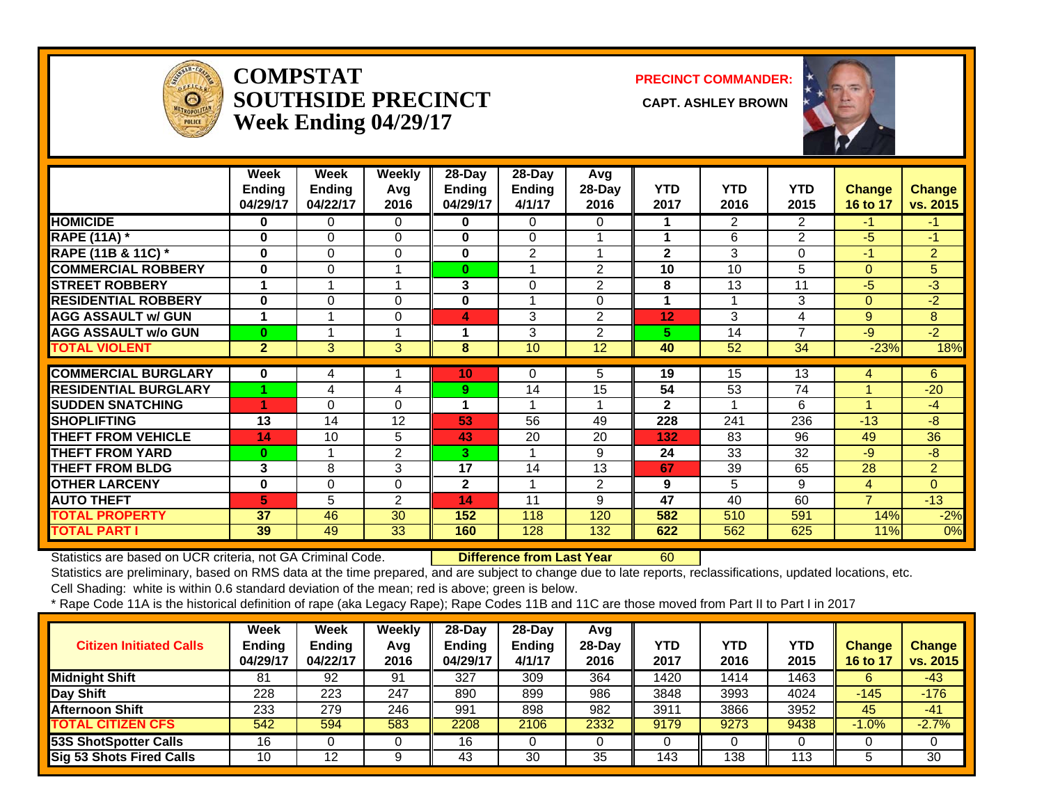# COMPSTAT
# SOUTHSIDE PRECINCT
## Week Ending 04/29/17

**PRECINCT COMMANDER:**

**CAPT. ASHLEY BROWN**

| | Week Ending 04/29/17 | Week Ending 04/22/17 | Weekly Avg 2016 | 28-Day Ending 04/29/17 | 28-Day Ending 4/1/17 | Avg 28-Day 2016 | YTD 2017 | YTD 2016 | YTD 2015 | Change 16 to 17 | Change vs. 2015 |
|---|---|---|---|---|---|---|---|---|---|---|---|
| HOMICIDE | 0 | 0 | 0 | 0 | 0 | 0 | 1 | 2 | 2 | -1 | -1 |
| RAPE (11A) * | 0 | 0 | 0 | 0 | 0 | 1 | 1 | 6 | 2 | -5 | -1 |
| RAPE (11B & 11C) * | 0 | 0 | 0 | 0 | 2 | 1 | 2 | 3 | 0 | -1 | 2 |
| COMMERCIAL ROBBERY | 0 | 0 | 1 | 0 | 1 | 2 | 10 | 10 | 5 | 0 | 5 |
| STREET ROBBERY | 1 | 1 | 1 | 3 | 0 | 2 | 8 | 13 | 11 | -5 | -3 |
| RESIDENTIAL ROBBERY | 0 | 0 | 0 | 0 | 1 | 0 | 1 | 1 | 3 | 0 | -2 |
| AGG ASSAULT w/ GUN | 1 | 1 | 0 | 4 | 3 | 2 | 12 | 3 | 4 | 9 | 8 |
| AGG ASSAULT w/o GUN | 0 | 1 | 1 | 1 | 3 | 2 | 5 | 14 | 7 | -9 | -2 |
| TOTAL VIOLENT | 2 | 3 | 3 | 8 | 10 | 12 | 40 | 52 | 34 | -23% | 18% |
| COMMERCIAL BURGLARY | 0 | 4 | 1 | 10 | 0 | 5 | 19 | 15 | 13 | 4 | 6 |
| RESIDENTIAL BURGLARY | 1 | 4 | 4 | 9 | 14 | 15 | 54 | 53 | 74 | 1 | -20 |
| SUDDEN SNATCHING | 1 | 0 | 0 | 1 | 1 | 1 | 2 | 1 | 6 | 1 | -4 |
| SHOPLIFTING | 13 | 14 | 12 | 53 | 56 | 49 | 228 | 241 | 236 | -13 | -8 |
| THEFT FROM VEHICLE | 14 | 10 | 5 | 43 | 20 | 20 | 132 | 83 | 96 | 49 | 36 |
| THEFT FROM YARD | 0 | 1 | 2 | 3 | 1 | 9 | 24 | 33 | 32 | -9 | -8 |
| THEFT FROM BLDG | 3 | 8 | 3 | 17 | 14 | 13 | 67 | 39 | 65 | 28 | 2 |
| OTHER LARCENY | 0 | 0 | 0 | 2 | 1 | 2 | 9 | 5 | 9 | 4 | 0 |
| AUTO THEFT | 5 | 5 | 2 | 14 | 11 | 9 | 47 | 40 | 60 | 7 | -13 |
| TOTAL PROPERTY | 37 | 46 | 30 | 152 | 118 | 120 | 582 | 510 | 591 | 14% | -2% |
| TOTAL PART I | 39 | 49 | 33 | 160 | 128 | 132 | 622 | 562 | 625 | 11% | 0% |

Statistics are based on UCR criteria, not GA Criminal Code. **Difference from Last Year** 60

Statistics are preliminary, based on RMS data at the time prepared, and are subject to change due to late reports, reclassifications, updated locations, etc.

Cell Shading: white is within 0.6 standard deviation of the mean; red is above; green is below.

* Rape Code 11A is the historical definition of rape (aka Legacy Rape); Rape Codes 11B and 11C are those moved from Part II to Part I in 2017

| Citizen Initiated Calls | Week Ending 04/29/17 | Week Ending 04/22/17 | Weekly Avg 2016 | 28-Day Ending 04/29/17 | 28-Day Ending 4/1/17 | Avg 28-Day 2016 | YTD 2017 | YTD 2016 | YTD 2015 | Change 16 to 17 | Change vs. 2015 |
|---|---|---|---|---|---|---|---|---|---|---|---|
| Midnight Shift | 81 | 92 | 91 | 327 | 309 | 364 | 1420 | 1414 | 1463 | 6 | -43 |
| Day Shift | 228 | 223 | 247 | 890 | 899 | 986 | 3848 | 3993 | 4024 | -145 | -176 |
| Afternoon Shift | 233 | 279 | 246 | 991 | 898 | 982 | 3911 | 3866 | 3952 | 45 | -41 |
| TOTAL CITIZEN CFS | 542 | 594 | 583 | 2208 | 2106 | 2332 | 9179 | 9273 | 9438 | -1.0% | -2.7% |
| 53S ShotSpotter Calls | 16 | 0 | 0 | 16 | 0 | 0 | 0 | 0 | 0 | 0 | 0 |
| Sig 53 Shots Fired Calls | 10 | 12 | 9 | 43 | 30 | 35 | 143 | 138 | 113 | 5 | 30 |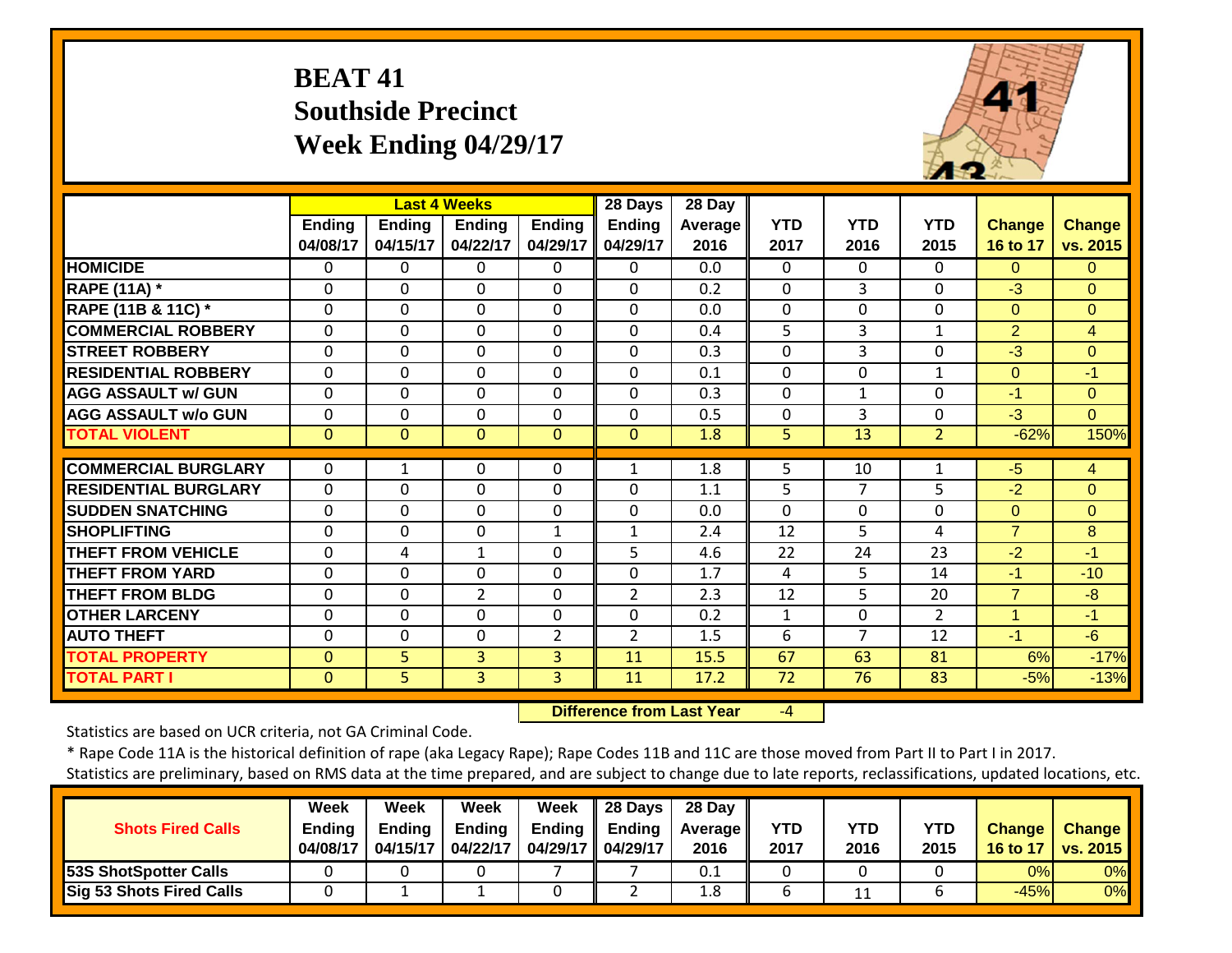# BEAT 41
## Southside Precinct
## Week Ending 04/29/17

| | Last 4 Weeks | | | | 28 Days | 28 Day | | | | | |
|---|---|---|---|---|---|---|---|---|---|---|---|
| | Ending 04/08/17 | Ending 04/15/17 | Ending 04/22/17 | Ending 04/29/17 | Ending 04/29/17 | Average 2016 | YTD 2017 | YTD 2016 | YTD 2015 | Change 16 to 17 | Change vs. 2015 |
| HOMICIDE | 0 | 0 | 0 | 0 | 0 | 0.0 | 0 | 0 | 0 | 0 | 0 |
| RAPE (11A) * | 0 | 0 | 0 | 0 | 0 | 0.2 | 0 | 3 | 0 | -3 | 0 |
| RAPE (11B & 11C) * | 0 | 0 | 0 | 0 | 0 | 0.0 | 0 | 0 | 0 | 0 | 0 |
| COMMERCIAL ROBBERY | 0 | 0 | 0 | 0 | 0 | 0.4 | 5 | 3 | 1 | 2 | 4 |
| STREET ROBBERY | 0 | 0 | 0 | 0 | 0 | 0.3 | 0 | 3 | 0 | -3 | 0 |
| RESIDENTIAL ROBBERY | 0 | 0 | 0 | 0 | 0 | 0.1 | 0 | 0 | 1 | 0 | -1 |
| AGG ASSAULT w/ GUN | 0 | 0 | 0 | 0 | 0 | 0.3 | 0 | 1 | 0 | -1 | 0 |
| AGG ASSAULT w/o GUN | 0 | 0 | 0 | 0 | 0 | 0.5 | 0 | 3 | 0 | -3 | 0 |
| TOTAL VIOLENT | 0 | 0 | 0 | 0 | 0 | 1.8 | 5 | 13 | 2 | -62% | 150% |
| COMMERCIAL BURGLARY | 0 | 1 | 0 | 0 | 1 | 1.8 | 5 | 10 | 1 | -5 | 4 |
| RESIDENTIAL BURGLARY | 0 | 0 | 0 | 0 | 0 | 1.1 | 5 | 7 | 5 | -2 | 0 |
| SUDDEN SNATCHING | 0 | 0 | 0 | 0 | 0 | 0.0 | 0 | 0 | 0 | 0 | 0 |
| SHOPLIFTING | 0 | 0 | 0 | 1 | 1 | 2.4 | 12 | 5 | 4 | 7 | 8 |
| THEFT FROM VEHICLE | 0 | 4 | 1 | 0 | 5 | 4.6 | 22 | 24 | 23 | -2 | -1 |
| THEFT FROM YARD | 0 | 0 | 0 | 0 | 0 | 1.7 | 4 | 5 | 14 | -1 | -10 |
| THEFT FROM BLDG | 0 | 0 | 2 | 0 | 2 | 2.3 | 12 | 5 | 20 | 7 | -8 |
| OTHER LARCENY | 0 | 0 | 0 | 0 | 0 | 0.2 | 1 | 0 | 2 | 1 | -1 |
| AUTO THEFT | 0 | 0 | 0 | 2 | 2 | 1.5 | 6 | 7 | 12 | -1 | -6 |
| TOTAL PROPERTY | 0 | 5 | 3 | 3 | 11 | 15.5 | 67 | 63 | 81 | 6% | -17% |
| TOTAL PART I | 0 | 5 | 3 | 3 | 11 | 17.2 | 72 | 76 | 83 | -5% | -13% |

**Difference from Last Year** -4

Statistics are based on UCR criteria, not GA Criminal Code.

* Rape Code 11A is the historical definition of rape (aka Legacy Rape); Rape Codes 11B and 11C are those moved from Part II to Part I in 2017.

Statistics are preliminary, based on RMS data at the time prepared, and are subject to change due to late reports, reclassifications, updated locations, etc.

| Shots Fired Calls | Week Ending 04/08/17 | Week Ending 04/15/17 | Week Ending 04/22/17 | Week Ending 04/29/17 | 28 Days Ending 04/29/17 | 28 Day Average 2016 | YTD 2017 | YTD 2016 | YTD 2015 | Change 16 to 17 | Change vs. 2015 |
|---|---|---|---|---|---|---|---|---|---|---|---|
| 53S ShotSpotter Calls | 0 | 0 | 0 | 7 | 7 | 0.1 | 0 | 0 | 0 | 0% | 0% |
| Sig 53 Shots Fired Calls | 0 | 1 | 1 | 0 | 2 | 1.8 | 6 | 11 | 6 | -45% | 0% |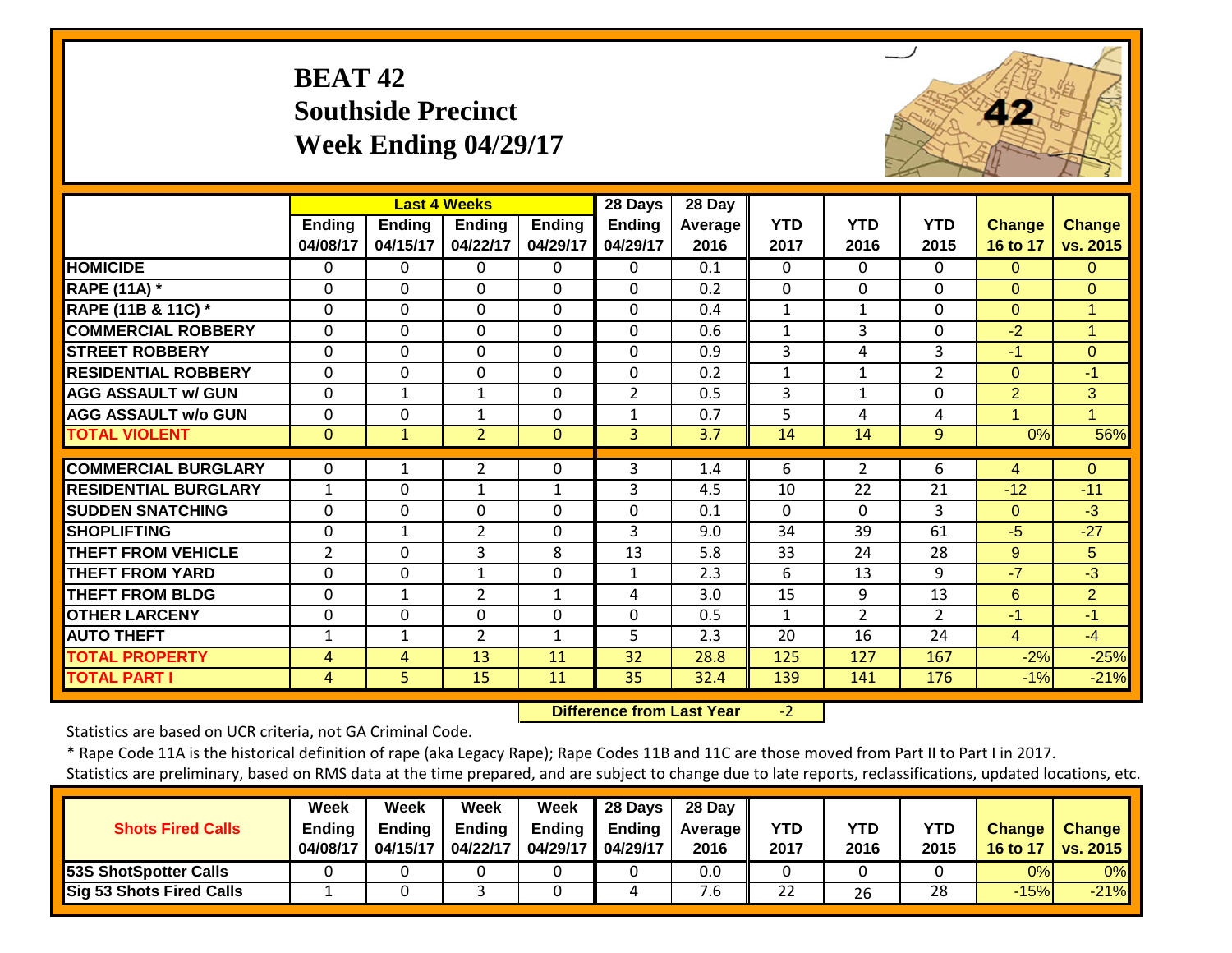# BEAT 42
## Southside Precinct
## Week Ending 04/29/17

| | Last 4 Weeks | | | | 28 Days | 28 Day | | | | | |
|---|---|---|---|---|---|---|---|---|---|---|---|
| | Ending 04/08/17 | Ending 04/15/17 | Ending 04/22/17 | Ending 04/29/17 | Ending 04/29/17 | Average 2016 | YTD 2017 | YTD 2016 | YTD 2015 | Change 16 to 17 | Change vs. 2015 |
| HOMICIDE | 0 | 0 | 0 | 0 | 0 | 0.1 | 0 | 0 | 0 | 0 | 0 |
| RAPE (11A) * | 0 | 0 | 0 | 0 | 0 | 0.2 | 0 | 0 | 0 | 0 | 0 |
| RAPE (11B & 11C) * | 0 | 0 | 0 | 0 | 0 | 0.4 | 1 | 1 | 0 | 0 | 1 |
| COMMERCIAL ROBBERY | 0 | 0 | 0 | 0 | 0 | 0.6 | 1 | 3 | 0 | -2 | 1 |
| STREET ROBBERY | 0 | 0 | 0 | 0 | 0 | 0.9 | 3 | 4 | 3 | -1 | 0 |
| RESIDENTIAL ROBBERY | 0 | 0 | 0 | 0 | 0 | 0.2 | 1 | 1 | 2 | 0 | -1 |
| AGG ASSAULT w/ GUN | 0 | 1 | 1 | 0 | 2 | 0.5 | 3 | 1 | 0 | 2 | 3 |
| AGG ASSAULT w/o GUN | 0 | 0 | 1 | 0 | 1 | 0.7 | 5 | 4 | 4 | 1 | 1 |
| TOTAL VIOLENT | 0 | 1 | 2 | 0 | 3 | 3.7 | 14 | 14 | 9 | 0% | 56% |
| COMMERCIAL BURGLARY | 0 | 1 | 2 | 0 | 3 | 1.4 | 6 | 2 | 6 | 4 | 0 |
| RESIDENTIAL BURGLARY | 1 | 0 | 1 | 1 | 3 | 4.5 | 10 | 22 | 21 | -12 | -11 |
| SUDDEN SNATCHING | 0 | 0 | 0 | 0 | 0 | 0.1 | 0 | 0 | 3 | 0 | -3 |
| SHOPLIFTING | 0 | 1 | 2 | 0 | 3 | 9.0 | 34 | 39 | 61 | -5 | -27 |
| THEFT FROM VEHICLE | 2 | 0 | 3 | 8 | 13 | 5.8 | 33 | 24 | 28 | 9 | 5 |
| THEFT FROM YARD | 0 | 0 | 1 | 0 | 1 | 2.3 | 6 | 13 | 9 | -7 | -3 |
| THEFT FROM BLDG | 0 | 1 | 2 | 1 | 4 | 3.0 | 15 | 9 | 13 | 6 | 2 |
| OTHER LARCENY | 0 | 0 | 0 | 0 | 0 | 0.5 | 1 | 2 | 2 | -1 | -1 |
| AUTO THEFT | 1 | 1 | 2 | 1 | 5 | 2.3 | 20 | 16 | 24 | 4 | -4 |
| TOTAL PROPERTY | 4 | 4 | 13 | 11 | 32 | 28.8 | 125 | 127 | 167 | -2% | -25% |
| TOTAL PART I | 4 | 5 | 15 | 11 | 35 | 32.4 | 139 | 141 | 176 | -1% | -21% |

**Difference from Last Year** -2

Statistics are based on UCR criteria, not GA Criminal Code.

* Rape Code 11A is the historical definition of rape (aka Legacy Rape); Rape Codes 11B and 11C are those moved from Part II to Part I in 2017.

Statistics are preliminary, based on RMS data at the time prepared, and are subject to change due to late reports, reclassifications, updated locations, etc.

| Shots Fired Calls | Week Ending 04/08/17 | Week Ending 04/15/17 | Week Ending 04/22/17 | Week Ending 04/29/17 | 28 Days Ending 04/29/17 | 28 Day Average 2016 | YTD 2017 | YTD 2016 | YTD 2015 | Change 16 to 17 | Change vs. 2015 |
|---|---|---|---|---|---|---|---|---|---|---|---|
| 53S ShotSpotter Calls | 0 | 0 | 0 | 0 | 0 | 0.0 | 0 | 0 | 0 | 0% | 0% |
| Sig 53 Shots Fired Calls | 1 | 0 | 3 | 0 | 4 | 7.6 | 22 | 26 | 28 | -15% | -21% |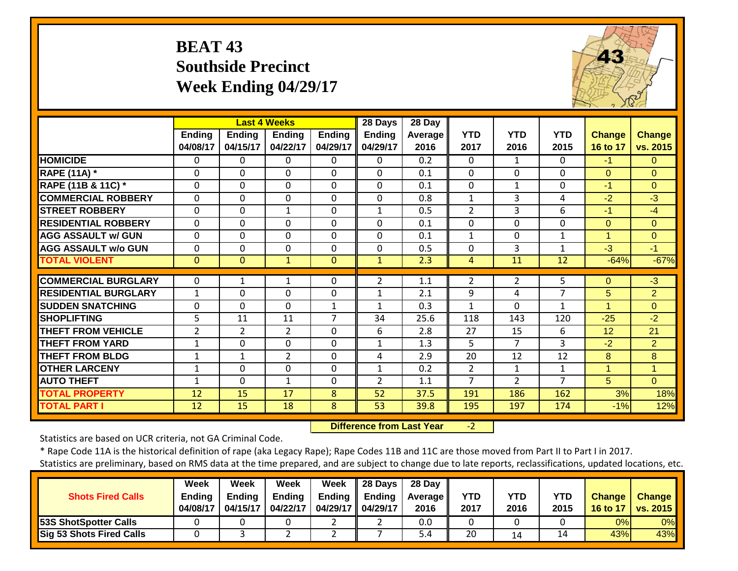# BEAT 43
## Southside Precinct
## Week Ending 04/29/17

| | Last 4 Weeks | | | | 28 Days | 28 Day | | | | | |
|---|---|---|---|---|---|---|---|---|---|---|---|
| | Ending 04/08/17 | Ending 04/15/17 | Ending 04/22/17 | Ending 04/29/17 | Ending 04/29/17 | Average 2016 | YTD 2017 | YTD 2016 | YTD 2015 | Change 16 to 17 | Change vs. 2015 |
| **HOMICIDE** | 0 | 0 | 0 | 0 | 0 | 0.2 | 0 | 1 | 0 | -1 | 0 |
| **RAPE (11A) *** | 0 | 0 | 0 | 0 | 0 | 0.1 | 0 | 0 | 0 | 0 | 0 |
| **RAPE (11B & 11C) *** | 0 | 0 | 0 | 0 | 0 | 0.1 | 0 | 1 | 0 | -1 | 0 |
| **COMMERCIAL ROBBERY** | 0 | 0 | 0 | 0 | 0 | 0.8 | 1 | 3 | 4 | -2 | -3 |
| **STREET ROBBERY** | 0 | 0 | 1 | 0 | 1 | 0.5 | 2 | 3 | 6 | -1 | -4 |
| **RESIDENTIAL ROBBERY** | 0 | 0 | 0 | 0 | 0 | 0.1 | 0 | 0 | 0 | 0 | 0 |
| **AGG ASSAULT w/ GUN** | 0 | 0 | 0 | 0 | 0 | 0.1 | 1 | 0 | 1 | 1 | 0 |
| **AGG ASSAULT w/o GUN** | 0 | 0 | 0 | 0 | 0 | 0.5 | 0 | 3 | 1 | -3 | -1 |
| **TOTAL VIOLENT** | 0 | 0 | 1 | 0 | 1 | 2.3 | 4 | 11 | 12 | -64% | -67% |
| **COMMERCIAL BURGLARY** | 0 | 1 | 1 | 0 | 2 | 1.1 | 2 | 2 | 5 | 0 | -3 |
| **RESIDENTIAL BURGLARY** | 1 | 0 | 0 | 0 | 1 | 2.1 | 9 | 4 | 7 | 5 | 2 |
| **SUDDEN SNATCHING** | 0 | 0 | 0 | 1 | 1 | 0.3 | 1 | 0 | 1 | 1 | 0 |
| **SHOPLIFTING** | 5 | 11 | 11 | 7 | 34 | 25.6 | 118 | 143 | 120 | -25 | -2 |
| **THEFT FROM VEHICLE** | 2 | 2 | 2 | 0 | 6 | 2.8 | 27 | 15 | 6 | 12 | 21 |
| **THEFT FROM YARD** | 1 | 0 | 0 | 0 | 1 | 1.3 | 5 | 7 | 3 | -2 | 2 |
| **THEFT FROM BLDG** | 1 | 1 | 2 | 0 | 4 | 2.9 | 20 | 12 | 12 | 8 | 8 |
| **OTHER LARCENY** | 1 | 0 | 0 | 0 | 1 | 0.2 | 2 | 1 | 1 | 1 | 1 |
| **AUTO THEFT** | 1 | 0 | 1 | 0 | 2 | 1.1 | 7 | 2 | 7 | 5 | 0 |
| **TOTAL PROPERTY** | 12 | 15 | 17 | 8 | 52 | 37.5 | 191 | 186 | 162 | 3% | 18% |
| **TOTAL PART I** | 12 | 15 | 18 | 8 | 53 | 39.8 | 195 | 197 | 174 | -1% | 12% |

**Difference from Last Year** -2

Statistics are based on UCR criteria, not GA Criminal Code.

* Rape Code 11A is the historical definition of rape (aka Legacy Rape); Rape Codes 11B and 11C are those moved from Part II to Part I in 2017.

Statistics are preliminary, based on RMS data at the time prepared, and are subject to change due to late reports, reclassifications, updated locations, etc.

| Shots Fired Calls | Week Ending 04/08/17 | Week Ending 04/15/17 | Week Ending 04/22/17 | Week Ending 04/29/17 | 28 Days Ending 04/29/17 | 28 Day Average 2016 | YTD 2017 | YTD 2016 | YTD 2015 | Change 16 to 17 | Change vs. 2015 |
|---|---|---|---|---|---|---|---|---|---|---|---|
| **53S ShotSpotter Calls** | 0 | 0 | 0 | 2 | 2 | 0.0 | 0 | 0 | 0 | 0% | 0% |
| **Sig 53 Shots Fired Calls** | 0 | 3 | 2 | 2 | 7 | 5.4 | 20 | 14 | 14 | 43% | 43% |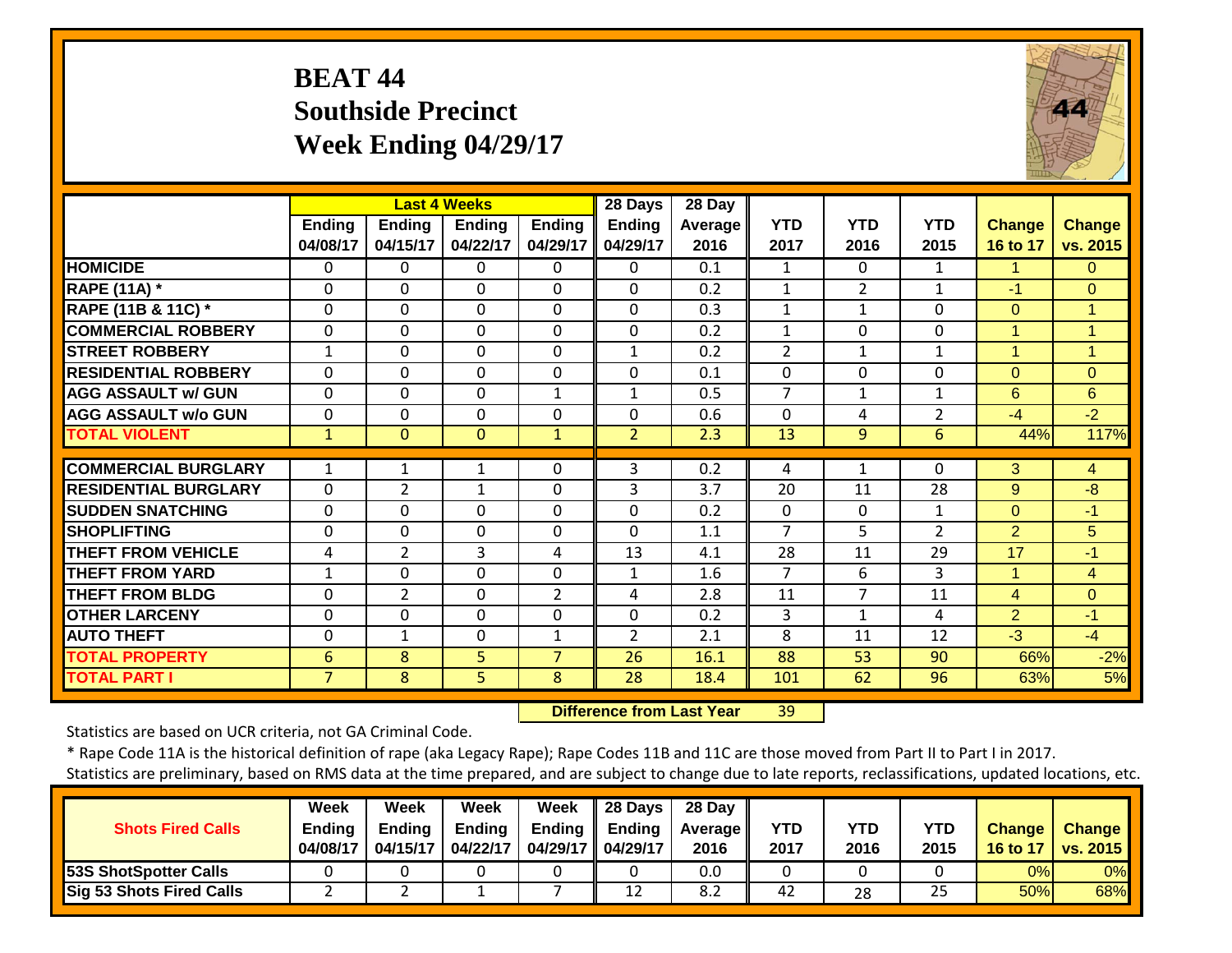# BEAT 44
## Southside Precinct
## Week Ending 04/29/17

| | Last 4 Weeks | | | | 28 Days | 28 Day | | | | | |
|---|---|---|---|---|---|---|---|---|---|---|---|
| | Ending 04/08/17 | Ending 04/15/17 | Ending 04/22/17 | Ending 04/29/17 | Ending 04/29/17 | Average 2016 | YTD 2017 | YTD 2016 | YTD 2015 | Change 16 to 17 | Change vs. 2015 |
| HOMICIDE | 0 | 0 | 0 | 0 | 0 | 0.1 | 1 | 0 | 1 | 1 | 0 |
| RAPE (11A) * | 0 | 0 | 0 | 0 | 0 | 0.2 | 1 | 2 | 1 | -1 | 0 |
| RAPE (11B & 11C) * | 0 | 0 | 0 | 0 | 0 | 0.3 | 1 | 1 | 0 | 0 | 1 |
| COMMERCIAL ROBBERY | 0 | 0 | 0 | 0 | 0 | 0.2 | 1 | 0 | 0 | 1 | 1 |
| STREET ROBBERY | 1 | 0 | 0 | 0 | 1 | 0.2 | 2 | 1 | 1 | 1 | 1 |
| RESIDENTIAL ROBBERY | 0 | 0 | 0 | 0 | 0 | 0.1 | 0 | 0 | 0 | 0 | 0 |
| AGG ASSAULT w/ GUN | 0 | 0 | 0 | 1 | 1 | 0.5 | 7 | 1 | 1 | 6 | 6 |
| AGG ASSAULT w/o GUN | 0 | 0 | 0 | 0 | 0 | 0.6 | 0 | 4 | 2 | -4 | -2 |
| TOTAL VIOLENT | 1 | 0 | 0 | 1 | 2 | 2.3 | 13 | 9 | 6 | 44% | 117% |
| COMMERCIAL BURGLARY | 1 | 1 | 1 | 0 | 3 | 0.2 | 4 | 1 | 0 | 3 | 4 |
| RESIDENTIAL BURGLARY | 0 | 2 | 1 | 0 | 3 | 3.7 | 20 | 11 | 28 | 9 | -8 |
| SUDDEN SNATCHING | 0 | 0 | 0 | 0 | 0 | 0.2 | 0 | 0 | 1 | 0 | -1 |
| SHOPLIFTING | 0 | 0 | 0 | 0 | 0 | 1.1 | 7 | 5 | 2 | 2 | 5 |
| THEFT FROM VEHICLE | 4 | 2 | 3 | 4 | 13 | 4.1 | 28 | 11 | 29 | 17 | -1 |
| THEFT FROM YARD | 1 | 0 | 0 | 0 | 1 | 1.6 | 7 | 6 | 3 | 1 | 4 |
| THEFT FROM BLDG | 0 | 2 | 0 | 2 | 4 | 2.8 | 11 | 7 | 11 | 4 | 0 |
| OTHER LARCENY | 0 | 0 | 0 | 0 | 0 | 0.2 | 3 | 1 | 4 | 2 | -1 |
| AUTO THEFT | 0 | 1 | 0 | 1 | 2 | 2.1 | 8 | 11 | 12 | -3 | -4 |
| TOTAL PROPERTY | 6 | 8 | 5 | 7 | 26 | 16.1 | 88 | 53 | 90 | 66% | -2% |
| TOTAL PART I | 7 | 8 | 5 | 8 | 28 | 18.4 | 101 | 62 | 96 | 63% | 5% |

**Difference from Last Year** 39

Statistics are based on UCR criteria, not GA Criminal Code.

* Rape Code 11A is the historical definition of rape (aka Legacy Rape); Rape Codes 11B and 11C are those moved from Part II to Part I in 2017.

Statistics are preliminary, based on RMS data at the time prepared, and are subject to change due to late reports, reclassifications, updated locations, etc.

| Shots Fired Calls | Week Ending 04/08/17 | Week Ending 04/15/17 | Week Ending 04/22/17 | Week Ending 04/29/17 | 28 Days Ending 04/29/17 | 28 Day Average 2016 | YTD 2017 | YTD 2016 | YTD 2015 | Change 16 to 17 | Change vs. 2015 |
|---|---|---|---|---|---|---|---|---|---|---|---|
| 53S ShotSpotter Calls | 0 | 0 | 0 | 0 | 0 | 0.0 | 0 | 0 | 0 | 0% | 0% |
| Sig 53 Shots Fired Calls | 2 | 2 | 1 | 7 | 12 | 8.2 | 42 | 28 | 25 | 50% | 68% |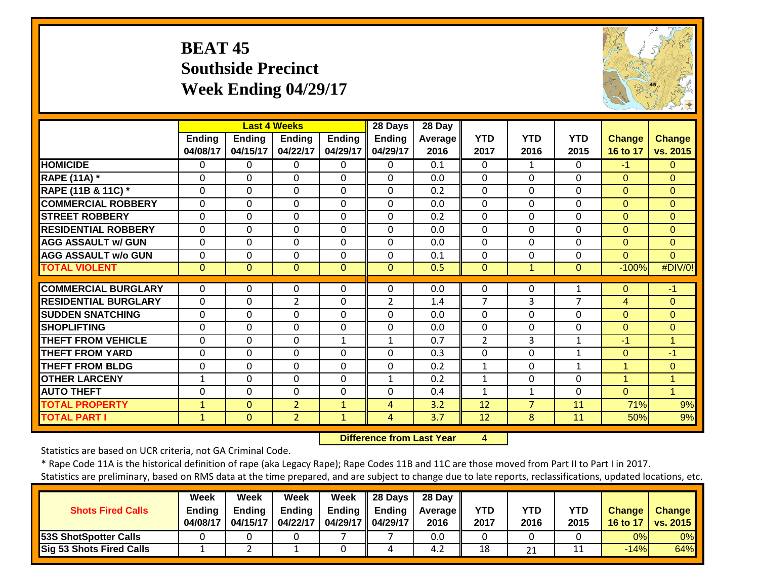# BEAT 45
## Southside Precinct
## Week Ending 04/29/17

| | Last 4 Weeks | | | | 28 Days | 28 Day | | | | | |
|---|---|---|---|---|---|---|---|---|---|---|---|
| | Ending 04/08/17 | Ending 04/15/17 | Ending 04/22/17 | Ending 04/29/17 | Ending 04/29/17 | Average 2016 | YTD 2017 | YTD 2016 | YTD 2015 | Change 16 to 17 | Change vs. 2015 |
| HOMICIDE | 0 | 0 | 0 | 0 | 0 | 0.1 | 0 | 1 | 0 | -1 | 0 |
| RAPE (11A) * | 0 | 0 | 0 | 0 | 0 | 0.0 | 0 | 0 | 0 | 0 | 0 |
| RAPE (11B & 11C) * | 0 | 0 | 0 | 0 | 0 | 0.2 | 0 | 0 | 0 | 0 | 0 |
| COMMERCIAL ROBBERY | 0 | 0 | 0 | 0 | 0 | 0.0 | 0 | 0 | 0 | 0 | 0 |
| STREET ROBBERY | 0 | 0 | 0 | 0 | 0 | 0.2 | 0 | 0 | 0 | 0 | 0 |
| RESIDENTIAL ROBBERY | 0 | 0 | 0 | 0 | 0 | 0.0 | 0 | 0 | 0 | 0 | 0 |
| AGG ASSAULT w/ GUN | 0 | 0 | 0 | 0 | 0 | 0.0 | 0 | 0 | 0 | 0 | 0 |
| AGG ASSAULT w/o GUN | 0 | 0 | 0 | 0 | 0 | 0.1 | 0 | 0 | 0 | 0 | 0 |
| TOTAL VIOLENT | 0 | 0 | 0 | 0 | 0 | 0.5 | 0 | 1 | 0 | -100% | #DIV/0! |
| COMMERCIAL BURGLARY | 0 | 0 | 0 | 0 | 0 | 0.0 | 0 | 0 | 1 | 0 | -1 |
| RESIDENTIAL BURGLARY | 0 | 0 | 2 | 0 | 2 | 1.4 | 7 | 3 | 7 | 4 | 0 |
| SUDDEN SNATCHING | 0 | 0 | 0 | 0 | 0 | 0.0 | 0 | 0 | 0 | 0 | 0 |
| SHOPLIFTING | 0 | 0 | 0 | 0 | 0 | 0.0 | 0 | 0 | 0 | 0 | 0 |
| THEFT FROM VEHICLE | 0 | 0 | 0 | 1 | 1 | 0.7 | 2 | 3 | 1 | -1 | 1 |
| THEFT FROM YARD | 0 | 0 | 0 | 0 | 0 | 0.3 | 0 | 0 | 1 | 0 | -1 |
| THEFT FROM BLDG | 0 | 0 | 0 | 0 | 0 | 0.2 | 1 | 0 | 1 | 1 | 0 |
| OTHER LARCENY | 1 | 0 | 0 | 0 | 1 | 0.2 | 1 | 0 | 0 | 1 | 1 |
| AUTO THEFT | 0 | 0 | 0 | 0 | 0 | 0.4 | 1 | 1 | 0 | 0 | 1 |
| TOTAL PROPERTY | 1 | 0 | 2 | 1 | 4 | 3.2 | 12 | 7 | 11 | 71% | 9% |
| TOTAL PART I | 1 | 0 | 2 | 1 | 4 | 3.7 | 12 | 8 | 11 | 50% | 9% |

**Difference from Last Year** 4

Statistics are based on UCR criteria, not GA Criminal Code.

* Rape Code 11A is the historical definition of rape (aka Legacy Rape); Rape Codes 11B and 11C are those moved from Part II to Part I in 2017.

Statistics are preliminary, based on RMS data at the time prepared, and are subject to change due to late reports, reclassifications, updated locations, etc.

| Shots Fired Calls | Week Ending 04/08/17 | Week Ending 04/15/17 | Week Ending 04/22/17 | Week Ending 04/29/17 | 28 Days Ending 04/29/17 | 28 Day Average 2016 | YTD 2017 | YTD 2016 | YTD 2015 | Change 16 to 17 | Change vs. 2015 |
|---|---|---|---|---|---|---|---|---|---|---|---|
| 53S ShotSpotter Calls | 0 | 0 | 0 | 7 | 7 | 0.0 | 0 | 0 | 0 | 0% | 0% |
| Sig 53 Shots Fired Calls | 1 | 2 | 1 | 0 | 4 | 4.2 | 18 | 21 | 11 | -14% | 64% |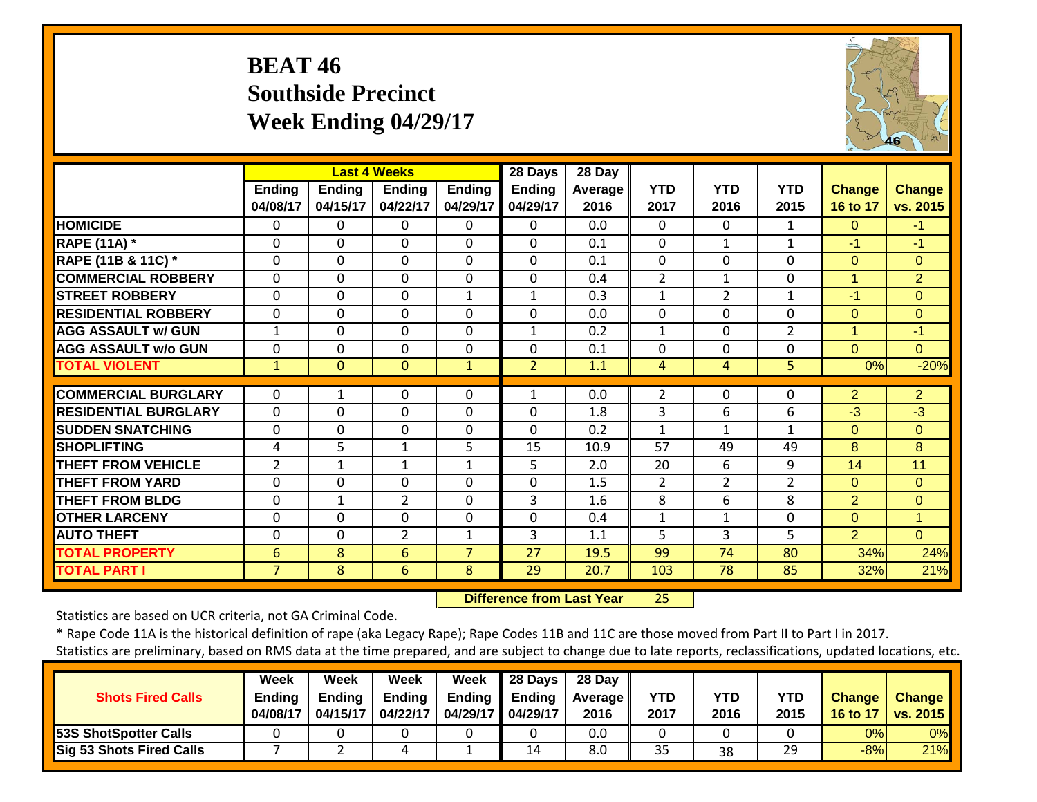# BEAT 46
# Southside Precinct
# Week Ending 04/29/17

| | Last 4 Weeks | | | | 28 Days | 28 Day | | | | | |
|---|---|---|---|---|---|---|---|---|---|---|---|
| | Ending 04/08/17 | Ending 04/15/17 | Ending 04/22/17 | Ending 04/29/17 | Ending 04/29/17 | Average 2016 | YTD 2017 | YTD 2016 | YTD 2015 | Change 16 to 17 | Change vs. 2015 |
| HOMICIDE | 0 | 0 | 0 | 0 | 0 | 0.0 | 0 | 0 | 1 | 0 | -1 |
| RAPE (11A) * | 0 | 0 | 0 | 0 | 0 | 0.1 | 0 | 1 | 1 | -1 | -1 |
| RAPE (11B & 11C) * | 0 | 0 | 0 | 0 | 0 | 0.1 | 0 | 0 | 0 | 0 | 0 |
| COMMERCIAL ROBBERY | 0 | 0 | 0 | 0 | 0 | 0.4 | 2 | 1 | 0 | 1 | 2 |
| STREET ROBBERY | 0 | 0 | 0 | 1 | 1 | 0.3 | 1 | 2 | 1 | -1 | 0 |
| RESIDENTIAL ROBBERY | 0 | 0 | 0 | 0 | 0 | 0.0 | 0 | 0 | 0 | 0 | 0 |
| AGG ASSAULT w/ GUN | 1 | 0 | 0 | 0 | 1 | 0.2 | 1 | 0 | 2 | 1 | -1 |
| AGG ASSAULT w/o GUN | 0 | 0 | 0 | 0 | 0 | 0.1 | 0 | 0 | 0 | 0 | 0 |
| TOTAL VIOLENT | 1 | 0 | 0 | 1 | 2 | 1.1 | 4 | 4 | 5 | 0% | -20% |
| COMMERCIAL BURGLARY | 0 | 1 | 0 | 0 | 1 | 0.0 | 2 | 0 | 0 | 2 | 2 |
| RESIDENTIAL BURGLARY | 0 | 0 | 0 | 0 | 0 | 1.8 | 3 | 6 | 6 | -3 | -3 |
| SUDDEN SNATCHING | 0 | 0 | 0 | 0 | 0 | 0.2 | 1 | 1 | 1 | 0 | 0 |
| SHOPLIFTING | 4 | 5 | 1 | 5 | 15 | 10.9 | 57 | 49 | 49 | 8 | 8 |
| THEFT FROM VEHICLE | 2 | 1 | 1 | 1 | 5 | 2.0 | 20 | 6 | 9 | 14 | 11 |
| THEFT FROM YARD | 0 | 0 | 0 | 0 | 0 | 1.5 | 2 | 2 | 2 | 0 | 0 |
| THEFT FROM BLDG | 0 | 1 | 2 | 0 | 3 | 1.6 | 8 | 6 | 8 | 2 | 0 |
| OTHER LARCENY | 0 | 0 | 0 | 0 | 0 | 0.4 | 1 | 1 | 0 | 0 | 1 |
| AUTO THEFT | 0 | 0 | 2 | 1 | 3 | 1.1 | 5 | 3 | 5 | 2 | 0 |
| TOTAL PROPERTY | 6 | 8 | 6 | 7 | 27 | 19.5 | 99 | 74 | 80 | 34% | 24% |
| TOTAL PART I | 7 | 8 | 6 | 8 | 29 | 20.7 | 103 | 78 | 85 | 32% | 21% |

**Difference from Last Year** 25

Statistics are based on UCR criteria, not GA Criminal Code.

* Rape Code 11A is the historical definition of rape (aka Legacy Rape); Rape Codes 11B and 11C are those moved from Part II to Part I in 2017.

Statistics are preliminary, based on RMS data at the time prepared, and are subject to change due to late reports, reclassifications, updated locations, etc.

| Shots Fired Calls | Week Ending 04/08/17 | Week Ending 04/15/17 | Week Ending 04/22/17 | Week Ending 04/29/17 | 28 Days Ending 04/29/17 | 28 Day Average 2016 | YTD 2017 | YTD 2016 | YTD 2015 | Change 16 to 17 | Change vs. 2015 |
|---|---|---|---|---|---|---|---|---|---|---|---|
| 53S ShotSpotter Calls | 0 | 0 | 0 | 0 | 0 | 0.0 | 0 | 0 | 0 | 0% | 0% |
| Sig 53 Shots Fired Calls | 7 | 2 | 4 | 1 | 14 | 8.0 | 35 | 38 | 29 | -8% | 21% |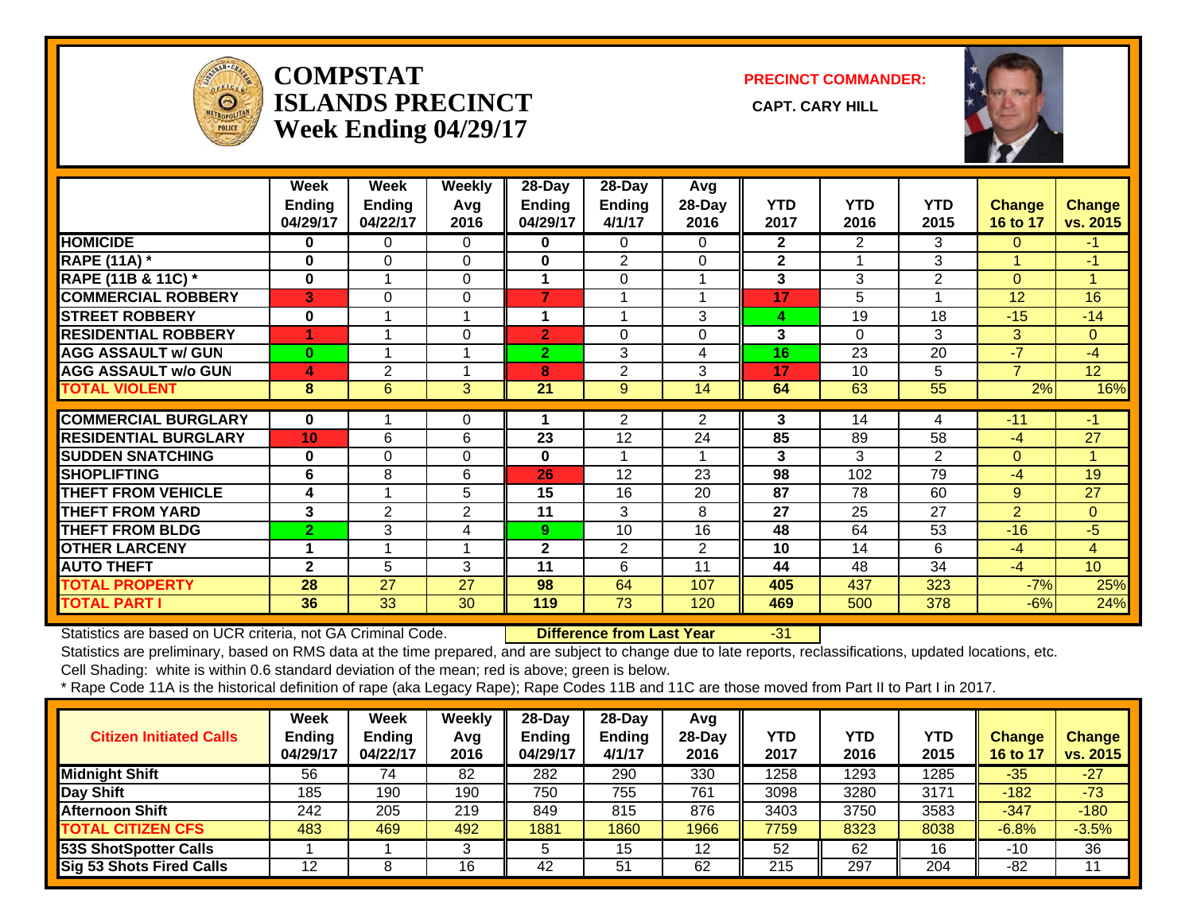# COMPSTAT ISLANDS PRECINCT Week Ending 04/29/17

**PRECINCT COMMANDER:** CAPT. CARY HILL

| | Week Ending 04/29/17 | Week Ending 04/22/17 | Weekly Avg 2016 | 28-Day Ending 04/29/17 | 28-Day Ending 4/1/17 | Avg 28-Day 2016 | YTD 2017 | YTD 2016 | YTD 2015 | Change 16 to 17 | Change vs. 2015 |
|---|---|---|---|---|---|---|---|---|---|---|---|
| HOMICIDE | 0 | 0 | 0 | 0 | 0 | 0 | 2 | 2 | 3 | 0 | -1 |
| RAPE (11A) * | 0 | 0 | 0 | 0 | 2 | 0 | 2 | 1 | 3 | 1 | -1 |
| RAPE (11B & 11C) * | 0 | 1 | 0 | 1 | 0 | 1 | 3 | 3 | 2 | 0 | 1 |
| COMMERCIAL ROBBERY | 3 | 0 | 0 | 7 | 1 | 1 | 17 | 5 | 1 | 12 | 16 |
| STREET ROBBERY | 0 | 1 | 1 | 1 | 1 | 3 | 4 | 19 | 18 | -15 | -14 |
| RESIDENTIAL ROBBERY | 1 | 1 | 0 | 2 | 0 | 0 | 3 | 0 | 3 | 3 | 0 |
| AGG ASSAULT w/ GUN | 0 | 1 | 1 | 2 | 3 | 4 | 16 | 23 | 20 | -7 | -4 |
| AGG ASSAULT w/o GUN | 4 | 2 | 1 | 8 | 2 | 3 | 17 | 10 | 5 | 7 | 12 |
| TOTAL VIOLENT | 8 | 6 | 3 | 21 | 9 | 14 | 64 | 63 | 55 | 2% | 16% |
| COMMERCIAL BURGLARY | 0 | 1 | 0 | 1 | 2 | 2 | 3 | 14 | 4 | -11 | -1 |
| RESIDENTIAL BURGLARY | 10 | 6 | 6 | 23 | 12 | 24 | 85 | 89 | 58 | -4 | 27 |
| SUDDEN SNATCHING | 0 | 0 | 0 | 0 | 1 | 1 | 3 | 3 | 2 | 0 | 1 |
| SHOPLIFTING | 6 | 8 | 6 | 26 | 12 | 23 | 98 | 102 | 79 | -4 | 19 |
| THEFT FROM VEHICLE | 4 | 1 | 5 | 15 | 16 | 20 | 87 | 78 | 60 | 9 | 27 |
| THEFT FROM YARD | 3 | 2 | 2 | 11 | 3 | 8 | 27 | 25 | 27 | 2 | 0 |
| THEFT FROM BLDG | 2 | 3 | 4 | 9 | 10 | 16 | 48 | 64 | 53 | -16 | -5 |
| OTHER LARCENY | 1 | 1 | 1 | 2 | 2 | 2 | 10 | 14 | 6 | -4 | 4 |
| AUTO THEFT | 2 | 5 | 3 | 11 | 6 | 11 | 44 | 48 | 34 | -4 | 10 |
| TOTAL PROPERTY | 28 | 27 | 27 | 98 | 64 | 107 | 405 | 437 | 323 | -7% | 25% |
| TOTAL PART I | 36 | 33 | 30 | 119 | 73 | 120 | 469 | 500 | 378 | -6% | 24% |

Statistics are based on UCR criteria, not GA Criminal Code. **Difference from Last Year** -31

Statistics are preliminary, based on RMS data at the time prepared, and are subject to change due to late reports, reclassifications, updated locations, etc.

Cell Shading: white is within 0.6 standard deviation of the mean; red is above; green is below.

* Rape Code 11A is the historical definition of rape (aka Legacy Rape); Rape Codes 11B and 11C are those moved from Part II to Part I in 2017.

| Citizen Initiated Calls | Week Ending 04/29/17 | Week Ending 04/22/17 | Weekly Avg 2016 | 28-Day Ending 04/29/17 | 28-Day Ending 4/1/17 | Avg 28-Day 2016 | YTD 2017 | YTD 2016 | YTD 2015 | Change 16 to 17 | Change vs. 2015 |
|---|---|---|---|---|---|---|---|---|---|---|---|
| Midnight Shift | 56 | 74 | 82 | 282 | 290 | 330 | 1258 | 1293 | 1285 | -35 | -27 |
| Day Shift | 185 | 190 | 190 | 750 | 755 | 761 | 3098 | 3280 | 3171 | -182 | -73 |
| Afternoon Shift | 242 | 205 | 219 | 849 | 815 | 876 | 3403 | 3750 | 3583 | -347 | -180 |
| TOTAL CITIZEN CFS | 483 | 469 | 492 | 1881 | 1860 | 1966 | 7759 | 8323 | 8038 | -6.8% | -3.5% |
| 53S ShotSpotter Calls | 1 | 1 | 3 | 5 | 15 | 12 | 52 | 62 | 16 | -10 | 36 |
| Sig 53 Shots Fired Calls | 12 | 8 | 16 | 42 | 51 | 62 | 215 | 297 | 204 | -82 | 11 |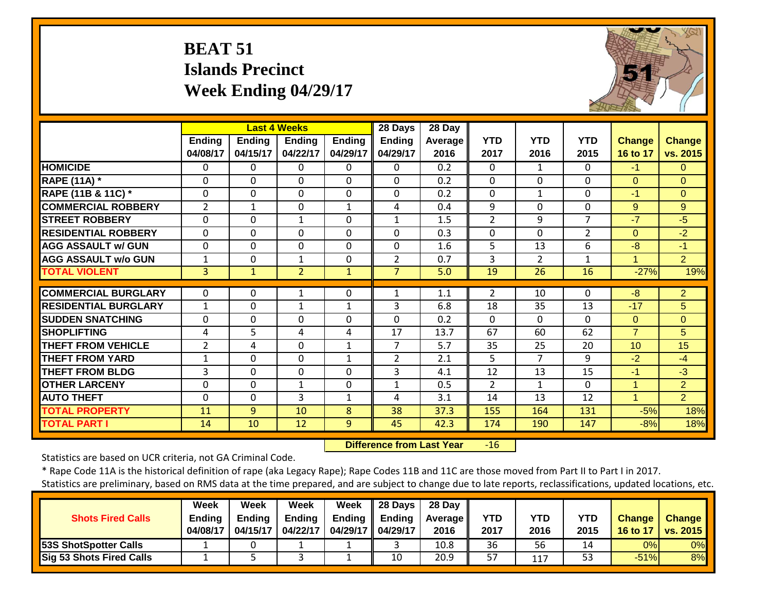# BEAT 51
## Islands Precinct
## Week Ending 04/29/17

| | Last 4 Weeks | | | | 28 Days | 28 Day | | | | | |
|---|---|---|---|---|---|---|---|---|---|---|---|
| | Ending 04/08/17 | Ending 04/15/17 | Ending 04/22/17 | Ending 04/29/17 | Ending 04/29/17 | Average 2016 | YTD 2017 | YTD 2016 | YTD 2015 | Change 16 to 17 | Change vs. 2015 |
| **HOMICIDE** | 0 | 0 | 0 | 0 | 0 | 0.2 | 0 | 1 | 0 | -1 | 0 |
| **RAPE (11A) *** | 0 | 0 | 0 | 0 | 0 | 0.2 | 0 | 0 | 0 | 0 | 0 |
| **RAPE (11B & 11C) *** | 0 | 0 | 0 | 0 | 0 | 0.2 | 0 | 1 | 0 | -1 | 0 |
| **COMMERCIAL ROBBERY** | 2 | 1 | 0 | 1 | 4 | 0.4 | 9 | 0 | 0 | 9 | 9 |
| **STREET ROBBERY** | 0 | 0 | 1 | 0 | 1 | 1.5 | 2 | 9 | 7 | -7 | -5 |
| **RESIDENTIAL ROBBERY** | 0 | 0 | 0 | 0 | 0 | 0.3 | 0 | 0 | 2 | 0 | -2 |
| **AGG ASSAULT w/ GUN** | 0 | 0 | 0 | 0 | 0 | 1.6 | 5 | 13 | 6 | -8 | -1 |
| **AGG ASSAULT w/o GUN** | 1 | 0 | 1 | 0 | 2 | 0.7 | 3 | 2 | 1 | 1 | 2 |
| **TOTAL VIOLENT** | 3 | 1 | 2 | 1 | 7 | 5.0 | 19 | 26 | 16 | -27% | 19% |
| **COMMERCIAL BURGLARY** | 0 | 0 | 1 | 0 | 1 | 1.1 | 2 | 10 | 0 | -8 | 2 |
| **RESIDENTIAL BURGLARY** | 1 | 0 | 1 | 1 | 3 | 6.8 | 18 | 35 | 13 | -17 | 5 |
| **SUDDEN SNATCHING** | 0 | 0 | 0 | 0 | 0 | 0.2 | 0 | 0 | 0 | 0 | 0 |
| **SHOPLIFTING** | 4 | 5 | 4 | 4 | 17 | 13.7 | 67 | 60 | 62 | 7 | 5 |
| **THEFT FROM VEHICLE** | 2 | 4 | 0 | 1 | 7 | 5.7 | 35 | 25 | 20 | 10 | 15 |
| **THEFT FROM YARD** | 1 | 0 | 0 | 1 | 2 | 2.1 | 5 | 7 | 9 | -2 | -4 |
| **THEFT FROM BLDG** | 3 | 0 | 0 | 0 | 3 | 4.1 | 12 | 13 | 15 | -1 | -3 |
| **OTHER LARCENY** | 0 | 0 | 1 | 0 | 1 | 0.5 | 2 | 1 | 0 | 1 | 2 |
| **AUTO THEFT** | 0 | 0 | 3 | 1 | 4 | 3.1 | 14 | 13 | 12 | 1 | 2 |
| **TOTAL PROPERTY** | 11 | 9 | 10 | 8 | 38 | 37.3 | 155 | 164 | 131 | -5% | 18% |
| **TOTAL PART I** | 14 | 10 | 12 | 9 | 45 | 42.3 | 174 | 190 | 147 | -8% | 18% |

**Difference from Last Year** -16

Statistics are based on UCR criteria, not GA Criminal Code.

* Rape Code 11A is the historical definition of rape (aka Legacy Rape); Rape Codes 11B and 11C are those moved from Part II to Part I in 2017.

Statistics are preliminary, based on RMS data at the time prepared, and are subject to change due to late reports, reclassifications, updated locations, etc.

| Shots Fired Calls | Week Ending 04/08/17 | Week Ending 04/15/17 | Week Ending 04/22/17 | Week Ending 04/29/17 | 28 Days Ending 04/29/17 | 28 Day Average 2016 | YTD 2017 | YTD 2016 | YTD 2015 | Change 16 to 17 | Change vs. 2015 |
|---|---|---|---|---|---|---|---|---|---|---|---|
| **53S ShotSpotter Calls** | 1 | 0 | 1 | 1 | 3 | 10.8 | 36 | 56 | 14 | 0% | 0% |
| **Sig 53 Shots Fired Calls** | 1 | 5 | 3 | 1 | 10 | 20.9 | 57 | 117 | 53 | -51% | 8% |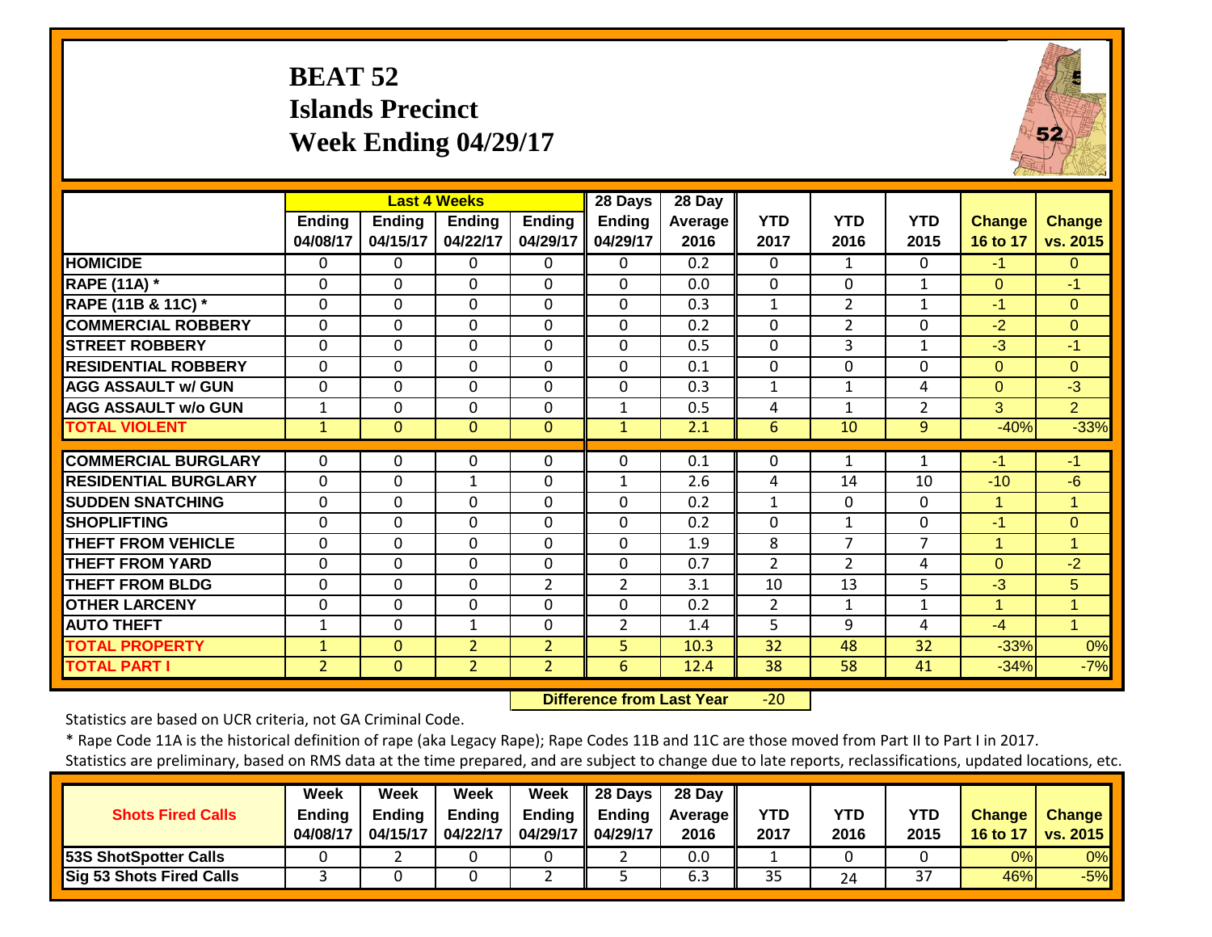# BEAT 52
# Islands Precinct
# Week Ending 04/29/17

| | Last 4 Weeks | | | | 28 Days | 28 Day | | | | | |
|---|---|---|---|---|---|---|---|---|---|---|---|
| | Ending 04/08/17 | Ending 04/15/17 | Ending 04/22/17 | Ending 04/29/17 | Ending 04/29/17 | Average 2016 | YTD 2017 | YTD 2016 | YTD 2015 | Change 16 to 17 | Change vs. 2015 |
| HOMICIDE | 0 | 0 | 0 | 0 | 0 | 0.2 | 0 | 1 | 0 | -1 | 0 |
| RAPE (11A) * | 0 | 0 | 0 | 0 | 0 | 0.0 | 0 | 0 | 1 | 0 | -1 |
| RAPE (11B & 11C) * | 0 | 0 | 0 | 0 | 0 | 0.3 | 1 | 2 | 1 | -1 | 0 |
| COMMERCIAL ROBBERY | 0 | 0 | 0 | 0 | 0 | 0.2 | 0 | 2 | 0 | -2 | 0 |
| STREET ROBBERY | 0 | 0 | 0 | 0 | 0 | 0.5 | 0 | 3 | 1 | -3 | -1 |
| RESIDENTIAL ROBBERY | 0 | 0 | 0 | 0 | 0 | 0.1 | 0 | 0 | 0 | 0 | 0 |
| AGG ASSAULT w/ GUN | 0 | 0 | 0 | 0 | 0 | 0.3 | 1 | 1 | 4 | 0 | -3 |
| AGG ASSAULT w/o GUN | 1 | 0 | 0 | 0 | 1 | 0.5 | 4 | 1 | 2 | 3 | 2 |
| TOTAL VIOLENT | 1 | 0 | 0 | 0 | 1 | 2.1 | 6 | 10 | 9 | -40% | -33% |
| COMMERCIAL BURGLARY | 0 | 0 | 0 | 0 | 0 | 0.1 | 0 | 1 | 1 | -1 | -1 |
| RESIDENTIAL BURGLARY | 0 | 0 | 1 | 0 | 1 | 2.6 | 4 | 14 | 10 | -10 | -6 |
| SUDDEN SNATCHING | 0 | 0 | 0 | 0 | 0 | 0.2 | 1 | 0 | 0 | 1 | 1 |
| SHOPLIFTING | 0 | 0 | 0 | 0 | 0 | 0.2 | 0 | 1 | 0 | -1 | 0 |
| THEFT FROM VEHICLE | 0 | 0 | 0 | 0 | 0 | 1.9 | 8 | 7 | 7 | 1 | 1 |
| THEFT FROM YARD | 0 | 0 | 0 | 0 | 0 | 0.7 | 2 | 2 | 4 | 0 | -2 |
| THEFT FROM BLDG | 0 | 0 | 0 | 2 | 2 | 3.1 | 10 | 13 | 5 | -3 | 5 |
| OTHER LARCENY | 0 | 0 | 0 | 0 | 0 | 0.2 | 2 | 1 | 1 | 1 | 1 |
| AUTO THEFT | 1 | 0 | 1 | 0 | 2 | 1.4 | 5 | 9 | 4 | -4 | 1 |
| TOTAL PROPERTY | 1 | 0 | 2 | 2 | 5 | 10.3 | 32 | 48 | 32 | -33% | 0% |
| TOTAL PART I | 2 | 0 | 2 | 2 | 6 | 12.4 | 38 | 58 | 41 | -34% | -7% |

**Difference from Last Year** -20

Statistics are based on UCR criteria, not GA Criminal Code.

* Rape Code 11A is the historical definition of rape (aka Legacy Rape); Rape Codes 11B and 11C are those moved from Part II to Part I in 2017.

Statistics are preliminary, based on RMS data at the time prepared, and are subject to change due to late reports, reclassifications, updated locations, etc.

| Shots Fired Calls | Week Ending 04/08/17 | Week Ending 04/15/17 | Week Ending 04/22/17 | Week Ending 04/29/17 | 28 Days Ending 04/29/17 | 28 Day Average 2016 | YTD 2017 | YTD 2016 | YTD 2015 | Change 16 to 17 | Change vs. 2015 |
|---|---|---|---|---|---|---|---|---|---|---|---|
| 53S ShotSpotter Calls | 0 | 2 | 0 | 0 | 2 | 0.0 | 1 | 0 | 0 | 0% | 0% |
| Sig 53 Shots Fired Calls | 3 | 0 | 0 | 2 | 5 | 6.3 | 35 | 24 | 37 | 46% | -5% |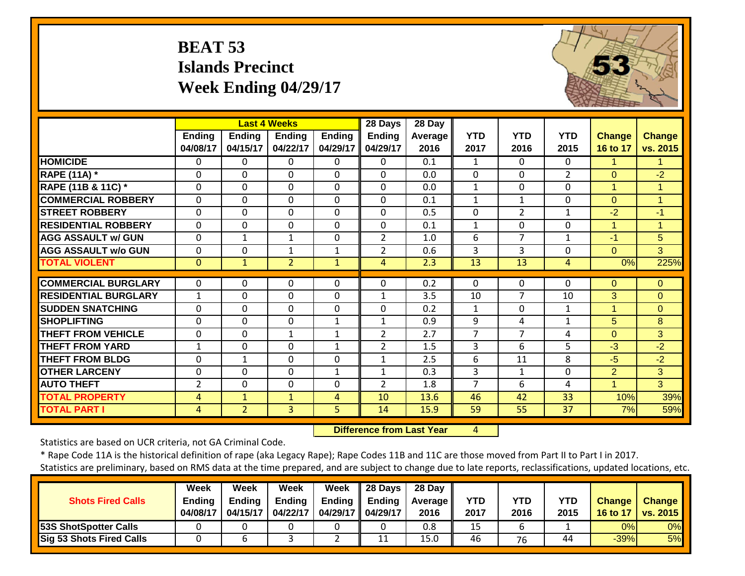# BEAT 53
## Islands Precinct
## Week Ending 04/29/17

| | Last 4 Weeks | | | | 28 Days | 28 Day | | | | | |
|---|---|---|---|---|---|---|---|---|---|---|---|
| | Ending 04/08/17 | Ending 04/15/17 | Ending 04/22/17 | Ending 04/29/17 | Ending 04/29/17 | Average 2016 | YTD 2017 | YTD 2016 | YTD 2015 | Change 16 to 17 | Change vs. 2015 |
| HOMICIDE | 0 | 0 | 0 | 0 | 0 | 0.1 | 1 | 0 | 0 | 1 | 1 |
| RAPE (11A) * | 0 | 0 | 0 | 0 | 0 | 0.0 | 0 | 0 | 2 | 0 | -2 |
| RAPE (11B & 11C) * | 0 | 0 | 0 | 0 | 0 | 0.0 | 1 | 0 | 0 | 1 | 1 |
| COMMERCIAL ROBBERY | 0 | 0 | 0 | 0 | 0 | 0.1 | 1 | 1 | 0 | 0 | 1 |
| STREET ROBBERY | 0 | 0 | 0 | 0 | 0 | 0.5 | 0 | 2 | 1 | -2 | -1 |
| RESIDENTIAL ROBBERY | 0 | 0 | 0 | 0 | 0 | 0.1 | 1 | 0 | 0 | 1 | 1 |
| AGG ASSAULT w/ GUN | 0 | 1 | 1 | 0 | 2 | 1.0 | 6 | 7 | 1 | -1 | 5 |
| AGG ASSAULT w/o GUN | 0 | 0 | 1 | 1 | 2 | 0.6 | 3 | 3 | 0 | 0 | 3 |
| TOTAL VIOLENT | 0 | 1 | 2 | 1 | 4 | 2.3 | 13 | 13 | 4 | 0% | 225% |
| COMMERCIAL BURGLARY | 0 | 0 | 0 | 0 | 0 | 0.2 | 0 | 0 | 0 | 0 | 0 |
| RESIDENTIAL BURGLARY | 1 | 0 | 0 | 0 | 1 | 3.5 | 10 | 7 | 10 | 3 | 0 |
| SUDDEN SNATCHING | 0 | 0 | 0 | 0 | 0 | 0.2 | 1 | 0 | 1 | 1 | 0 |
| SHOPLIFTING | 0 | 0 | 0 | 1 | 1 | 0.9 | 9 | 4 | 1 | 5 | 8 |
| THEFT FROM VEHICLE | 0 | 0 | 1 | 1 | 2 | 2.7 | 7 | 7 | 4 | 0 | 3 |
| THEFT FROM YARD | 1 | 0 | 0 | 1 | 2 | 1.5 | 3 | 6 | 5 | -3 | -2 |
| THEFT FROM BLDG | 0 | 1 | 0 | 0 | 1 | 2.5 | 6 | 11 | 8 | -5 | -2 |
| OTHER LARCENY | 0 | 0 | 0 | 1 | 1 | 0.3 | 3 | 1 | 0 | 2 | 3 |
| AUTO THEFT | 2 | 0 | 0 | 0 | 2 | 1.8 | 7 | 6 | 4 | 1 | 3 |
| TOTAL PROPERTY | 4 | 1 | 1 | 4 | 10 | 13.6 | 46 | 42 | 33 | 10% | 39% |
| TOTAL PART I | 4 | 2 | 3 | 5 | 14 | 15.9 | 59 | 55 | 37 | 7% | 59% |

**Difference from Last Year** 4

Statistics are based on UCR criteria, not GA Criminal Code.

* Rape Code 11A is the historical definition of rape (aka Legacy Rape); Rape Codes 11B and 11C are those moved from Part II to Part I in 2017.

Statistics are preliminary, based on RMS data at the time prepared, and are subject to change due to late reports, reclassifications, updated locations, etc.

| Shots Fired Calls | Week Ending 04/08/17 | Week Ending 04/15/17 | Week Ending 04/22/17 | Week Ending 04/29/17 | 28 Days Ending 04/29/17 | 28 Day Average 2016 | YTD 2017 | YTD 2016 | YTD 2015 | Change 16 to 17 | Change vs. 2015 |
|---|---|---|---|---|---|---|---|---|---|---|---|
| 53S ShotSpotter Calls | 0 | 0 | 0 | 0 | 0 | 0.8 | 15 | 6 | 1 | 0% | 0% |
| Sig 53 Shots Fired Calls | 0 | 6 | 3 | 2 | 11 | 15.0 | 46 | 76 | 44 | -39% | 5% |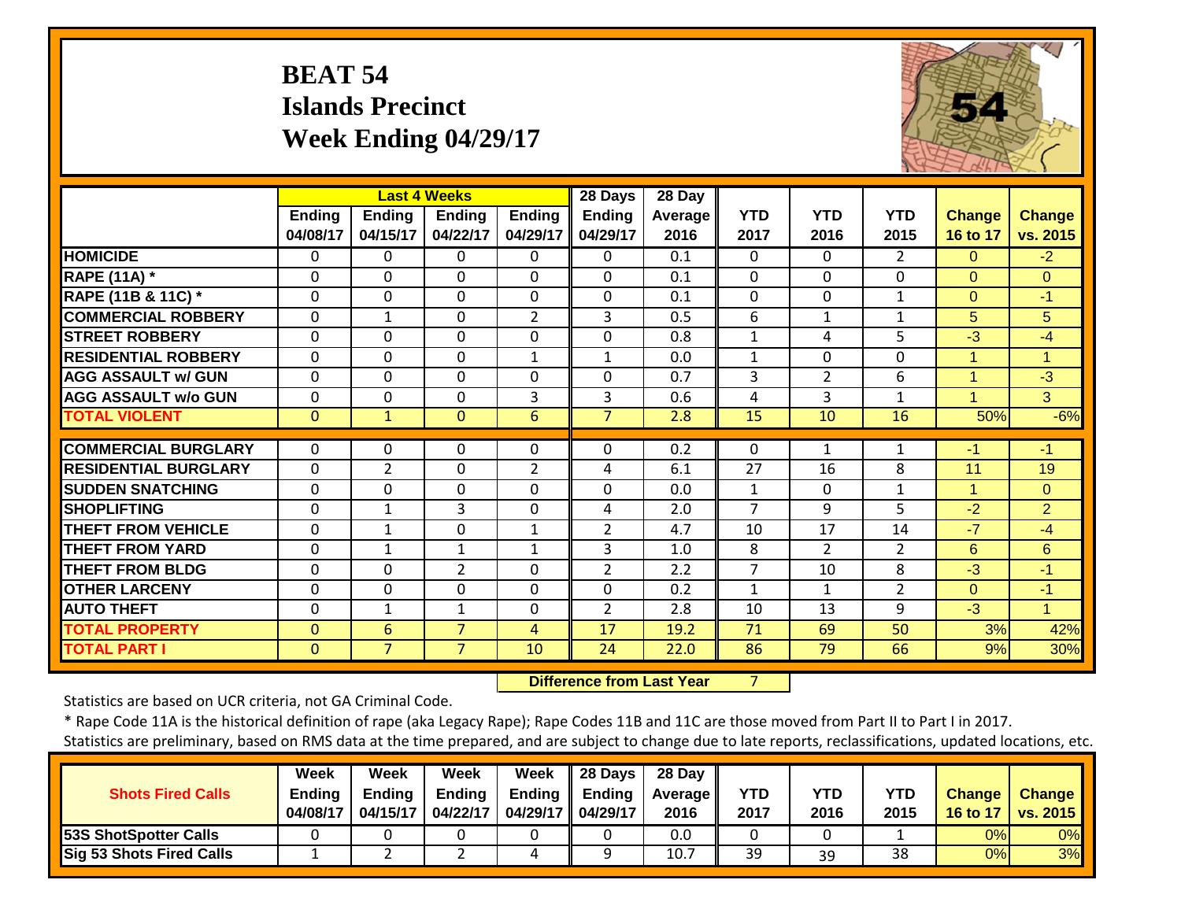# BEAT 54
# Islands Precinct
# Week Ending 04/29/17

| | Last 4 Weeks | | | | 28 Days | 28 Day | | | | | |
|---|---|---|---|---|---|---|---|---|---|---|---|
| | Ending 04/08/17 | Ending 04/15/17 | Ending 04/22/17 | Ending 04/29/17 | Ending 04/29/17 | Average 2016 | YTD 2017 | YTD 2016 | YTD 2015 | Change 16 to 17 | Change vs. 2015 |
| HOMICIDE | 0 | 0 | 0 | 0 | 0 | 0.1 | 0 | 0 | 2 | 0 | -2 |
| RAPE (11A) * | 0 | 0 | 0 | 0 | 0 | 0.1 | 0 | 0 | 0 | 0 | 0 |
| RAPE (11B & 11C) * | 0 | 0 | 0 | 0 | 0 | 0.1 | 0 | 0 | 1 | 0 | -1 |
| COMMERCIAL ROBBERY | 0 | 1 | 0 | 2 | 3 | 0.5 | 6 | 1 | 1 | 5 | 5 |
| STREET ROBBERY | 0 | 0 | 0 | 0 | 0 | 0.8 | 1 | 4 | 5 | -3 | -4 |
| RESIDENTIAL ROBBERY | 0 | 0 | 0 | 1 | 1 | 0.0 | 1 | 0 | 0 | 1 | 1 |
| AGG ASSAULT w/ GUN | 0 | 0 | 0 | 0 | 0 | 0.7 | 3 | 2 | 6 | 1 | -3 |
| AGG ASSAULT w/o GUN | 0 | 0 | 0 | 3 | 3 | 0.6 | 4 | 3 | 1 | 1 | 3 |
| TOTAL VIOLENT | 0 | 1 | 0 | 6 | 7 | 2.8 | 15 | 10 | 16 | 50% | -6% |
| COMMERCIAL BURGLARY | 0 | 0 | 0 | 0 | 0 | 0.2 | 0 | 1 | 1 | -1 | -1 |
| RESIDENTIAL BURGLARY | 0 | 2 | 0 | 2 | 4 | 6.1 | 27 | 16 | 8 | 11 | 19 |
| SUDDEN SNATCHING | 0 | 0 | 0 | 0 | 0 | 0.0 | 1 | 0 | 1 | 1 | 0 |
| SHOPLIFTING | 0 | 1 | 3 | 0 | 4 | 2.0 | 7 | 9 | 5 | -2 | 2 |
| THEFT FROM VEHICLE | 0 | 1 | 0 | 1 | 2 | 4.7 | 10 | 17 | 14 | -7 | -4 |
| THEFT FROM YARD | 0 | 1 | 1 | 1 | 3 | 1.0 | 8 | 2 | 2 | 6 | 6 |
| THEFT FROM BLDG | 0 | 0 | 2 | 0 | 2 | 2.2 | 7 | 10 | 8 | -3 | -1 |
| OTHER LARCENY | 0 | 0 | 0 | 0 | 0 | 0.2 | 1 | 1 | 2 | 0 | -1 |
| AUTO THEFT | 0 | 1 | 1 | 0 | 2 | 2.8 | 10 | 13 | 9 | -3 | 1 |
| TOTAL PROPERTY | 0 | 6 | 7 | 4 | 17 | 19.2 | 71 | 69 | 50 | 3% | 42% |
| TOTAL PART I | 0 | 7 | 7 | 10 | 24 | 22.0 | 86 | 79 | 66 | 9% | 30% |

**Difference from Last Year** 7

Statistics are based on UCR criteria, not GA Criminal Code.

* Rape Code 11A is the historical definition of rape (aka Legacy Rape); Rape Codes 11B and 11C are those moved from Part II to Part I in 2017.

Statistics are preliminary, based on RMS data at the time prepared, and are subject to change due to late reports, reclassifications, updated locations, etc.

| Shots Fired Calls | Week Ending 04/08/17 | Week Ending 04/15/17 | Week Ending 04/22/17 | Week Ending 04/29/17 | 28 Days Ending 04/29/17 | 28 Day Average 2016 | YTD 2017 | YTD 2016 | YTD 2015 | Change 16 to 17 | Change vs. 2015 |
|---|---|---|---|---|---|---|---|---|---|---|---|
| 53S ShotSpotter Calls | 0 | 0 | 0 | 0 | 0 | 0.0 | 0 | 0 | 1 | 0% | 0% |
| Sig 53 Shots Fired Calls | 1 | 2 | 2 | 4 | 9 | 10.7 | 39 | 39 | 38 | 0% | 3% |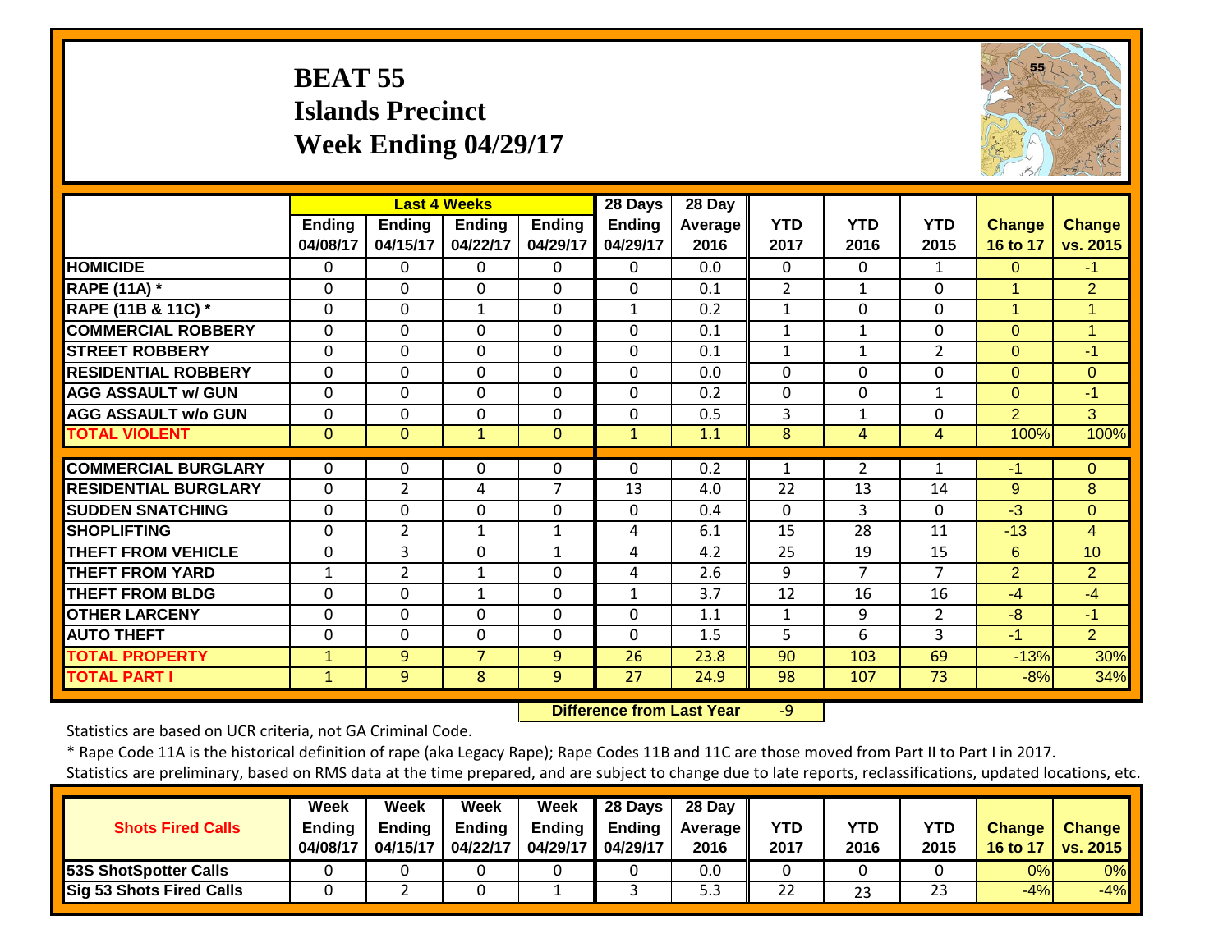# BEAT 55
# Islands Precinct
# Week Ending 04/29/17

| | Last 4 Weeks | | | | 28 Days | 28 Day | | | | | |
|---|---|---|---|---|---|---|---|---|---|---|---|
| | Ending 04/08/17 | Ending 04/15/17 | Ending 04/22/17 | Ending 04/29/17 | Ending 04/29/17 | Average 2016 | YTD 2017 | YTD 2016 | YTD 2015 | Change 16 to 17 | Change vs. 2015 |
| HOMICIDE | 0 | 0 | 0 | 0 | 0 | 0.0 | 0 | 0 | 1 | 0 | -1 |
| RAPE (11A) * | 0 | 0 | 0 | 0 | 0 | 0.1 | 2 | 1 | 0 | 1 | 2 |
| RAPE (11B & 11C) * | 0 | 0 | 1 | 0 | 1 | 0.2 | 1 | 0 | 0 | 1 | 1 |
| COMMERCIAL ROBBERY | 0 | 0 | 0 | 0 | 0 | 0.1 | 1 | 1 | 0 | 0 | 1 |
| STREET ROBBERY | 0 | 0 | 0 | 0 | 0 | 0.1 | 1 | 1 | 2 | 0 | -1 |
| RESIDENTIAL ROBBERY | 0 | 0 | 0 | 0 | 0 | 0.0 | 0 | 0 | 0 | 0 | 0 |
| AGG ASSAULT w/ GUN | 0 | 0 | 0 | 0 | 0 | 0.2 | 0 | 0 | 1 | 0 | -1 |
| AGG ASSAULT w/o GUN | 0 | 0 | 0 | 0 | 0 | 0.5 | 3 | 1 | 0 | 2 | 3 |
| TOTAL VIOLENT | 0 | 0 | 1 | 0 | 1 | 1.1 | 8 | 4 | 4 | 100% | 100% |
| COMMERCIAL BURGLARY | 0 | 0 | 0 | 0 | 0 | 0.2 | 1 | 2 | 1 | -1 | 0 |
| RESIDENTIAL BURGLARY | 0 | 2 | 4 | 7 | 13 | 4.0 | 22 | 13 | 14 | 9 | 8 |
| SUDDEN SNATCHING | 0 | 0 | 0 | 0 | 0 | 0.4 | 0 | 3 | 0 | -3 | 0 |
| SHOPLIFTING | 0 | 2 | 1 | 1 | 4 | 6.1 | 15 | 28 | 11 | -13 | 4 |
| THEFT FROM VEHICLE | 0 | 3 | 0 | 1 | 4 | 4.2 | 25 | 19 | 15 | 6 | 10 |
| THEFT FROM YARD | 1 | 2 | 1 | 0 | 4 | 2.6 | 9 | 7 | 7 | 2 | 2 |
| THEFT FROM BLDG | 0 | 0 | 1 | 0 | 1 | 3.7 | 12 | 16 | 16 | -4 | -4 |
| OTHER LARCENY | 0 | 0 | 0 | 0 | 0 | 1.1 | 1 | 9 | 2 | -8 | -1 |
| AUTO THEFT | 0 | 0 | 0 | 0 | 0 | 1.5 | 5 | 6 | 3 | -1 | 2 |
| TOTAL PROPERTY | 1 | 9 | 7 | 9 | 26 | 23.8 | 90 | 103 | 69 | -13% | 30% |
| TOTAL PART I | 1 | 9 | 8 | 9 | 27 | 24.9 | 98 | 107 | 73 | -8% | 34% |

**Difference from Last Year** -9

Statistics are based on UCR criteria, not GA Criminal Code.

* Rape Code 11A is the historical definition of rape (aka Legacy Rape); Rape Codes 11B and 11C are those moved from Part II to Part I in 2017.

Statistics are preliminary, based on RMS data at the time prepared, and are subject to change due to late reports, reclassifications, updated locations, etc.

| Shots Fired Calls | Week Ending 04/08/17 | Week Ending 04/15/17 | Week Ending 04/22/17 | Week Ending 04/29/17 | 28 Days Ending 04/29/17 | 28 Day Average 2016 | YTD 2017 | YTD 2016 | YTD 2015 | Change 16 to 17 | Change vs. 2015 |
|---|---|---|---|---|---|---|---|---|---|---|---|
| 53S ShotSpotter Calls | 0 | 0 | 0 | 0 | 0 | 0.0 | 0 | 0 | 0 | 0% | 0% |
| Sig 53 Shots Fired Calls | 0 | 2 | 0 | 1 | 3 | 5.3 | 22 | 23 | 23 | -4% | -4% |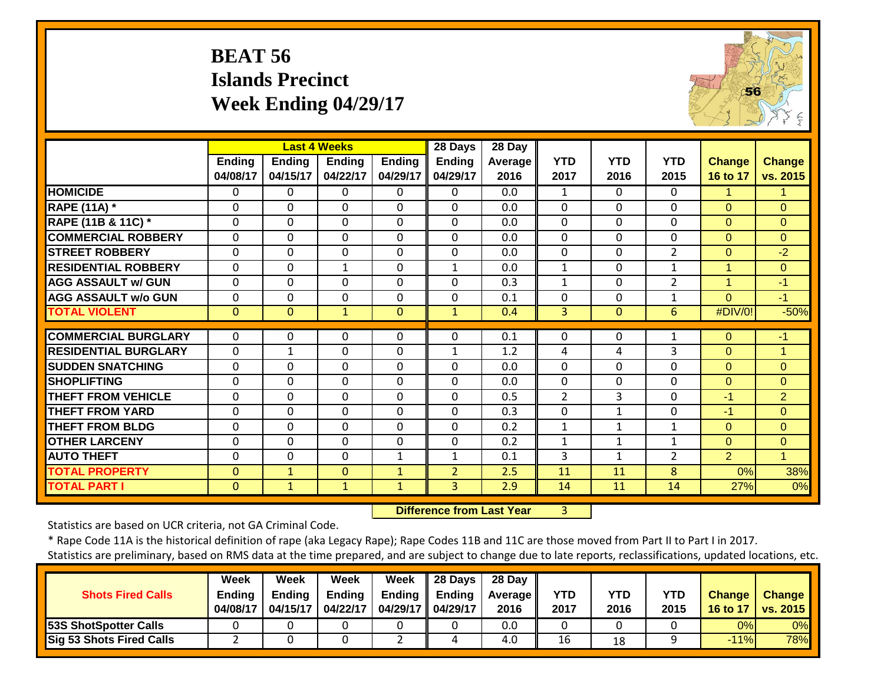# BEAT 56
## Islands Precinct
## Week Ending 04/29/17

| | Last 4 Weeks | | | | 28 Days | 28 Day | | | | | |
|---|---|---|---|---|---|---|---|---|---|---|---|
| | Ending 04/08/17 | Ending 04/15/17 | Ending 04/22/17 | Ending 04/29/17 | Ending 04/29/17 | Average 2016 | YTD 2017 | YTD 2016 | YTD 2015 | Change 16 to 17 | Change vs. 2015 |
| HOMICIDE | 0 | 0 | 0 | 0 | 0 | 0.0 | 1 | 0 | 0 | 1 | 1 |
| RAPE (11A) * | 0 | 0 | 0 | 0 | 0 | 0.0 | 0 | 0 | 0 | 0 | 0 |
| RAPE (11B & 11C) * | 0 | 0 | 0 | 0 | 0 | 0.0 | 0 | 0 | 0 | 0 | 0 |
| COMMERCIAL ROBBERY | 0 | 0 | 0 | 0 | 0 | 0.0 | 0 | 0 | 0 | 0 | 0 |
| STREET ROBBERY | 0 | 0 | 0 | 0 | 0 | 0.0 | 0 | 0 | 2 | 0 | -2 |
| RESIDENTIAL ROBBERY | 0 | 0 | 1 | 0 | 1 | 0.0 | 1 | 0 | 1 | 1 | 0 |
| AGG ASSAULT w/ GUN | 0 | 0 | 0 | 0 | 0 | 0.3 | 1 | 0 | 2 | 1 | -1 |
| AGG ASSAULT w/o GUN | 0 | 0 | 0 | 0 | 0 | 0.1 | 0 | 0 | 1 | 0 | -1 |
| TOTAL VIOLENT | 0 | 0 | 1 | 0 | 1 | 0.4 | 3 | 0 | 6 | #DIV/0! | -50% |
| COMMERCIAL BURGLARY | 0 | 0 | 0 | 0 | 0 | 0.1 | 0 | 0 | 1 | 0 | -1 |
| RESIDENTIAL BURGLARY | 0 | 1 | 0 | 0 | 1 | 1.2 | 4 | 4 | 3 | 0 | 1 |
| SUDDEN SNATCHING | 0 | 0 | 0 | 0 | 0 | 0.0 | 0 | 0 | 0 | 0 | 0 |
| SHOPLIFTING | 0 | 0 | 0 | 0 | 0 | 0.0 | 0 | 0 | 0 | 0 | 0 |
| THEFT FROM VEHICLE | 0 | 0 | 0 | 0 | 0 | 0.5 | 2 | 3 | 0 | -1 | 2 |
| THEFT FROM YARD | 0 | 0 | 0 | 0 | 0 | 0.3 | 0 | 1 | 0 | -1 | 0 |
| THEFT FROM BLDG | 0 | 0 | 0 | 0 | 0 | 0.2 | 1 | 1 | 1 | 0 | 0 |
| OTHER LARCENY | 0 | 0 | 0 | 0 | 0 | 0.2 | 1 | 1 | 1 | 0 | 0 |
| AUTO THEFT | 0 | 0 | 0 | 1 | 1 | 0.1 | 3 | 1 | 2 | 2 | 1 |
| TOTAL PROPERTY | 0 | 1 | 0 | 1 | 2 | 2.5 | 11 | 11 | 8 | 0% | 38% |
| TOTAL PART I | 0 | 1 | 1 | 1 | 3 | 2.9 | 14 | 11 | 14 | 27% | 0% |

**Difference from Last Year** 3

Statistics are based on UCR criteria, not GA Criminal Code.

* Rape Code 11A is the historical definition of rape (aka Legacy Rape); Rape Codes 11B and 11C are those moved from Part II to Part I in 2017.

Statistics are preliminary, based on RMS data at the time prepared, and are subject to change due to late reports, reclassifications, updated locations, etc.

| Shots Fired Calls | Week Ending 04/08/17 | Week Ending 04/15/17 | Week Ending 04/22/17 | Week Ending 04/29/17 | 28 Days Ending 04/29/17 | 28 Day Average 2016 | YTD 2017 | YTD 2016 | YTD 2015 | Change 16 to 17 | Change vs. 2015 |
|---|---|---|---|---|---|---|---|---|---|---|---|
| 53S ShotSpotter Calls | 0 | 0 | 0 | 0 | 0 | 0.0 | 0 | 0 | 0 | 0% | 0% |
| Sig 53 Shots Fired Calls | 2 | 0 | 0 | 2 | 4 | 4.0 | 16 | 18 | 9 | -11% | 78% |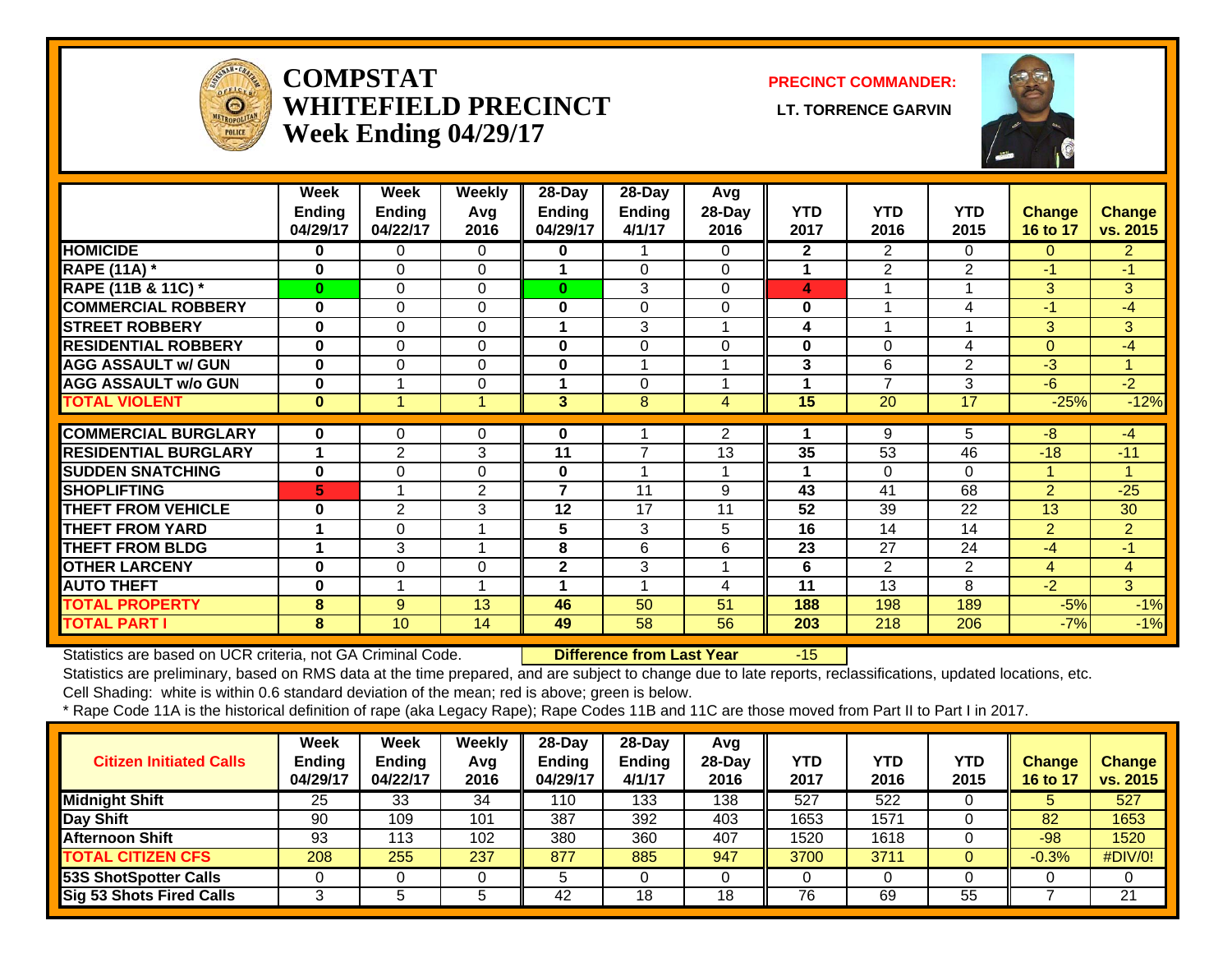# COMPSTAT WHITEFIELD PRECINCT Week Ending 04/29/17

**PRECINCT COMMANDER:**

**LT. TORRENCE GARVIN**

| | Week Ending 04/29/17 | Week Ending 04/22/17 | Weekly Avg 2016 | 28-Day Ending 04/29/17 | 28-Day Ending 4/1/17 | Avg 28-Day 2016 | YTD 2017 | YTD 2016 | YTD 2015 | Change 16 to 17 | Change vs. 2015 |
|---|---|---|---|---|---|---|---|---|---|---|---|
| HOMICIDE | 0 | 0 | 0 | 0 | 1 | 0 | 2 | 2 | 0 | 0 | 2 |
| RAPE (11A) * | 0 | 0 | 0 | 1 | 0 | 0 | 1 | 2 | 2 | -1 | -1 |
| RAPE (11B & 11C) * | 0 | 0 | 0 | 0 | 3 | 0 | 4 | 1 | 1 | 3 | 3 |
| COMMERCIAL ROBBERY | 0 | 0 | 0 | 0 | 0 | 0 | 0 | 1 | 4 | -1 | -4 |
| STREET ROBBERY | 0 | 0 | 0 | 1 | 3 | 1 | 4 | 1 | 1 | 3 | 3 |
| RESIDENTIAL ROBBERY | 0 | 0 | 0 | 0 | 0 | 0 | 0 | 0 | 4 | 0 | -4 |
| AGG ASSAULT w/ GUN | 0 | 0 | 0 | 0 | 1 | 1 | 3 | 6 | 2 | -3 | 1 |
| AGG ASSAULT w/o GUN | 0 | 1 | 0 | 1 | 0 | 1 | 1 | 7 | 3 | -6 | -2 |
| TOTAL VIOLENT | 0 | 1 | 1 | 3 | 8 | 4 | 15 | 20 | 17 | -25% | -12% |
| COMMERCIAL BURGLARY | 0 | 0 | 0 | 0 | 1 | 2 | 1 | 9 | 5 | -8 | -4 |
| RESIDENTIAL BURGLARY | 1 | 2 | 3 | 11 | 7 | 13 | 35 | 53 | 46 | -18 | -11 |
| SUDDEN SNATCHING | 0 | 0 | 0 | 0 | 1 | 1 | 1 | 0 | 0 | 1 | 1 |
| SHOPLIFTING | 5 | 1 | 2 | 7 | 11 | 9 | 43 | 41 | 68 | 2 | -25 |
| THEFT FROM VEHICLE | 0 | 2 | 3 | 12 | 17 | 11 | 52 | 39 | 22 | 13 | 30 |
| THEFT FROM YARD | 1 | 0 | 1 | 5 | 3 | 5 | 16 | 14 | 14 | 2 | 2 |
| THEFT FROM BLDG | 1 | 3 | 1 | 8 | 6 | 6 | 23 | 27 | 24 | -4 | -1 |
| OTHER LARCENY | 0 | 0 | 0 | 2 | 3 | 1 | 6 | 2 | 2 | 4 | 4 |
| AUTO THEFT | 0 | 1 | 1 | 1 | 1 | 4 | 11 | 13 | 8 | -2 | 3 |
| TOTAL PROPERTY | 8 | 9 | 13 | 46 | 50 | 51 | 188 | 198 | 189 | -5% | -1% |
| TOTAL PART I | 8 | 10 | 14 | 49 | 58 | 56 | 203 | 218 | 206 | -7% | -1% |

Statistics are based on UCR criteria, not GA Criminal Code. **Difference from Last Year** -15

Statistics are preliminary, based on RMS data at the time prepared, and are subject to change due to late reports, reclassifications, updated locations, etc.

Cell Shading: white is within 0.6 standard deviation of the mean; red is above; green is below.

* Rape Code 11A is the historical definition of rape (aka Legacy Rape); Rape Codes 11B and 11C are those moved from Part II to Part I in 2017.

| Citizen Initiated Calls | Week Ending 04/29/17 | Week Ending 04/22/17 | Weekly Avg 2016 | 28-Day Ending 04/29/17 | 28-Day Ending 4/1/17 | Avg 28-Day 2016 | YTD 2017 | YTD 2016 | YTD 2015 | Change 16 to 17 | Change vs. 2015 |
|---|---|---|---|---|---|---|---|---|---|---|---|
| Midnight Shift | 25 | 33 | 34 | 110 | 133 | 138 | 527 | 522 | 0 | 5 | 527 |
| Day Shift | 90 | 109 | 101 | 387 | 392 | 403 | 1653 | 1571 | 0 | 82 | 1653 |
| Afternoon Shift | 93 | 113 | 102 | 380 | 360 | 407 | 1520 | 1618 | 0 | -98 | 1520 |
| TOTAL CITIZEN CFS | 208 | 255 | 237 | 877 | 885 | 947 | 3700 | 3711 | 0 | -0.3% | #DIV/0! |
| 53S ShotSpotter Calls | 0 | 0 | 0 | 5 | 0 | 0 | 0 | 0 | 0 | 0 | 0 |
| Sig 53 Shots Fired Calls | 3 | 5 | 5 | 42 | 18 | 18 | 76 | 69 | 55 | 7 | 21 |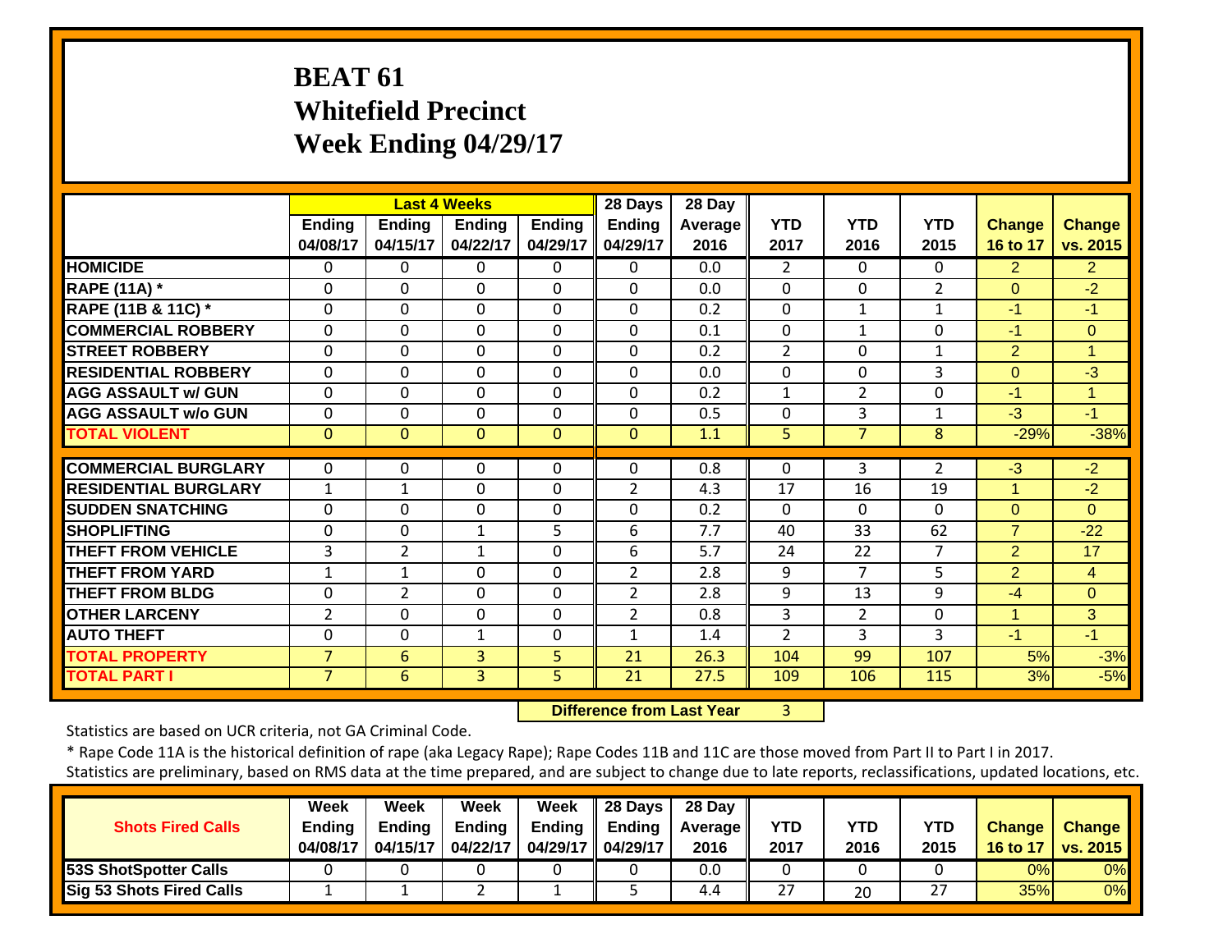# BEAT 61
# Whitefield Precinct
# Week Ending 04/29/17

| | Last 4 Weeks | | | | 28 Days | 28 Day | | | | | |
|---|---|---|---|---|---|---|---|---|---|---|---|
| | Ending 04/08/17 | Ending 04/15/17 | Ending 04/22/17 | Ending 04/29/17 | Ending 04/29/17 | Average 2016 | YTD 2017 | YTD 2016 | YTD 2015 | Change 16 to 17 | Change vs. 2015 |
| HOMICIDE | 0 | 0 | 0 | 0 | 0 | 0.0 | 2 | 0 | 0 | 2 | 2 |
| RAPE (11A) * | 0 | 0 | 0 | 0 | 0 | 0.0 | 0 | 0 | 2 | 0 | -2 |
| RAPE (11B & 11C) * | 0 | 0 | 0 | 0 | 0 | 0.2 | 0 | 1 | 1 | -1 | -1 |
| COMMERCIAL ROBBERY | 0 | 0 | 0 | 0 | 0 | 0.1 | 0 | 1 | 0 | -1 | 0 |
| STREET ROBBERY | 0 | 0 | 0 | 0 | 0 | 0.2 | 2 | 0 | 1 | 2 | 1 |
| RESIDENTIAL ROBBERY | 0 | 0 | 0 | 0 | 0 | 0.0 | 0 | 0 | 3 | 0 | -3 |
| AGG ASSAULT w/ GUN | 0 | 0 | 0 | 0 | 0 | 0.2 | 1 | 2 | 0 | -1 | 1 |
| AGG ASSAULT w/o GUN | 0 | 0 | 0 | 0 | 0 | 0.5 | 0 | 3 | 1 | -3 | -1 |
| TOTAL VIOLENT | 0 | 0 | 0 | 0 | 0 | 1.1 | 5 | 7 | 8 | -29% | -38% |
| COMMERCIAL BURGLARY | 0 | 0 | 0 | 0 | 0 | 0.8 | 0 | 3 | 2 | -3 | -2 |
| RESIDENTIAL BURGLARY | 1 | 1 | 0 | 0 | 2 | 4.3 | 17 | 16 | 19 | 1 | -2 |
| SUDDEN SNATCHING | 0 | 0 | 0 | 0 | 0 | 0.2 | 0 | 0 | 0 | 0 | 0 |
| SHOPLIFTING | 0 | 0 | 1 | 5 | 6 | 7.7 | 40 | 33 | 62 | 7 | -22 |
| THEFT FROM VEHICLE | 3 | 2 | 1 | 0 | 6 | 5.7 | 24 | 22 | 7 | 2 | 17 |
| THEFT FROM YARD | 1 | 1 | 0 | 0 | 2 | 2.8 | 9 | 7 | 5 | 2 | 4 |
| THEFT FROM BLDG | 0 | 2 | 0 | 0 | 2 | 2.8 | 9 | 13 | 9 | -4 | 0 |
| OTHER LARCENY | 2 | 0 | 0 | 0 | 2 | 0.8 | 3 | 2 | 0 | 1 | 3 |
| AUTO THEFT | 0 | 0 | 1 | 0 | 1 | 1.4 | 2 | 3 | 3 | -1 | -1 |
| TOTAL PROPERTY | 7 | 6 | 3 | 5 | 21 | 26.3 | 104 | 99 | 107 | 5% | -3% |
| TOTAL PART I | 7 | 6 | 3 | 5 | 21 | 27.5 | 109 | 106 | 115 | 3% | -5% |

**Difference from Last Year** 3

Statistics are based on UCR criteria, not GA Criminal Code.

* Rape Code 11A is the historical definition of rape (aka Legacy Rape); Rape Codes 11B and 11C are those moved from Part II to Part I in 2017.

Statistics are preliminary, based on RMS data at the time prepared, and are subject to change due to late reports, reclassifications, updated locations, etc.

| Shots Fired Calls | Week Ending 04/08/17 | Week Ending 04/15/17 | Week Ending 04/22/17 | Week Ending 04/29/17 | 28 Days Ending 04/29/17 | 28 Day Average 2016 | YTD 2017 | YTD 2016 | YTD 2015 | Change 16 to 17 | Change vs. 2015 |
|---|---|---|---|---|---|---|---|---|---|---|---|
| 53S ShotSpotter Calls | 0 | 0 | 0 | 0 | 0 | 0.0 | 0 | 0 | 0 | 0% | 0% |
| Sig 53 Shots Fired Calls | 1 | 1 | 2 | 1 | 5 | 4.4 | 27 | 20 | 27 | 35% | 0% |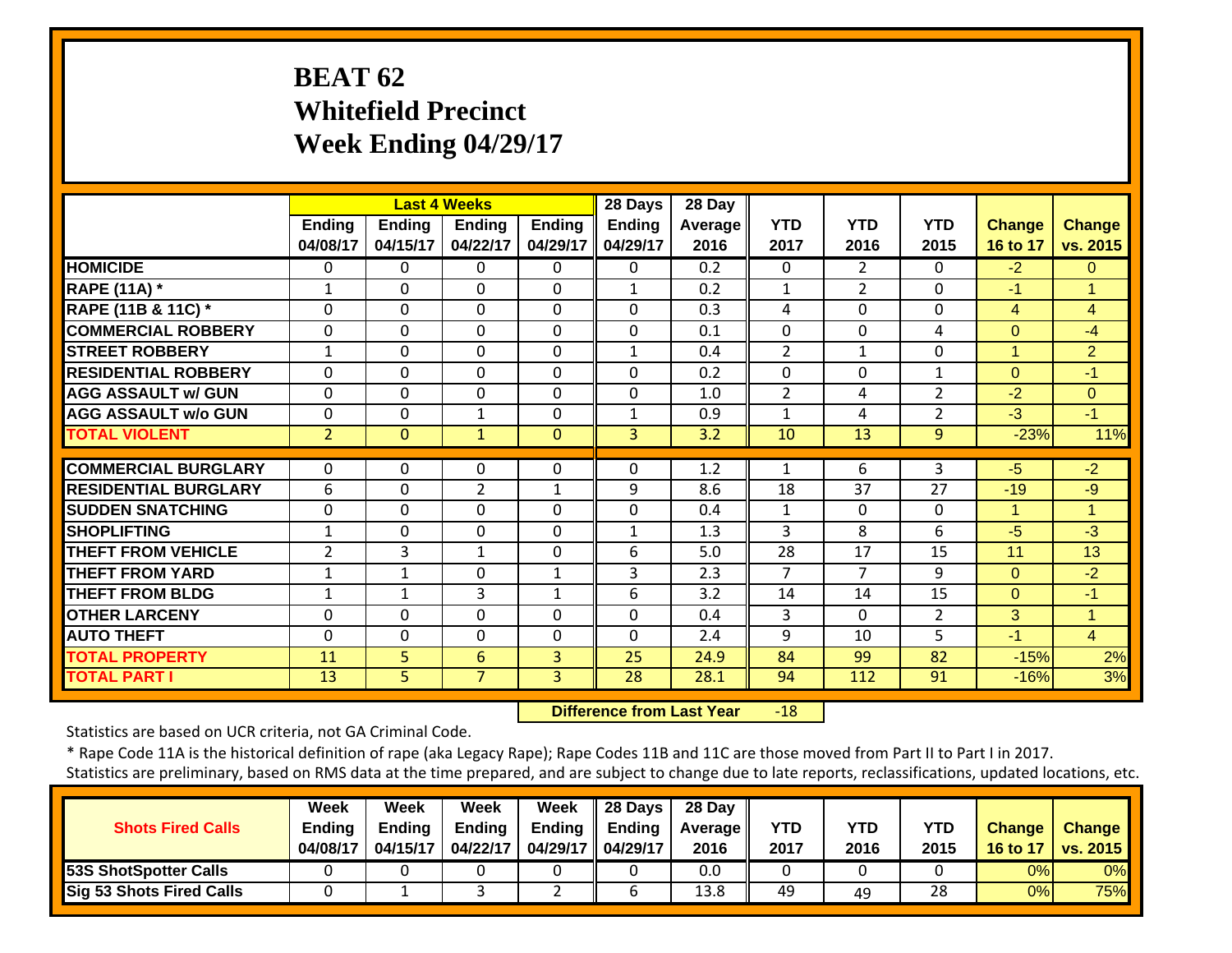# BEAT 62
# Whitefield Precinct
# Week Ending 04/29/17

| | Last 4 Weeks | | | | 28 Days | 28 Day | | | | | |
|---|---|---|---|---|---|---|---|---|---|---|---|
| | Ending 04/08/17 | Ending 04/15/17 | Ending 04/22/17 | Ending 04/29/17 | Ending 04/29/17 | Average 2016 | YTD 2017 | YTD 2016 | YTD 2015 | Change 16 to 17 | Change vs. 2015 |
| HOMICIDE | 0 | 0 | 0 | 0 | 0 | 0.2 | 0 | 2 | 0 | -2 | 0 |
| RAPE (11A) * | 1 | 0 | 0 | 0 | 1 | 0.2 | 1 | 2 | 0 | -1 | 1 |
| RAPE (11B & 11C) * | 0 | 0 | 0 | 0 | 0 | 0.3 | 4 | 0 | 0 | 4 | 4 |
| COMMERCIAL ROBBERY | 0 | 0 | 0 | 0 | 0 | 0.1 | 0 | 0 | 4 | 0 | -4 |
| STREET ROBBERY | 1 | 0 | 0 | 0 | 1 | 0.4 | 2 | 1 | 0 | 1 | 2 |
| RESIDENTIAL ROBBERY | 0 | 0 | 0 | 0 | 0 | 0.2 | 0 | 0 | 1 | 0 | -1 |
| AGG ASSAULT w/ GUN | 0 | 0 | 0 | 0 | 0 | 1.0 | 2 | 4 | 2 | -2 | 0 |
| AGG ASSAULT w/o GUN | 0 | 0 | 1 | 0 | 1 | 0.9 | 1 | 4 | 2 | -3 | -1 |
| TOTAL VIOLENT | 2 | 0 | 1 | 0 | 3 | 3.2 | 10 | 13 | 9 | -23% | 11% |
| COMMERCIAL BURGLARY | 0 | 0 | 0 | 0 | 0 | 1.2 | 1 | 6 | 3 | -5 | -2 |
| RESIDENTIAL BURGLARY | 6 | 0 | 2 | 1 | 9 | 8.6 | 18 | 37 | 27 | -19 | -9 |
| SUDDEN SNATCHING | 0 | 0 | 0 | 0 | 0 | 0.4 | 1 | 0 | 0 | 1 | 1 |
| SHOPLIFTING | 1 | 0 | 0 | 0 | 1 | 1.3 | 3 | 8 | 6 | -5 | -3 |
| THEFT FROM VEHICLE | 2 | 3 | 1 | 0 | 6 | 5.0 | 28 | 17 | 15 | 11 | 13 |
| THEFT FROM YARD | 1 | 1 | 0 | 1 | 3 | 2.3 | 7 | 7 | 9 | 0 | -2 |
| THEFT FROM BLDG | 1 | 1 | 3 | 1 | 6 | 3.2 | 14 | 14 | 15 | 0 | -1 |
| OTHER LARCENY | 0 | 0 | 0 | 0 | 0 | 0.4 | 3 | 0 | 2 | 3 | 1 |
| AUTO THEFT | 0 | 0 | 0 | 0 | 0 | 2.4 | 9 | 10 | 5 | -1 | 4 |
| TOTAL PROPERTY | 11 | 5 | 6 | 3 | 25 | 24.9 | 84 | 99 | 82 | -15% | 2% |
| TOTAL PART I | 13 | 5 | 7 | 3 | 28 | 28.1 | 94 | 112 | 91 | -16% | 3% |

**Difference from Last Year** -18

Statistics are based on UCR criteria, not GA Criminal Code.

* Rape Code 11A is the historical definition of rape (aka Legacy Rape); Rape Codes 11B and 11C are those moved from Part II to Part I in 2017.

Statistics are preliminary, based on RMS data at the time prepared, and are subject to change due to late reports, reclassifications, updated locations, etc.

| Shots Fired Calls | Week Ending 04/08/17 | Week Ending 04/15/17 | Week Ending 04/22/17 | Week Ending 04/29/17 | 28 Days Ending 04/29/17 | 28 Day Average 2016 | YTD 2017 | YTD 2016 | YTD 2015 | Change 16 to 17 | Change vs. 2015 |
|---|---|---|---|---|---|---|---|---|---|---|---|
| 53S ShotSpotter Calls | 0 | 0 | 0 | 0 | 0 | 0.0 | 0 | 0 | 0 | 0% | 0% |
| Sig 53 Shots Fired Calls | 0 | 1 | 3 | 2 | 6 | 13.8 | 49 | 49 | 28 | 0% | 75% |